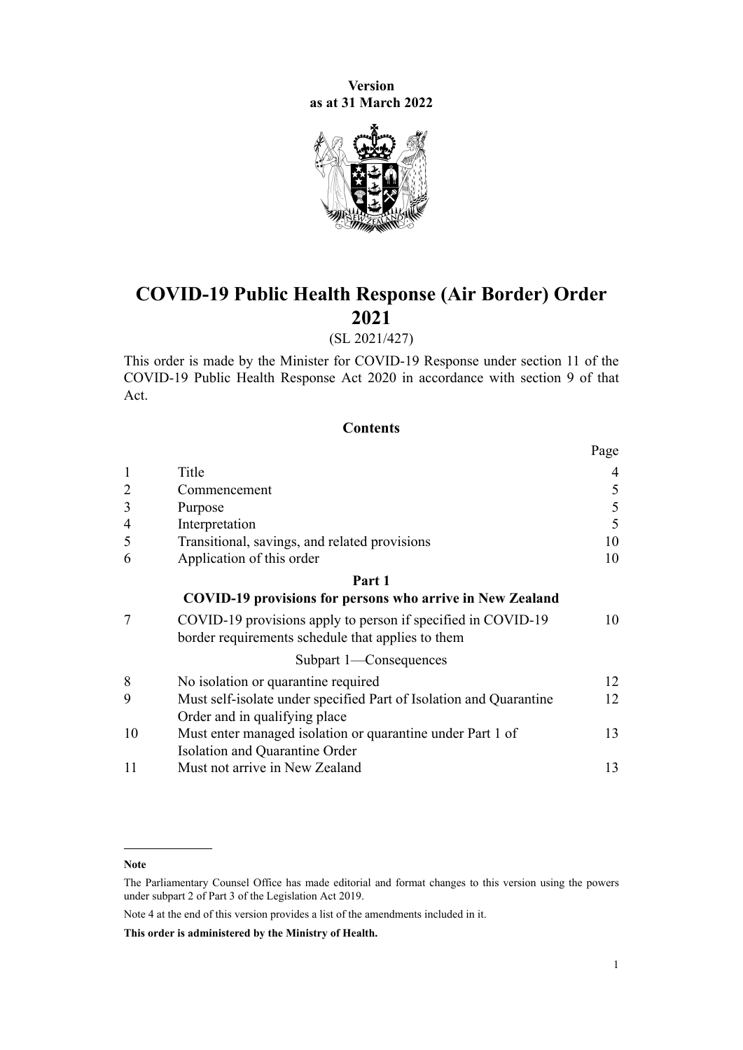**Version as at 31 March 2022**

# COVID-19 Public Health Response (Air Border) Order 2021

(SL 2021/427)

This order is made by the Minister for COVID-19 Response under section 11 of the COVID-19 Public Health Response Act 2020 in accordance with section 9 of that Act.

## Contents

| | | Page |
|---|---|---|
| 1 | Title | 4 |
| 2 | Commencement | 5 |
| 3 | Purpose | 5 |
| 4 | Interpretation | 5 |
| 5 | Transitional, savings, and related provisions | 10 |
| 6 | Application of this order | 10 |
| | **Part 1** | |
| | **COVID-19 provisions for persons who arrive in New Zealand** | |
| 7 | COVID-19 provisions apply to person if specified in COVID-19 border requirements schedule that applies to them | 10 |
| | Subpart 1—Consequences | |
| 8 | No isolation or quarantine required | 12 |
| 9 | Must self-isolate under specified Part of Isolation and Quarantine Order and in qualifying place | 12 |
| 10 | Must enter managed isolation or quarantine under Part 1 of Isolation and Quarantine Order | 13 |
| 11 | Must not arrive in New Zealand | 13 |

**Note**

The Parliamentary Counsel Office has made editorial and format changes to this version using the powers under subpart 2 of Part 3 of the Legislation Act 2019.

Note 4 at the end of this version provides a list of the amendments included in it.

**This order is administered by the Ministry of Health.**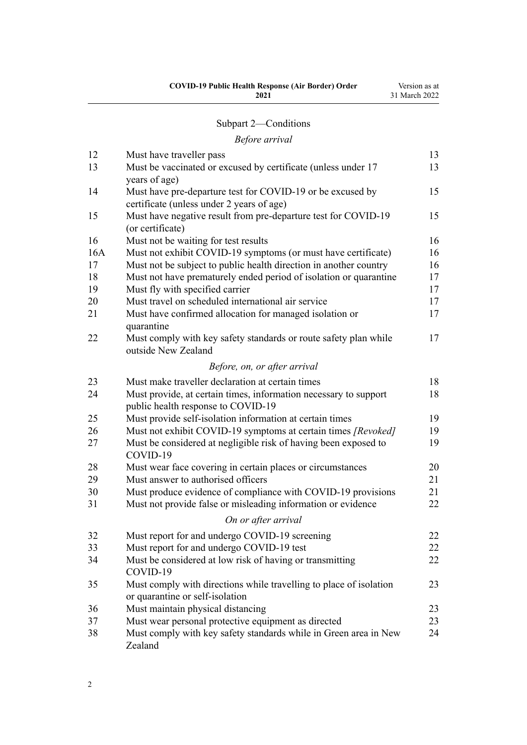## Subpart 2—Conditions

*Before arrival*

| | | |
|---|---|---|
| 12 | Must have traveller pass | 13 |
| 13 | Must be vaccinated or excused by certificate (unless under 17 years of age) | 13 |
| 14 | Must have pre-departure test for COVID-19 or be excused by certificate (unless under 2 years of age) | 15 |
| 15 | Must have negative result from pre-departure test for COVID-19 (or certificate) | 15 |
| 16 | Must not be waiting for test results | 16 |
| 16A | Must not exhibit COVID-19 symptoms (or must have certificate) | 16 |
| 17 | Must not be subject to public health direction in another country | 16 |
| 18 | Must not have prematurely ended period of isolation or quarantine | 17 |
| 19 | Must fly with specified carrier | 17 |
| 20 | Must travel on scheduled international air service | 17 |
| 21 | Must have confirmed allocation for managed isolation or quarantine | 17 |
| 22 | Must comply with key safety standards or route safety plan while outside New Zealand | 17 |

*Before, on, or after arrival*

| | | |
|---|---|---|
| 23 | Must make traveller declaration at certain times | 18 |
| 24 | Must provide, at certain times, information necessary to support public health response to COVID-19 | 18 |
| 25 | Must provide self-isolation information at certain times | 19 |
| 26 | Must not exhibit COVID-19 symptoms at certain times *[Revoked]* | 19 |
| 27 | Must be considered at negligible risk of having been exposed to COVID-19 | 19 |
| 28 | Must wear face covering in certain places or circumstances | 20 |
| 29 | Must answer to authorised officers | 21 |
| 30 | Must produce evidence of compliance with COVID-19 provisions | 21 |
| 31 | Must not provide false or misleading information or evidence | 22 |

*On or after arrival*

| | | |
|---|---|---|
| 32 | Must report for and undergo COVID-19 screening | 22 |
| 33 | Must report for and undergo COVID-19 test | 22 |
| 34 | Must be considered at low risk of having or transmitting COVID-19 | 22 |
| 35 | Must comply with directions while travelling to place of isolation or quarantine or self-isolation | 23 |
| 36 | Must maintain physical distancing | 23 |
| 37 | Must wear personal protective equipment as directed | 23 |
| 38 | Must comply with key safety standards while in Green area in New Zealand | 24 |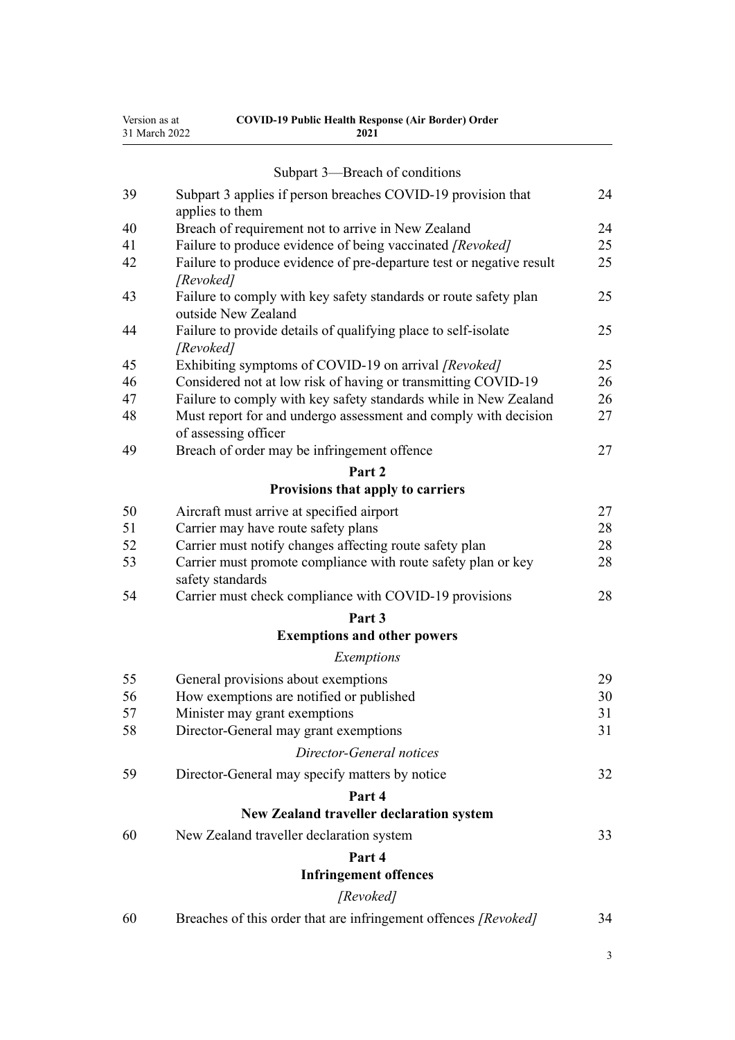Subpart 3—Breach of conditions

| | | |
|---|---|---|
| 39 | Subpart 3 applies if person breaches COVID-19 provision that applies to them | 24 |
| 40 | Breach of requirement not to arrive in New Zealand | 24 |
| 41 | Failure to produce evidence of being vaccinated *[Revoked]* | 25 |
| 42 | Failure to produce evidence of pre-departure test or negative result *[Revoked]* | 25 |
| 43 | Failure to comply with key safety standards or route safety plan outside New Zealand | 25 |
| 44 | Failure to provide details of qualifying place to self-isolate *[Revoked]* | 25 |
| 45 | Exhibiting symptoms of COVID-19 on arrival *[Revoked]* | 25 |
| 46 | Considered not at low risk of having or transmitting COVID-19 | 26 |
| 47 | Failure to comply with key safety standards while in New Zealand | 26 |
| 48 | Must report for and undergo assessment and comply with decision of assessing officer | 27 |
| 49 | Breach of order may be infringement offence | 27 |

**Part 2**
**Provisions that apply to carriers**

| | | |
|---|---|---|
| 50 | Aircraft must arrive at specified airport | 27 |
| 51 | Carrier may have route safety plans | 28 |
| 52 | Carrier must notify changes affecting route safety plan | 28 |
| 53 | Carrier must promote compliance with route safety plan or key safety standards | 28 |
| 54 | Carrier must check compliance with COVID-19 provisions | 28 |

**Part 3**
**Exemptions and other powers**

*Exemptions*

| | | |
|---|---|---|
| 55 | General provisions about exemptions | 29 |
| 56 | How exemptions are notified or published | 30 |
| 57 | Minister may grant exemptions | 31 |
| 58 | Director-General may grant exemptions | 31 |

*Director-General notices*

| | | |
|---|---|---|
| 59 | Director-General may specify matters by notice | 32 |

**Part 4**
**New Zealand traveller declaration system**

| | | |
|---|---|---|
| 60 | New Zealand traveller declaration system | 33 |

**Part 4**
**Infringement offences**

*[Revoked]*

| | | |
|---|---|---|
| 60 | Breaches of this order that are infringement offences *[Revoked]* | 34 |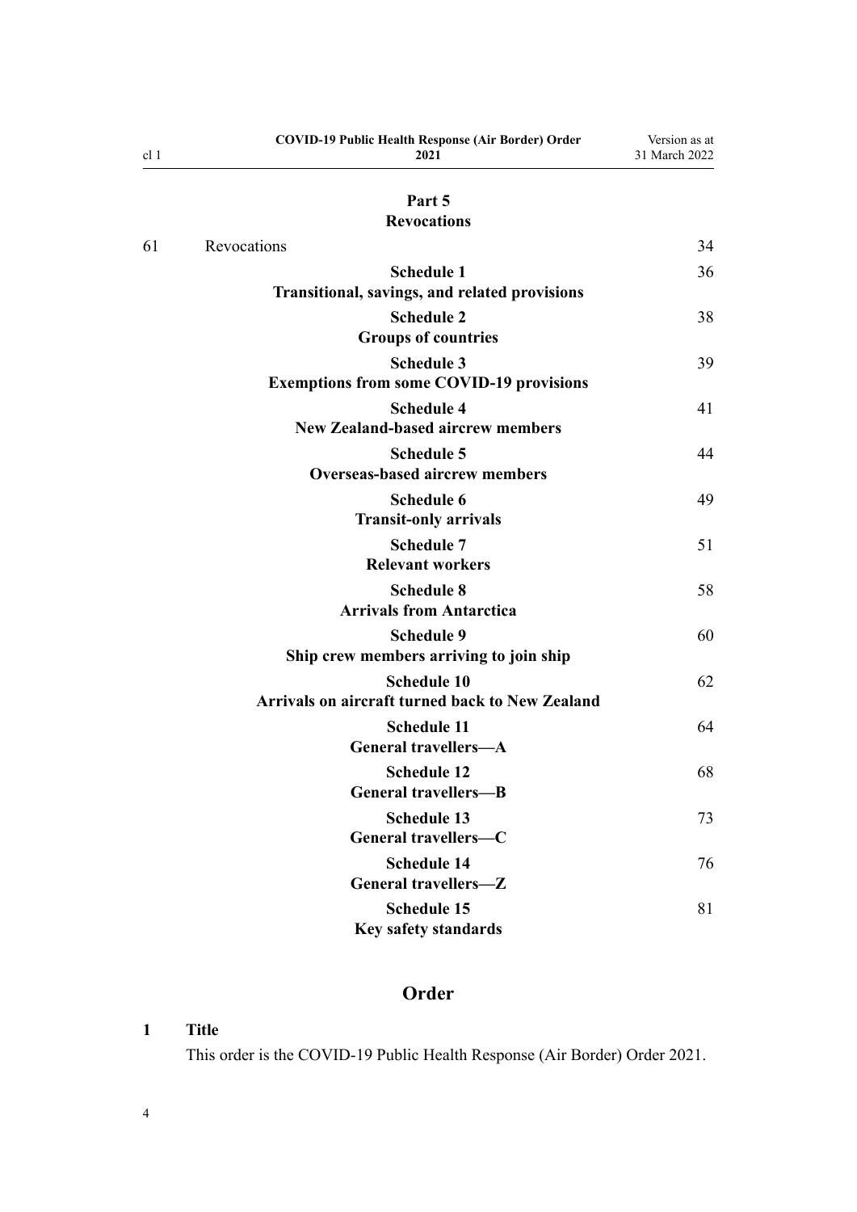**Part 5**
**Revocations**

| | | |
|---|---|---|
| 61 | Revocations | 34 |
| | **Schedule 1**<br>**Transitional, savings, and related provisions** | 36 |
| | **Schedule 2**<br>**Groups of countries** | 38 |
| | **Schedule 3**<br>**Exemptions from some COVID-19 provisions** | 39 |
| | **Schedule 4**<br>**New Zealand-based aircrew members** | 41 |
| | **Schedule 5**<br>**Overseas-based aircrew members** | 44 |
| | **Schedule 6**<br>**Transit-only arrivals** | 49 |
| | **Schedule 7**<br>**Relevant workers** | 51 |
| | **Schedule 8**<br>**Arrivals from Antarctica** | 58 |
| | **Schedule 9**<br>**Ship crew members arriving to join ship** | 60 |
| | **Schedule 10**<br>**Arrivals on aircraft turned back to New Zealand** | 62 |
| | **Schedule 11**<br>**General travellers—A** | 64 |
| | **Schedule 12**<br>**General travellers—B** | 68 |
| | **Schedule 13**<br>**General travellers—C** | 73 |
| | **Schedule 14**<br>**General travellers—Z** | 76 |
| | **Schedule 15**<br>**Key safety standards** | 81 |

# Order

### 1 Title

This order is the COVID-19 Public Health Response (Air Border) Order 2021.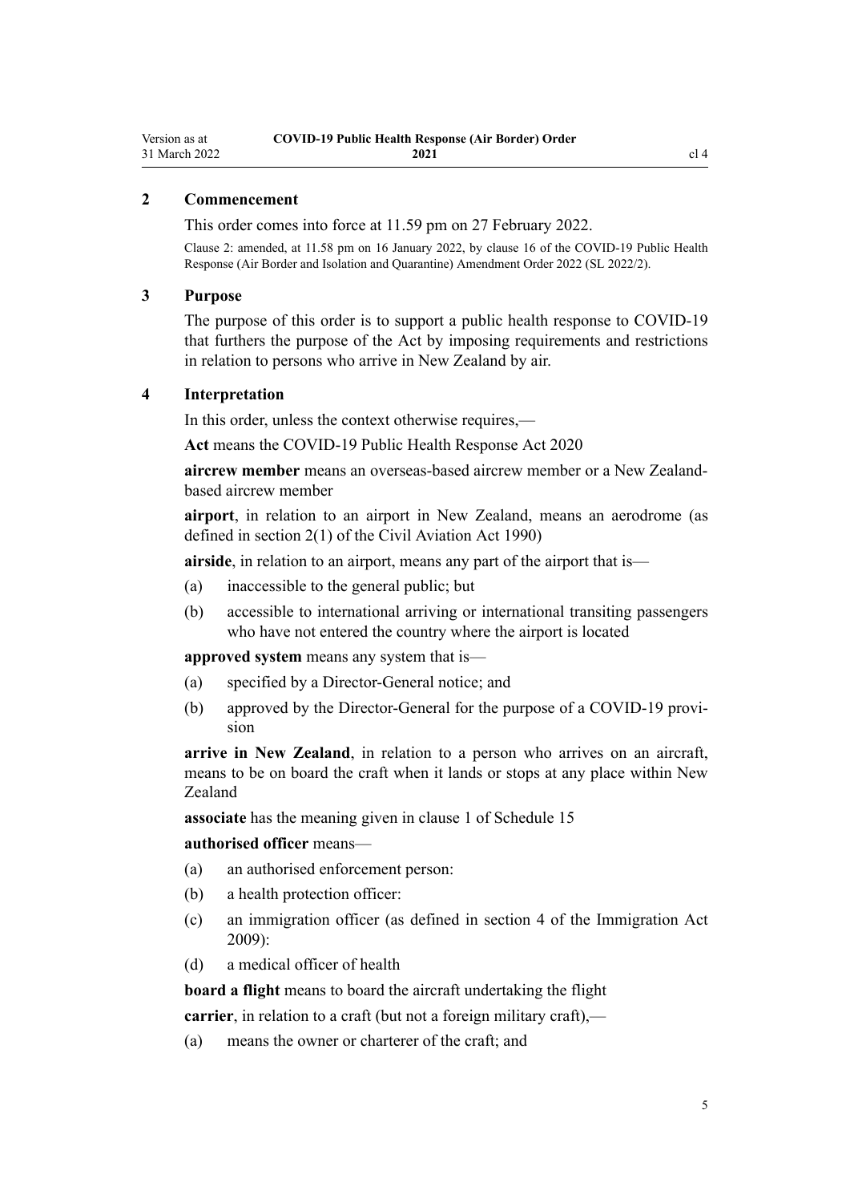## 2 Commencement

This order comes into force at 11.59 pm on 27 February 2022.

Clause 2: amended, at 11.58 pm on 16 January 2022, by clause 16 of the COVID-19 Public Health Response (Air Border and Isolation and Quarantine) Amendment Order 2022 (SL 2022/2).

## 3 Purpose

The purpose of this order is to support a public health response to COVID-19 that furthers the purpose of the Act by imposing requirements and restrictions in relation to persons who arrive in New Zealand by air.

## 4 Interpretation

In this order, unless the context otherwise requires,—

**Act** means the COVID-19 Public Health Response Act 2020

**aircrew member** means an overseas-based aircrew member or a New Zealand-based aircrew member

**airport**, in relation to an airport in New Zealand, means an aerodrome (as defined in section 2(1) of the Civil Aviation Act 1990)

**airside**, in relation to an airport, means any part of the airport that is—

(a) inaccessible to the general public; but

(b) accessible to international arriving or international transiting passengers who have not entered the country where the airport is located

**approved system** means any system that is—

(a) specified by a Director-General notice; and

(b) approved by the Director-General for the purpose of a COVID-19 provision

**arrive in New Zealand**, in relation to a person who arrives on an aircraft, means to be on board the craft when it lands or stops at any place within New Zealand

**associate** has the meaning given in clause 1 of Schedule 15

**authorised officer** means—

(a) an authorised enforcement person:

(b) a health protection officer:

(c) an immigration officer (as defined in section 4 of the Immigration Act 2009):

(d) a medical officer of health

**board a flight** means to board the aircraft undertaking the flight

**carrier**, in relation to a craft (but not a foreign military craft),—

(a) means the owner or charterer of the craft; and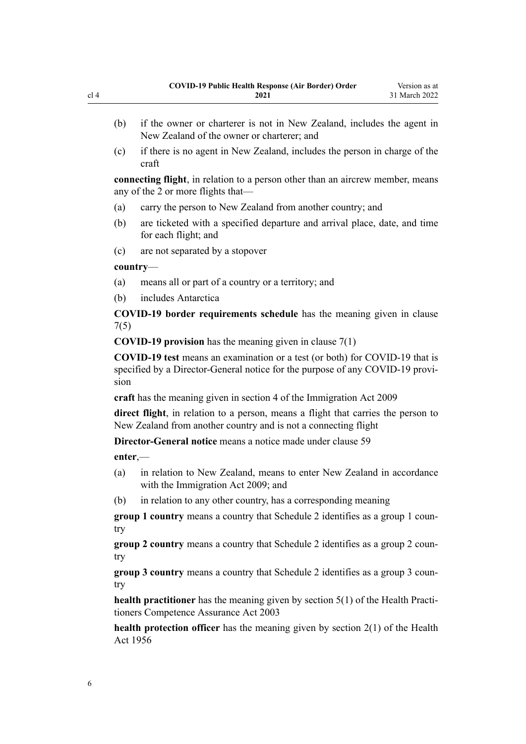(b) if the owner or charterer is not in New Zealand, includes the agent in New Zealand of the owner or charterer; and

(c) if there is no agent in New Zealand, includes the person in charge of the craft

**connecting flight**, in relation to a person other than an aircrew member, means any of the 2 or more flights that—

(a) carry the person to New Zealand from another country; and

(b) are ticketed with a specified departure and arrival place, date, and time for each flight; and

(c) are not separated by a stopover

**country**—

(a) means all or part of a country or a territory; and

(b) includes Antarctica

**COVID-19 border requirements schedule** has the meaning given in clause 7(5)

**COVID-19 provision** has the meaning given in clause 7(1)

**COVID-19 test** means an examination or a test (or both) for COVID-19 that is specified by a Director-General notice for the purpose of any COVID-19 provision

**craft** has the meaning given in section 4 of the Immigration Act 2009

**direct flight**, in relation to a person, means a flight that carries the person to New Zealand from another country and is not a connecting flight

**Director-General notice** means a notice made under clause 59

**enter**,—

(a) in relation to New Zealand, means to enter New Zealand in accordance with the Immigration Act 2009; and

(b) in relation to any other country, has a corresponding meaning

**group 1 country** means a country that Schedule 2 identifies as a group 1 country

**group 2 country** means a country that Schedule 2 identifies as a group 2 country

**group 3 country** means a country that Schedule 2 identifies as a group 3 country

**health practitioner** has the meaning given by section 5(1) of the Health Practitioners Competence Assurance Act 2003

**health protection officer** has the meaning given by section 2(1) of the Health Act 1956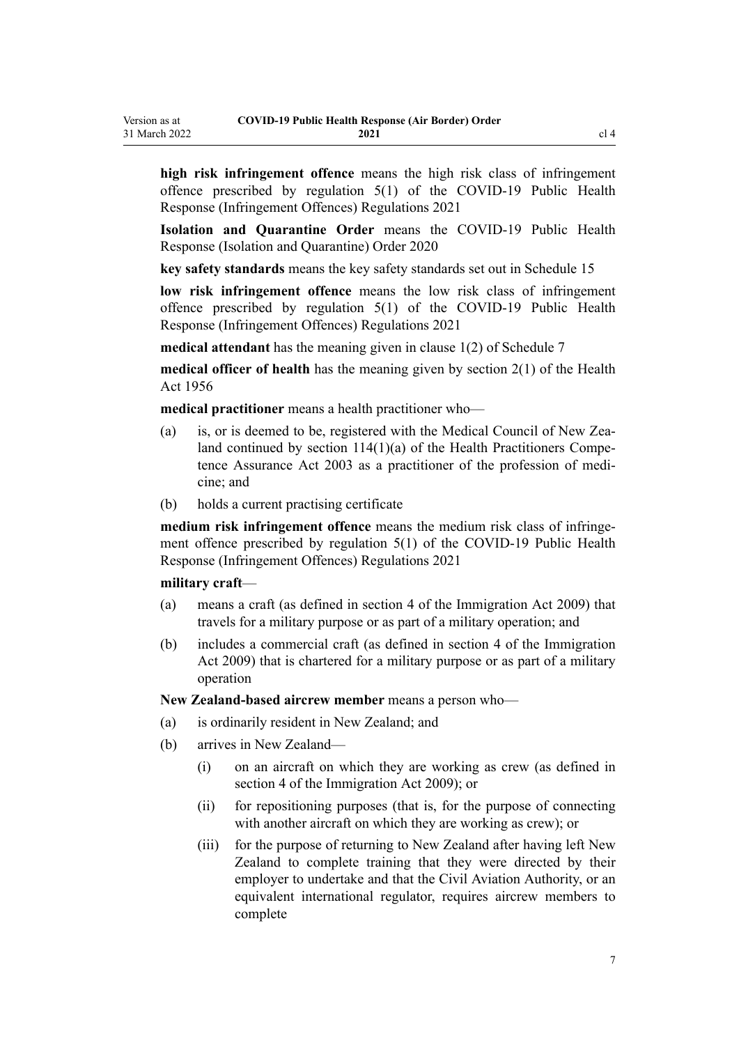**high risk infringement offence** means the high risk class of infringement offence prescribed by regulation 5(1) of the COVID-19 Public Health Response (Infringement Offences) Regulations 2021

**Isolation and Quarantine Order** means the COVID-19 Public Health Response (Isolation and Quarantine) Order 2020

**key safety standards** means the key safety standards set out in Schedule 15

**low risk infringement offence** means the low risk class of infringement offence prescribed by regulation 5(1) of the COVID-19 Public Health Response (Infringement Offences) Regulations 2021

**medical attendant** has the meaning given in clause 1(2) of Schedule 7

**medical officer of health** has the meaning given by section 2(1) of the Health Act 1956

**medical practitioner** means a health practitioner who—

(a) is, or is deemed to be, registered with the Medical Council of New Zealand continued by section 114(1)(a) of the Health Practitioners Competence Assurance Act 2003 as a practitioner of the profession of medicine; and

(b) holds a current practising certificate

**medium risk infringement offence** means the medium risk class of infringement offence prescribed by regulation 5(1) of the COVID-19 Public Health Response (Infringement Offences) Regulations 2021

**military craft**—

(a) means a craft (as defined in section 4 of the Immigration Act 2009) that travels for a military purpose or as part of a military operation; and

(b) includes a commercial craft (as defined in section 4 of the Immigration Act 2009) that is chartered for a military purpose or as part of a military operation

**New Zealand-based aircrew member** means a person who—

(a) is ordinarily resident in New Zealand; and

(b) arrives in New Zealand—

  (i) on an aircraft on which they are working as crew (as defined in section 4 of the Immigration Act 2009); or

  (ii) for repositioning purposes (that is, for the purpose of connecting with another aircraft on which they are working as crew); or

  (iii) for the purpose of returning to New Zealand after having left New Zealand to complete training that they were directed by their employer to undertake and that the Civil Aviation Authority, or an equivalent international regulator, requires aircrew members to complete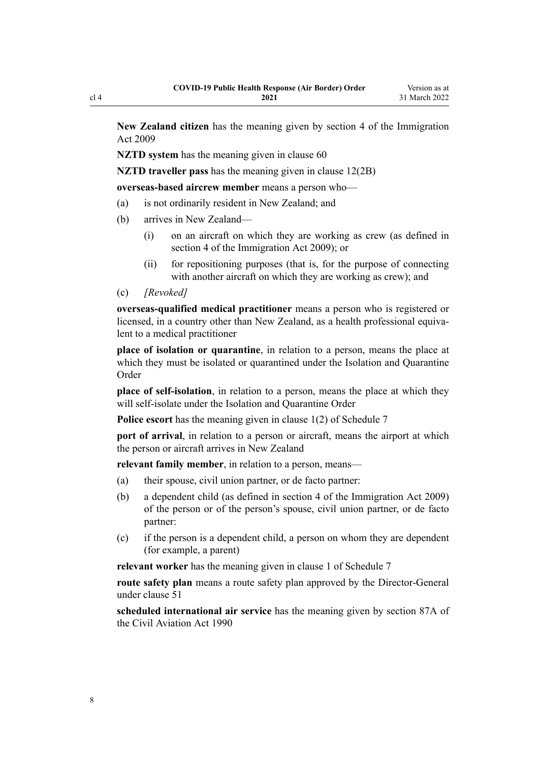**New Zealand citizen** has the meaning given by section 4 of the Immigration Act 2009

**NZTD system** has the meaning given in clause 60

**NZTD traveller pass** has the meaning given in clause 12(2B)

**overseas-based aircrew member** means a person who—

(a) is not ordinarily resident in New Zealand; and

(b) arrives in New Zealand—

  (i) on an aircraft on which they are working as crew (as defined in section 4 of the Immigration Act 2009); or

  (ii) for repositioning purposes (that is, for the purpose of connecting with another aircraft on which they are working as crew); and

(c) *[Revoked]*

**overseas-qualified medical practitioner** means a person who is registered or licensed, in a country other than New Zealand, as a health professional equivalent to a medical practitioner

**place of isolation or quarantine**, in relation to a person, means the place at which they must be isolated or quarantined under the Isolation and Quarantine Order

**place of self-isolation**, in relation to a person, means the place at which they will self-isolate under the Isolation and Quarantine Order

**Police escort** has the meaning given in clause 1(2) of Schedule 7

**port of arrival**, in relation to a person or aircraft, means the airport at which the person or aircraft arrives in New Zealand

**relevant family member**, in relation to a person, means—

(a) their spouse, civil union partner, or de facto partner:

(b) a dependent child (as defined in section 4 of the Immigration Act 2009) of the person or of the person's spouse, civil union partner, or de facto partner:

(c) if the person is a dependent child, a person on whom they are dependent (for example, a parent)

**relevant worker** has the meaning given in clause 1 of Schedule 7

**route safety plan** means a route safety plan approved by the Director-General under clause 51

**scheduled international air service** has the meaning given by section 87A of the Civil Aviation Act 1990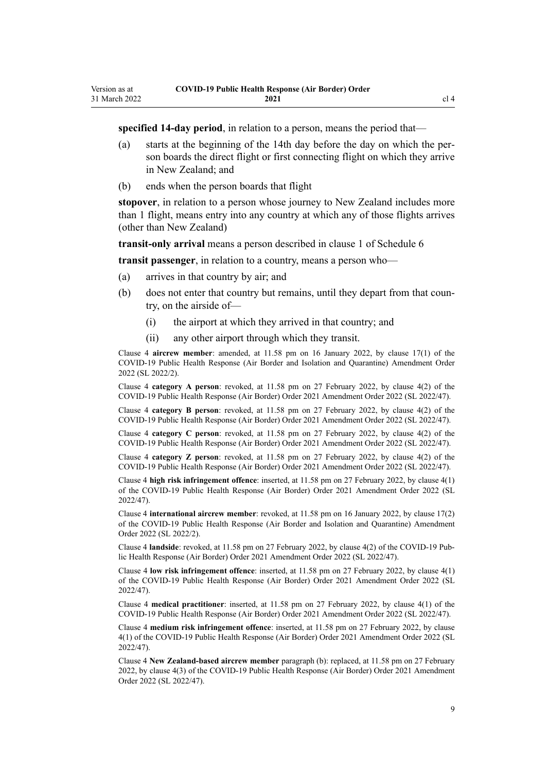**specified 14-day period**, in relation to a person, means the period that—

(a) starts at the beginning of the 14th day before the day on which the person boards the direct flight or first connecting flight on which they arrive in New Zealand; and

(b) ends when the person boards that flight

**stopover**, in relation to a person whose journey to New Zealand includes more than 1 flight, means entry into any country at which any of those flights arrives (other than New Zealand)

**transit-only arrival** means a person described in clause 1 of Schedule 6

**transit passenger**, in relation to a country, means a person who—

(a) arrives in that country by air; and

(b) does not enter that country but remains, until they depart from that country, on the airside of—

  (i) the airport at which they arrived in that country; and

  (ii) any other airport through which they transit.

Clause 4 **aircrew member**: amended, at 11.58 pm on 16 January 2022, by clause 17(1) of the COVID-19 Public Health Response (Air Border and Isolation and Quarantine) Amendment Order 2022 (SL 2022/2).

Clause 4 **category A person**: revoked, at 11.58 pm on 27 February 2022, by clause 4(2) of the COVID-19 Public Health Response (Air Border) Order 2021 Amendment Order 2022 (SL 2022/47).

Clause 4 **category B person**: revoked, at 11.58 pm on 27 February 2022, by clause 4(2) of the COVID-19 Public Health Response (Air Border) Order 2021 Amendment Order 2022 (SL 2022/47).

Clause 4 **category C person**: revoked, at 11.58 pm on 27 February 2022, by clause 4(2) of the COVID-19 Public Health Response (Air Border) Order 2021 Amendment Order 2022 (SL 2022/47).

Clause 4 **category Z person**: revoked, at 11.58 pm on 27 February 2022, by clause 4(2) of the COVID-19 Public Health Response (Air Border) Order 2021 Amendment Order 2022 (SL 2022/47).

Clause 4 **high risk infringement offence**: inserted, at 11.58 pm on 27 February 2022, by clause 4(1) of the COVID-19 Public Health Response (Air Border) Order 2021 Amendment Order 2022 (SL 2022/47).

Clause 4 **international aircrew member**: revoked, at 11.58 pm on 16 January 2022, by clause 17(2) of the COVID-19 Public Health Response (Air Border and Isolation and Quarantine) Amendment Order 2022 (SL 2022/2).

Clause 4 **landside**: revoked, at 11.58 pm on 27 February 2022, by clause 4(2) of the COVID-19 Public Health Response (Air Border) Order 2021 Amendment Order 2022 (SL 2022/47).

Clause 4 **low risk infringement offence**: inserted, at 11.58 pm on 27 February 2022, by clause 4(1) of the COVID-19 Public Health Response (Air Border) Order 2021 Amendment Order 2022 (SL 2022/47).

Clause 4 **medical practitioner**: inserted, at 11.58 pm on 27 February 2022, by clause 4(1) of the COVID-19 Public Health Response (Air Border) Order 2021 Amendment Order 2022 (SL 2022/47).

Clause 4 **medium risk infringement offence**: inserted, at 11.58 pm on 27 February 2022, by clause 4(1) of the COVID-19 Public Health Response (Air Border) Order 2021 Amendment Order 2022 (SL 2022/47).

Clause 4 **New Zealand-based aircrew member** paragraph (b): replaced, at 11.58 pm on 27 February 2022, by clause 4(3) of the COVID-19 Public Health Response (Air Border) Order 2021 Amendment Order 2022 (SL 2022/47).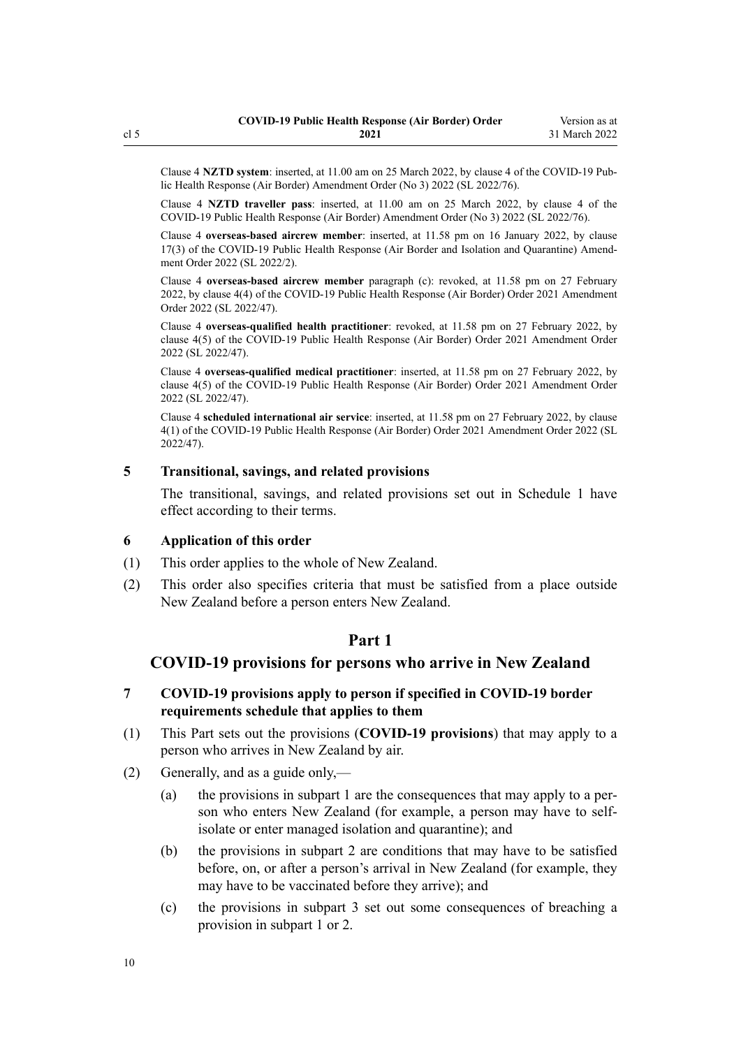Clause 4 **NZTD system**: inserted, at 11.00 am on 25 March 2022, by clause 4 of the COVID-19 Public Health Response (Air Border) Amendment Order (No 3) 2022 (SL 2022/76).

Clause 4 **NZTD traveller pass**: inserted, at 11.00 am on 25 March 2022, by clause 4 of the COVID-19 Public Health Response (Air Border) Amendment Order (No 3) 2022 (SL 2022/76).

Clause 4 **overseas-based aircrew member**: inserted, at 11.58 pm on 16 January 2022, by clause 17(3) of the COVID-19 Public Health Response (Air Border and Isolation and Quarantine) Amendment Order 2022 (SL 2022/2).

Clause 4 **overseas-based aircrew member** paragraph (c): revoked, at 11.58 pm on 27 February 2022, by clause 4(4) of the COVID-19 Public Health Response (Air Border) Order 2021 Amendment Order 2022 (SL 2022/47).

Clause 4 **overseas-qualified health practitioner**: revoked, at 11.58 pm on 27 February 2022, by clause 4(5) of the COVID-19 Public Health Response (Air Border) Order 2021 Amendment Order 2022 (SL 2022/47).

Clause 4 **overseas-qualified medical practitioner**: inserted, at 11.58 pm on 27 February 2022, by clause 4(5) of the COVID-19 Public Health Response (Air Border) Order 2021 Amendment Order 2022 (SL 2022/47).

Clause 4 **scheduled international air service**: inserted, at 11.58 pm on 27 February 2022, by clause 4(1) of the COVID-19 Public Health Response (Air Border) Order 2021 Amendment Order 2022 (SL 2022/47).

### 5 Transitional, savings, and related provisions

The transitional, savings, and related provisions set out in Schedule 1 have effect according to their terms.

### 6 Application of this order

(1) This order applies to the whole of New Zealand.

(2) This order also specifies criteria that must be satisfied from a place outside New Zealand before a person enters New Zealand.

## Part 1

## COVID-19 provisions for persons who arrive in New Zealand

### 7 COVID-19 provisions apply to person if specified in COVID-19 border requirements schedule that applies to them

(1) This Part sets out the provisions (**COVID-19 provisions**) that may apply to a person who arrives in New Zealand by air.

(2) Generally, and as a guide only,—

- (a) the provisions in subpart 1 are the consequences that may apply to a person who enters New Zealand (for example, a person may have to self-isolate or enter managed isolation and quarantine); and
- (b) the provisions in subpart 2 are conditions that may have to be satisfied before, on, or after a person's arrival in New Zealand (for example, they may have to be vaccinated before they arrive); and
- (c) the provisions in subpart 3 set out some consequences of breaching a provision in subpart 1 or 2.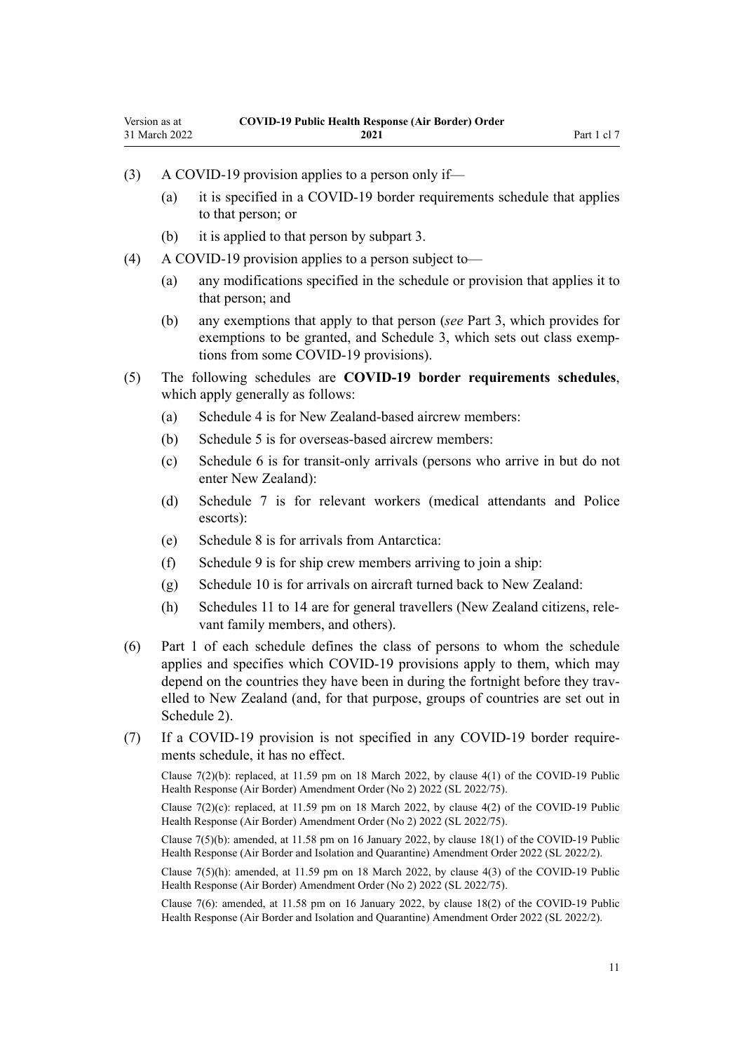(3) A COVID-19 provision applies to a person only if—

(a) it is specified in a COVID-19 border requirements schedule that applies to that person; or

(b) it is applied to that person by subpart 3.

(4) A COVID-19 provision applies to a person subject to—

(a) any modifications specified in the schedule or provision that applies it to that person; and

(b) any exemptions that apply to that person (*see* Part 3, which provides for exemptions to be granted, and Schedule 3, which sets out class exemptions from some COVID-19 provisions).

(5) The following schedules are **COVID-19 border requirements schedules**, which apply generally as follows:

(a) Schedule 4 is for New Zealand-based aircrew members:

(b) Schedule 5 is for overseas-based aircrew members:

(c) Schedule 6 is for transit-only arrivals (persons who arrive in but do not enter New Zealand):

(d) Schedule 7 is for relevant workers (medical attendants and Police escorts):

(e) Schedule 8 is for arrivals from Antarctica:

(f) Schedule 9 is for ship crew members arriving to join a ship:

(g) Schedule 10 is for arrivals on aircraft turned back to New Zealand:

(h) Schedules 11 to 14 are for general travellers (New Zealand citizens, relevant family members, and others).

(6) Part 1 of each schedule defines the class of persons to whom the schedule applies and specifies which COVID-19 provisions apply to them, which may depend on the countries they have been in during the fortnight before they travelled to New Zealand (and, for that purpose, groups of countries are set out in Schedule 2).

(7) If a COVID-19 provision is not specified in any COVID-19 border requirements schedule, it has no effect.

Clause 7(2)(b): replaced, at 11.59 pm on 18 March 2022, by clause 4(1) of the COVID-19 Public Health Response (Air Border) Amendment Order (No 2) 2022 (SL 2022/75).

Clause 7(2)(c): replaced, at 11.59 pm on 18 March 2022, by clause 4(2) of the COVID-19 Public Health Response (Air Border) Amendment Order (No 2) 2022 (SL 2022/75).

Clause 7(5)(b): amended, at 11.58 pm on 16 January 2022, by clause 18(1) of the COVID-19 Public Health Response (Air Border and Isolation and Quarantine) Amendment Order 2022 (SL 2022/2).

Clause 7(5)(h): amended, at 11.59 pm on 18 March 2022, by clause 4(3) of the COVID-19 Public Health Response (Air Border) Amendment Order (No 2) 2022 (SL 2022/75).

Clause 7(6): amended, at 11.58 pm on 16 January 2022, by clause 18(2) of the COVID-19 Public Health Response (Air Border and Isolation and Quarantine) Amendment Order 2022 (SL 2022/2).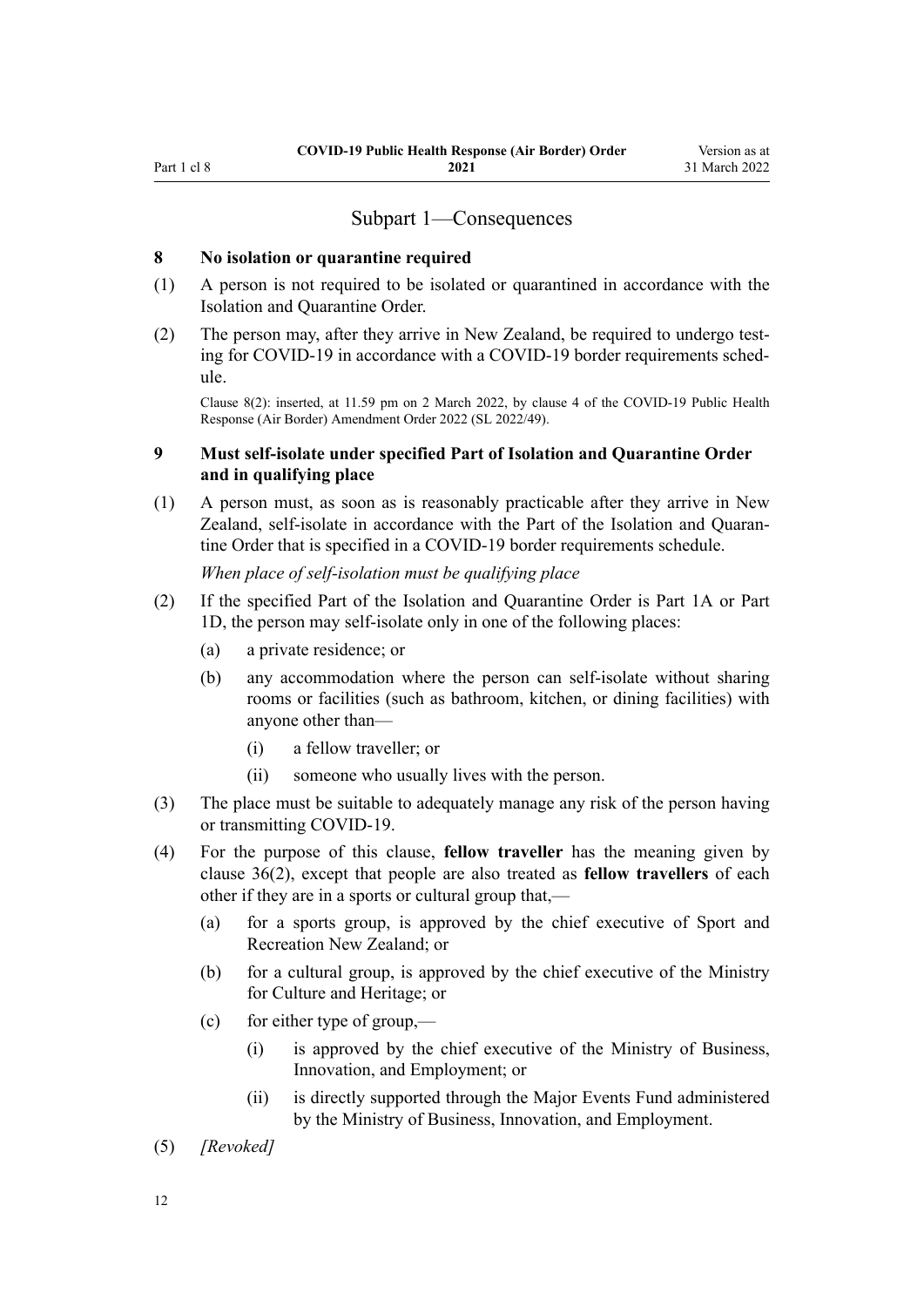## Subpart 1—Consequences

### 8 No isolation or quarantine required

(1) A person is not required to be isolated or quarantined in accordance with the Isolation and Quarantine Order.

(2) The person may, after they arrive in New Zealand, be required to undergo testing for COVID-19 in accordance with a COVID-19 border requirements schedule.

Clause 8(2): inserted, at 11.59 pm on 2 March 2022, by clause 4 of the COVID-19 Public Health Response (Air Border) Amendment Order 2022 (SL 2022/49).

### 9 Must self-isolate under specified Part of Isolation and Quarantine Order and in qualifying place

(1) A person must, as soon as is reasonably practicable after they arrive in New Zealand, self-isolate in accordance with the Part of the Isolation and Quarantine Order that is specified in a COVID-19 border requirements schedule.

*When place of self-isolation must be qualifying place*

(2) If the specified Part of the Isolation and Quarantine Order is Part 1A or Part 1D, the person may self-isolate only in one of the following places:

- (a) a private residence; or
- (b) any accommodation where the person can self-isolate without sharing rooms or facilities (such as bathroom, kitchen, or dining facilities) with anyone other than—
  - (i) a fellow traveller; or
  - (ii) someone who usually lives with the person.

(3) The place must be suitable to adequately manage any risk of the person having or transmitting COVID-19.

(4) For the purpose of this clause, **fellow traveller** has the meaning given by clause 36(2), except that people are also treated as **fellow travellers** of each other if they are in a sports or cultural group that,—

- (a) for a sports group, is approved by the chief executive of Sport and Recreation New Zealand; or
- (b) for a cultural group, is approved by the chief executive of the Ministry for Culture and Heritage; or
- (c) for either type of group,—
  - (i) is approved by the chief executive of the Ministry of Business, Innovation, and Employment; or
  - (ii) is directly supported through the Major Events Fund administered by the Ministry of Business, Innovation, and Employment.

(5) *[Revoked]*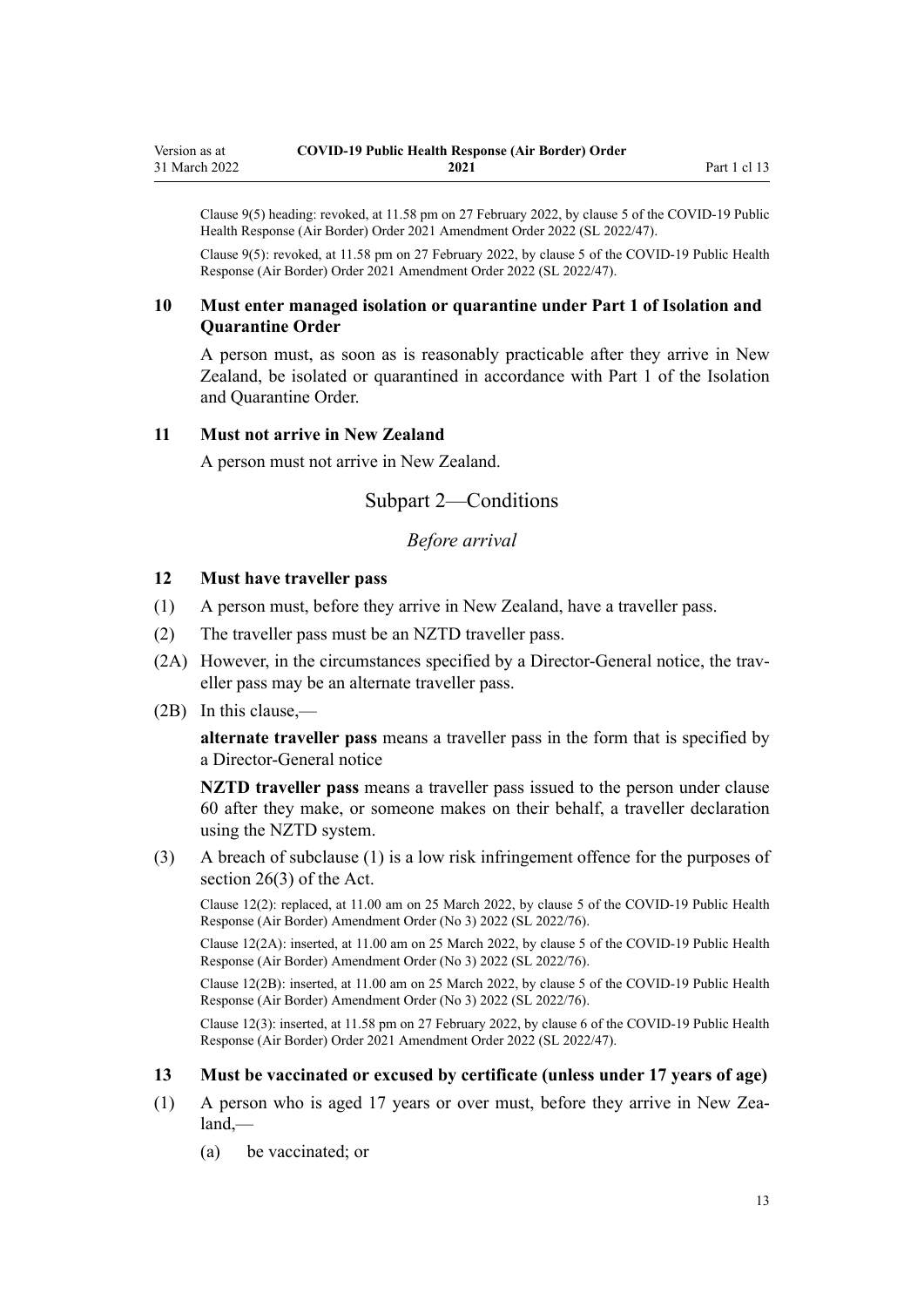Clause 9(5) heading: revoked, at 11.58 pm on 27 February 2022, by clause 5 of the COVID-19 Public Health Response (Air Border) Order 2021 Amendment Order 2022 (SL 2022/47).

Clause 9(5): revoked, at 11.58 pm on 27 February 2022, by clause 5 of the COVID-19 Public Health Response (Air Border) Order 2021 Amendment Order 2022 (SL 2022/47).

### 10 Must enter managed isolation or quarantine under Part 1 of Isolation and Quarantine Order

A person must, as soon as is reasonably practicable after they arrive in New Zealand, be isolated or quarantined in accordance with Part 1 of the Isolation and Quarantine Order.

### 11 Must not arrive in New Zealand

A person must not arrive in New Zealand.

## Subpart 2—Conditions

*Before arrival*

### 12 Must have traveller pass

(1) A person must, before they arrive in New Zealand, have a traveller pass.

(2) The traveller pass must be an NZTD traveller pass.

(2A) However, in the circumstances specified by a Director-General notice, the traveller pass may be an alternate traveller pass.

(2B) In this clause,—

**alternate traveller pass** means a traveller pass in the form that is specified by a Director-General notice

**NZTD traveller pass** means a traveller pass issued to the person under clause 60 after they make, or someone makes on their behalf, a traveller declaration using the NZTD system.

(3) A breach of subclause (1) is a low risk infringement offence for the purposes of section 26(3) of the Act.

Clause 12(2): replaced, at 11.00 am on 25 March 2022, by clause 5 of the COVID-19 Public Health Response (Air Border) Amendment Order (No 3) 2022 (SL 2022/76).

Clause 12(2A): inserted, at 11.00 am on 25 March 2022, by clause 5 of the COVID-19 Public Health Response (Air Border) Amendment Order (No 3) 2022 (SL 2022/76).

Clause 12(2B): inserted, at 11.00 am on 25 March 2022, by clause 5 of the COVID-19 Public Health Response (Air Border) Amendment Order (No 3) 2022 (SL 2022/76).

Clause 12(3): inserted, at 11.58 pm on 27 February 2022, by clause 6 of the COVID-19 Public Health Response (Air Border) Order 2021 Amendment Order 2022 (SL 2022/47).

### 13 Must be vaccinated or excused by certificate (unless under 17 years of age)

(1) A person who is aged 17 years or over must, before they arrive in New Zealand,—

(a) be vaccinated; or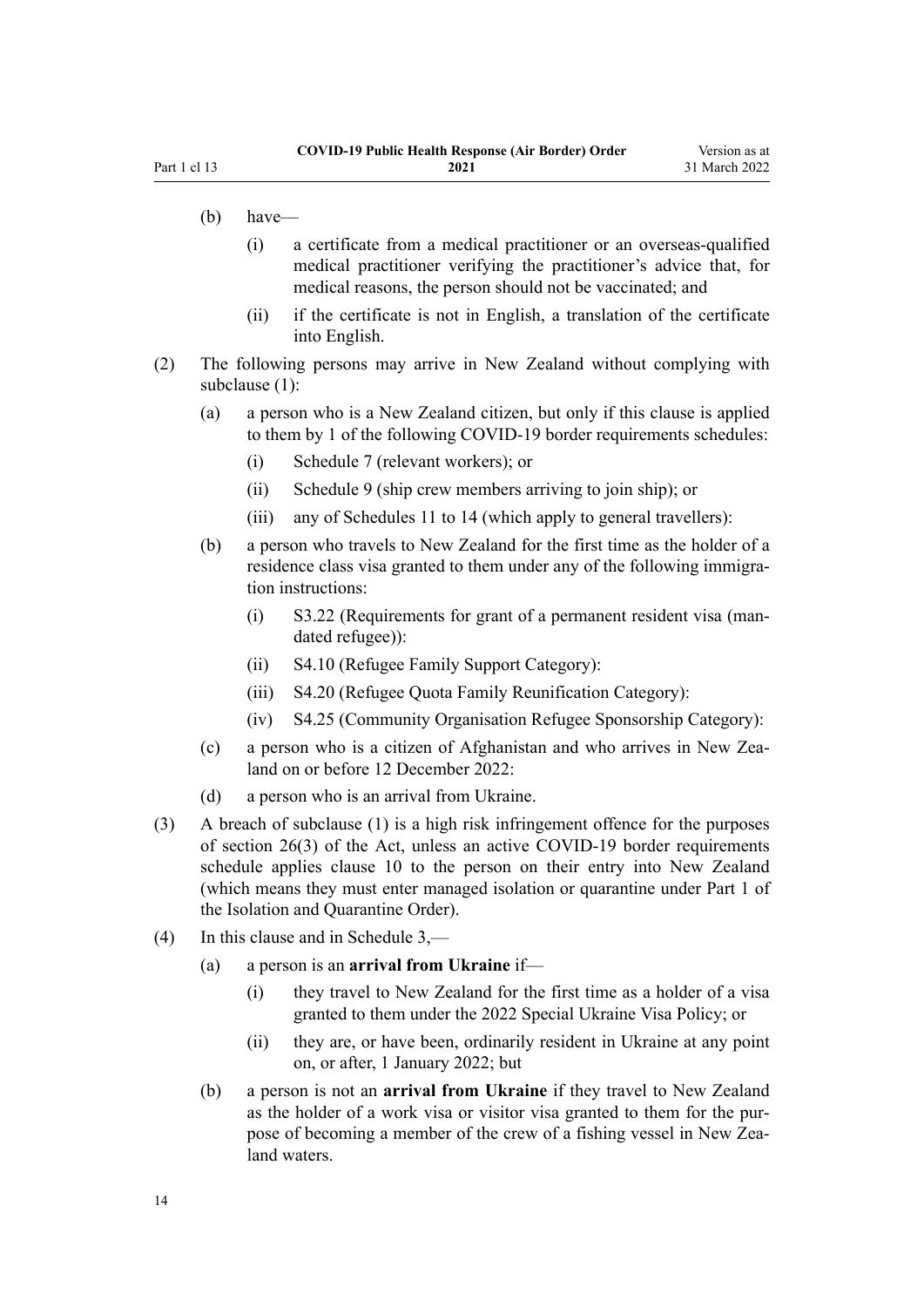(b) have—

  (i) a certificate from a medical practitioner or an overseas-qualified medical practitioner verifying the practitioner's advice that, for medical reasons, the person should not be vaccinated; and

  (ii) if the certificate is not in English, a translation of the certificate into English.

(2) The following persons may arrive in New Zealand without complying with subclause (1):

  (a) a person who is a New Zealand citizen, but only if this clause is applied to them by 1 of the following COVID-19 border requirements schedules:

    (i) Schedule 7 (relevant workers); or

    (ii) Schedule 9 (ship crew members arriving to join ship); or

    (iii) any of Schedules 11 to 14 (which apply to general travellers):

  (b) a person who travels to New Zealand for the first time as the holder of a residence class visa granted to them under any of the following immigration instructions:

    (i) S3.22 (Requirements for grant of a permanent resident visa (mandated refugee)):

    (ii) S4.10 (Refugee Family Support Category):

    (iii) S4.20 (Refugee Quota Family Reunification Category):

    (iv) S4.25 (Community Organisation Refugee Sponsorship Category):

  (c) a person who is a citizen of Afghanistan and who arrives in New Zealand on or before 12 December 2022:

  (d) a person who is an arrival from Ukraine.

(3) A breach of subclause (1) is a high risk infringement offence for the purposes of section 26(3) of the Act, unless an active COVID-19 border requirements schedule applies clause 10 to the person on their entry into New Zealand (which means they must enter managed isolation or quarantine under Part 1 of the Isolation and Quarantine Order).

(4) In this clause and in Schedule 3,—

  (a) a person is an **arrival from Ukraine** if—

    (i) they travel to New Zealand for the first time as a holder of a visa granted to them under the 2022 Special Ukraine Visa Policy; or

    (ii) they are, or have been, ordinarily resident in Ukraine at any point on, or after, 1 January 2022; but

  (b) a person is not an **arrival from Ukraine** if they travel to New Zealand as the holder of a work visa or visitor visa granted to them for the purpose of becoming a member of the crew of a fishing vessel in New Zealand waters.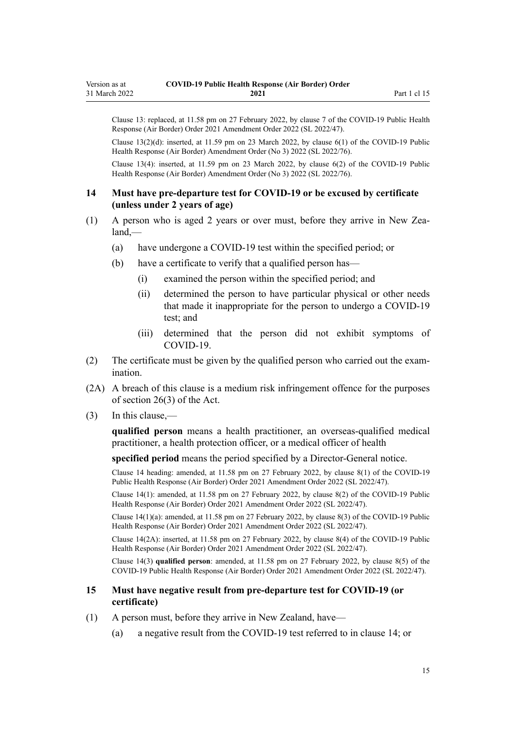Clause 13: replaced, at 11.58 pm on 27 February 2022, by clause 7 of the COVID-19 Public Health Response (Air Border) Order 2021 Amendment Order 2022 (SL 2022/47).

Clause 13(2)(d): inserted, at 11.59 pm on 23 March 2022, by clause 6(1) of the COVID-19 Public Health Response (Air Border) Amendment Order (No 3) 2022 (SL 2022/76).

Clause 13(4): inserted, at 11.59 pm on 23 March 2022, by clause 6(2) of the COVID-19 Public Health Response (Air Border) Amendment Order (No 3) 2022 (SL 2022/76).

### 14 Must have pre-departure test for COVID-19 or be excused by certificate (unless under 2 years of age)

(1) A person who is aged 2 years or over must, before they arrive in New Zealand,—

- (a) have undergone a COVID-19 test within the specified period; or
- (b) have a certificate to verify that a qualified person has—
  - (i) examined the person within the specified period; and
  - (ii) determined the person to have particular physical or other needs that made it inappropriate for the person to undergo a COVID-19 test; and
  - (iii) determined that the person did not exhibit symptoms of COVID-19.

(2) The certificate must be given by the qualified person who carried out the examination.

(2A) A breach of this clause is a medium risk infringement offence for the purposes of section 26(3) of the Act.

(3) In this clause,—

**qualified person** means a health practitioner, an overseas-qualified medical practitioner, a health protection officer, or a medical officer of health

**specified period** means the period specified by a Director-General notice.

Clause 14 heading: amended, at 11.58 pm on 27 February 2022, by clause 8(1) of the COVID-19 Public Health Response (Air Border) Order 2021 Amendment Order 2022 (SL 2022/47).

Clause 14(1): amended, at 11.58 pm on 27 February 2022, by clause 8(2) of the COVID-19 Public Health Response (Air Border) Order 2021 Amendment Order 2022 (SL 2022/47).

Clause 14(1)(a): amended, at 11.58 pm on 27 February 2022, by clause 8(3) of the COVID-19 Public Health Response (Air Border) Order 2021 Amendment Order 2022 (SL 2022/47).

Clause 14(2A): inserted, at 11.58 pm on 27 February 2022, by clause 8(4) of the COVID-19 Public Health Response (Air Border) Order 2021 Amendment Order 2022 (SL 2022/47).

Clause 14(3) **qualified person**: amended, at 11.58 pm on 27 February 2022, by clause 8(5) of the COVID-19 Public Health Response (Air Border) Order 2021 Amendment Order 2022 (SL 2022/47).

### 15 Must have negative result from pre-departure test for COVID-19 (or certificate)

(1) A person must, before they arrive in New Zealand, have—

- (a) a negative result from the COVID-19 test referred to in clause 14; or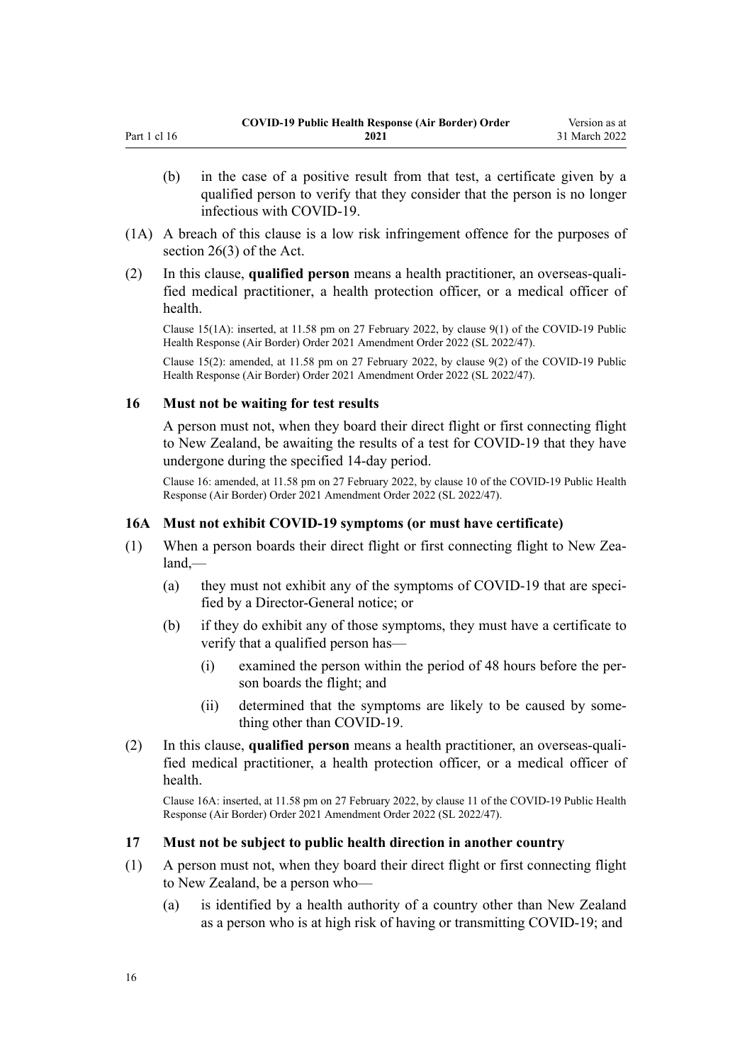(b) in the case of a positive result from that test, a certificate given by a qualified person to verify that they consider that the person is no longer infectious with COVID-19.

(1A) A breach of this clause is a low risk infringement offence for the purposes of section 26(3) of the Act.

(2) In this clause, **qualified person** means a health practitioner, an overseas-qualified medical practitioner, a health protection officer, or a medical officer of health.

Clause 15(1A): inserted, at 11.58 pm on 27 February 2022, by clause 9(1) of the COVID-19 Public Health Response (Air Border) Order 2021 Amendment Order 2022 (SL 2022/47).

Clause 15(2): amended, at 11.58 pm on 27 February 2022, by clause 9(2) of the COVID-19 Public Health Response (Air Border) Order 2021 Amendment Order 2022 (SL 2022/47).

### 16 Must not be waiting for test results

A person must not, when they board their direct flight or first connecting flight to New Zealand, be awaiting the results of a test for COVID-19 that they have undergone during the specified 14-day period.

Clause 16: amended, at 11.58 pm on 27 February 2022, by clause 10 of the COVID-19 Public Health Response (Air Border) Order 2021 Amendment Order 2022 (SL 2022/47).

### 16A Must not exhibit COVID-19 symptoms (or must have certificate)

(1) When a person boards their direct flight or first connecting flight to New Zealand,—

(a) they must not exhibit any of the symptoms of COVID-19 that are specified by a Director-General notice; or

(b) if they do exhibit any of those symptoms, they must have a certificate to verify that a qualified person has—

(i) examined the person within the period of 48 hours before the person boards the flight; and

(ii) determined that the symptoms are likely to be caused by something other than COVID-19.

(2) In this clause, **qualified person** means a health practitioner, an overseas-qualified medical practitioner, a health protection officer, or a medical officer of health.

Clause 16A: inserted, at 11.58 pm on 27 February 2022, by clause 11 of the COVID-19 Public Health Response (Air Border) Order 2021 Amendment Order 2022 (SL 2022/47).

### 17 Must not be subject to public health direction in another country

(1) A person must not, when they board their direct flight or first connecting flight to New Zealand, be a person who—

(a) is identified by a health authority of a country other than New Zealand as a person who is at high risk of having or transmitting COVID-19; and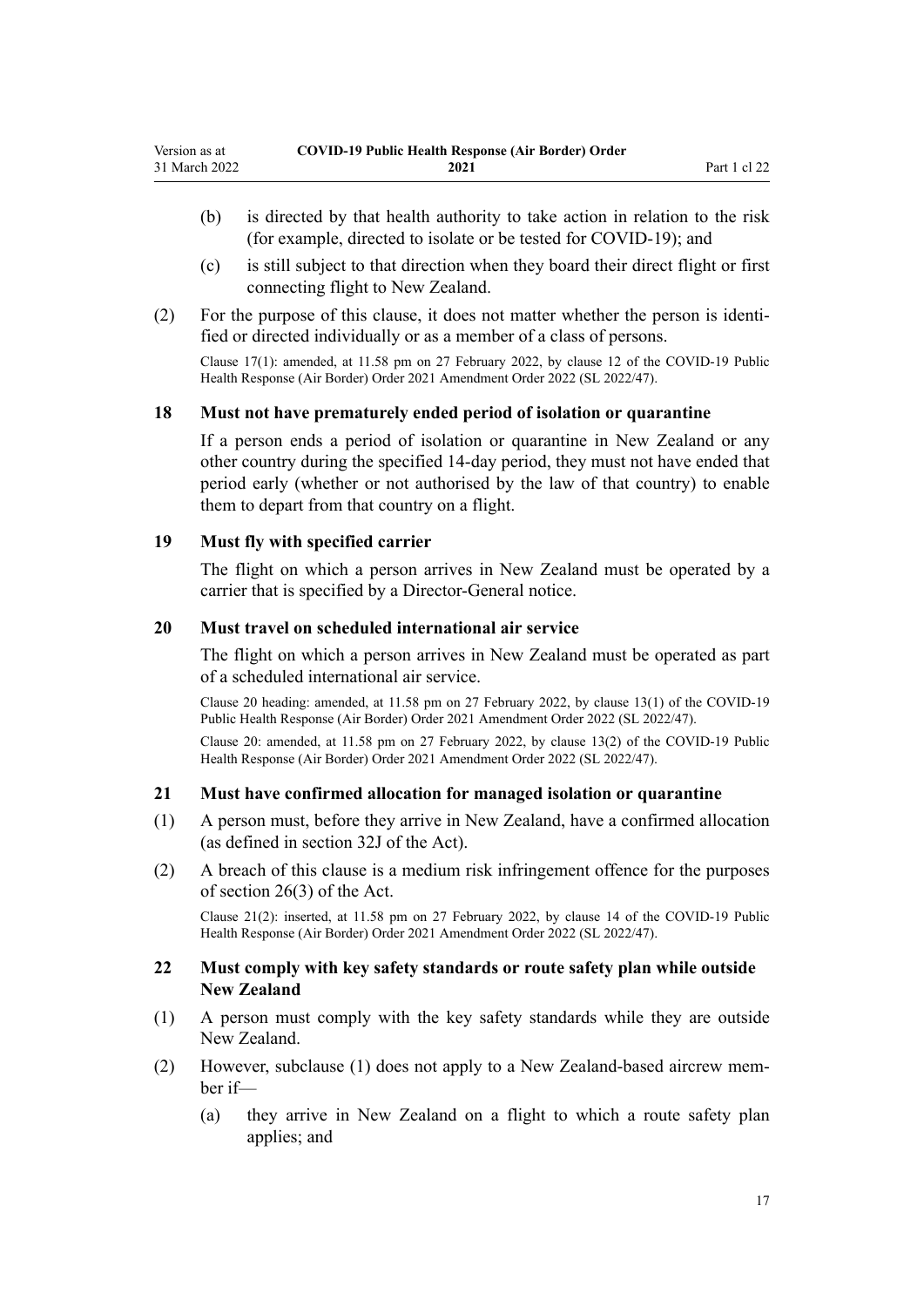(b) is directed by that health authority to take action in relation to the risk (for example, directed to isolate or be tested for COVID-19); and

(c) is still subject to that direction when they board their direct flight or first connecting flight to New Zealand.

(2) For the purpose of this clause, it does not matter whether the person is identified or directed individually or as a member of a class of persons.

Clause 17(1): amended, at 11.58 pm on 27 February 2022, by clause 12 of the COVID-19 Public Health Response (Air Border) Order 2021 Amendment Order 2022 (SL 2022/47).

### 18 Must not have prematurely ended period of isolation or quarantine

If a person ends a period of isolation or quarantine in New Zealand or any other country during the specified 14-day period, they must not have ended that period early (whether or not authorised by the law of that country) to enable them to depart from that country on a flight.

### 19 Must fly with specified carrier

The flight on which a person arrives in New Zealand must be operated by a carrier that is specified by a Director-General notice.

### 20 Must travel on scheduled international air service

The flight on which a person arrives in New Zealand must be operated as part of a scheduled international air service.

Clause 20 heading: amended, at 11.58 pm on 27 February 2022, by clause 13(1) of the COVID-19 Public Health Response (Air Border) Order 2021 Amendment Order 2022 (SL 2022/47).

Clause 20: amended, at 11.58 pm on 27 February 2022, by clause 13(2) of the COVID-19 Public Health Response (Air Border) Order 2021 Amendment Order 2022 (SL 2022/47).

### 21 Must have confirmed allocation for managed isolation or quarantine

(1) A person must, before they arrive in New Zealand, have a confirmed allocation (as defined in section 32J of the Act).

(2) A breach of this clause is a medium risk infringement offence for the purposes of section 26(3) of the Act.

Clause 21(2): inserted, at 11.58 pm on 27 February 2022, by clause 14 of the COVID-19 Public Health Response (Air Border) Order 2021 Amendment Order 2022 (SL 2022/47).

### 22 Must comply with key safety standards or route safety plan while outside New Zealand

(1) A person must comply with the key safety standards while they are outside New Zealand.

(2) However, subclause (1) does not apply to a New Zealand-based aircrew member if—

(a) they arrive in New Zealand on a flight to which a route safety plan applies; and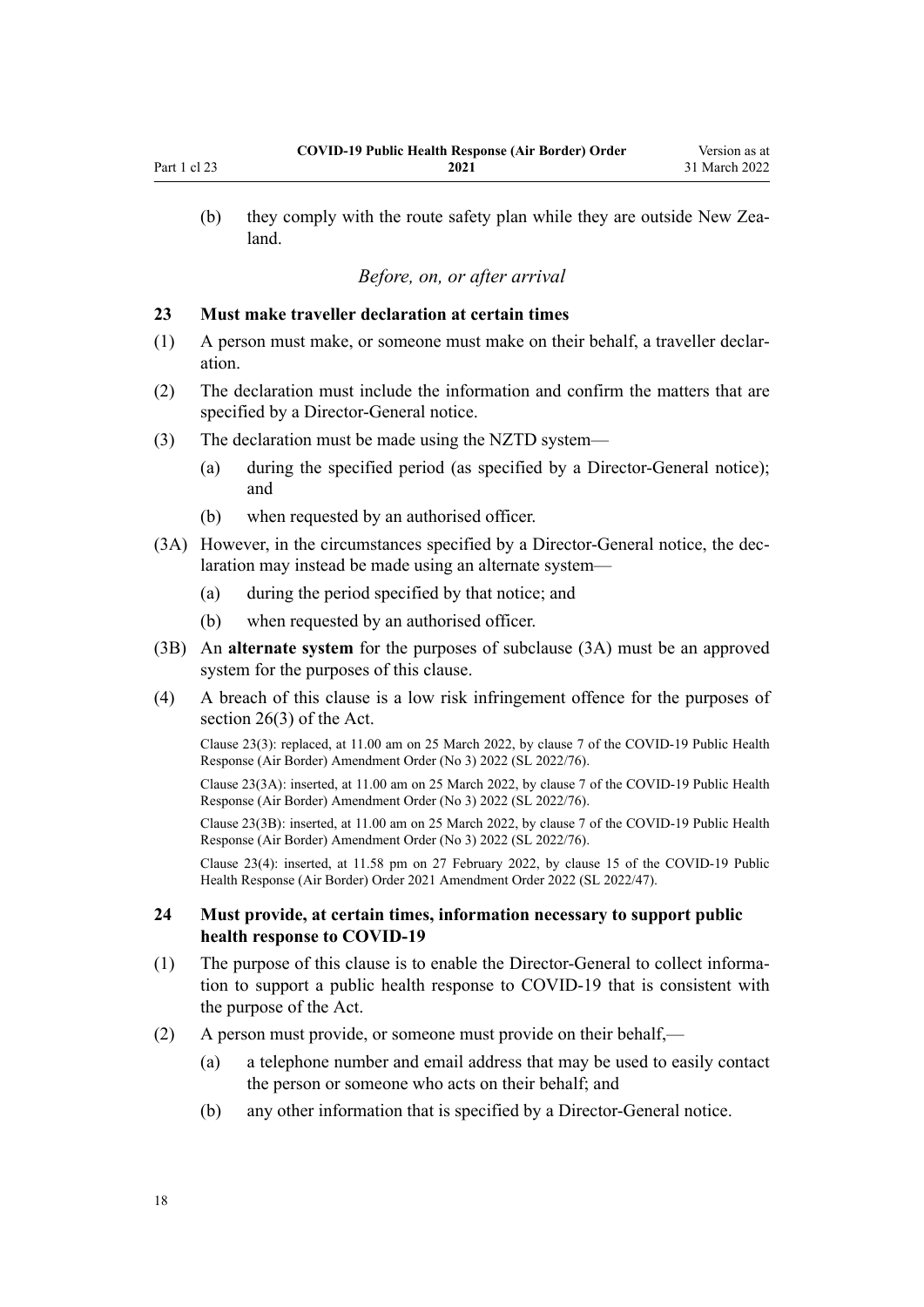(b) they comply with the route safety plan while they are outside New Zealand.

*Before, on, or after arrival*

### 23 Must make traveller declaration at certain times

(1) A person must make, or someone must make on their behalf, a traveller declaration.

(2) The declaration must include the information and confirm the matters that are specified by a Director-General notice.

(3) The declaration must be made using the NZTD system—

(a) during the specified period (as specified by a Director-General notice); and

(b) when requested by an authorised officer.

(3A) However, in the circumstances specified by a Director-General notice, the declaration may instead be made using an alternate system—

(a) during the period specified by that notice; and

(b) when requested by an authorised officer.

(3B) An **alternate system** for the purposes of subclause (3A) must be an approved system for the purposes of this clause.

(4) A breach of this clause is a low risk infringement offence for the purposes of section 26(3) of the Act.

Clause 23(3): replaced, at 11.00 am on 25 March 2022, by clause 7 of the COVID-19 Public Health Response (Air Border) Amendment Order (No 3) 2022 (SL 2022/76).

Clause 23(3A): inserted, at 11.00 am on 25 March 2022, by clause 7 of the COVID-19 Public Health Response (Air Border) Amendment Order (No 3) 2022 (SL 2022/76).

Clause 23(3B): inserted, at 11.00 am on 25 March 2022, by clause 7 of the COVID-19 Public Health Response (Air Border) Amendment Order (No 3) 2022 (SL 2022/76).

Clause 23(4): inserted, at 11.58 pm on 27 February 2022, by clause 15 of the COVID-19 Public Health Response (Air Border) Order 2021 Amendment Order 2022 (SL 2022/47).

### 24 Must provide, at certain times, information necessary to support public health response to COVID-19

(1) The purpose of this clause is to enable the Director-General to collect information to support a public health response to COVID-19 that is consistent with the purpose of the Act.

(2) A person must provide, or someone must provide on their behalf,—

(a) a telephone number and email address that may be used to easily contact the person or someone who acts on their behalf; and

(b) any other information that is specified by a Director-General notice.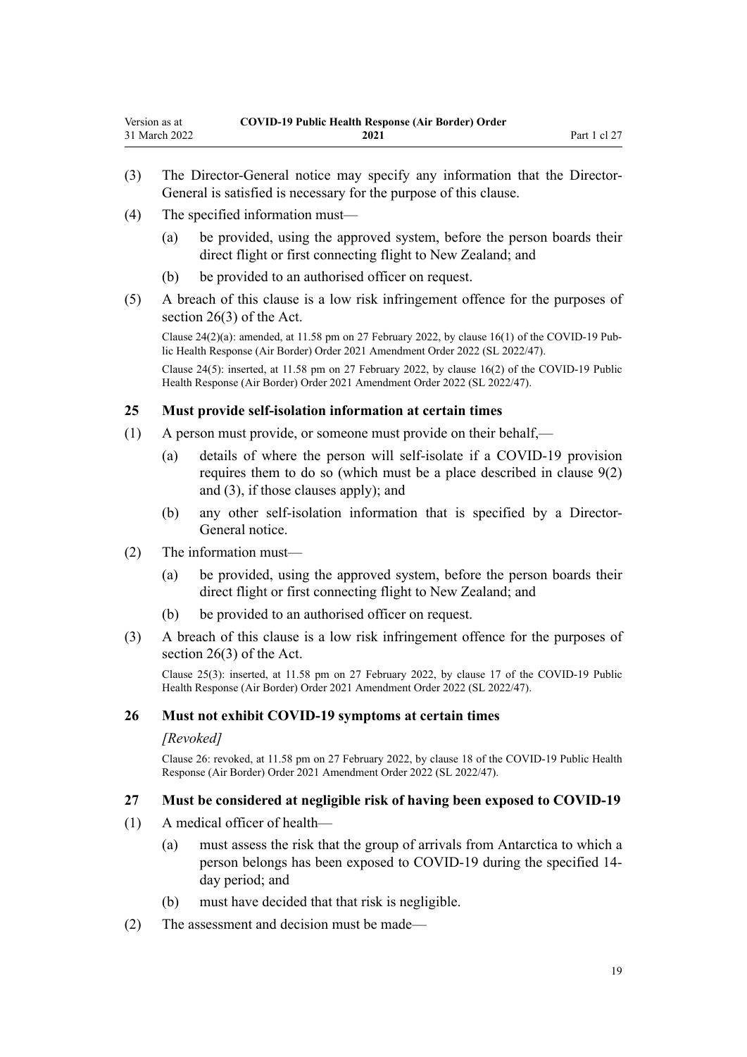(3) The Director-General notice may specify any information that the Director-General is satisfied is necessary for the purpose of this clause.

(4) The specified information must—

(a) be provided, using the approved system, before the person boards their direct flight or first connecting flight to New Zealand; and

(b) be provided to an authorised officer on request.

(5) A breach of this clause is a low risk infringement offence for the purposes of section 26(3) of the Act.

Clause 24(2)(a): amended, at 11.58 pm on 27 February 2022, by clause 16(1) of the COVID-19 Public Health Response (Air Border) Order 2021 Amendment Order 2022 (SL 2022/47).

Clause 24(5): inserted, at 11.58 pm on 27 February 2022, by clause 16(2) of the COVID-19 Public Health Response (Air Border) Order 2021 Amendment Order 2022 (SL 2022/47).

### 25 Must provide self-isolation information at certain times

(1) A person must provide, or someone must provide on their behalf,—

(a) details of where the person will self-isolate if a COVID-19 provision requires them to do so (which must be a place described in clause 9(2) and (3), if those clauses apply); and

(b) any other self-isolation information that is specified by a Director-General notice.

(2) The information must—

(a) be provided, using the approved system, before the person boards their direct flight or first connecting flight to New Zealand; and

(b) be provided to an authorised officer on request.

(3) A breach of this clause is a low risk infringement offence for the purposes of section 26(3) of the Act.

Clause 25(3): inserted, at 11.58 pm on 27 February 2022, by clause 17 of the COVID-19 Public Health Response (Air Border) Order 2021 Amendment Order 2022 (SL 2022/47).

### 26 Must not exhibit COVID-19 symptoms at certain times

*[Revoked]*

Clause 26: revoked, at 11.58 pm on 27 February 2022, by clause 18 of the COVID-19 Public Health Response (Air Border) Order 2021 Amendment Order 2022 (SL 2022/47).

### 27 Must be considered at negligible risk of having been exposed to COVID-19

(1) A medical officer of health—

(a) must assess the risk that the group of arrivals from Antarctica to which a person belongs has been exposed to COVID-19 during the specified 14-day period; and

(b) must have decided that that risk is negligible.

(2) The assessment and decision must be made—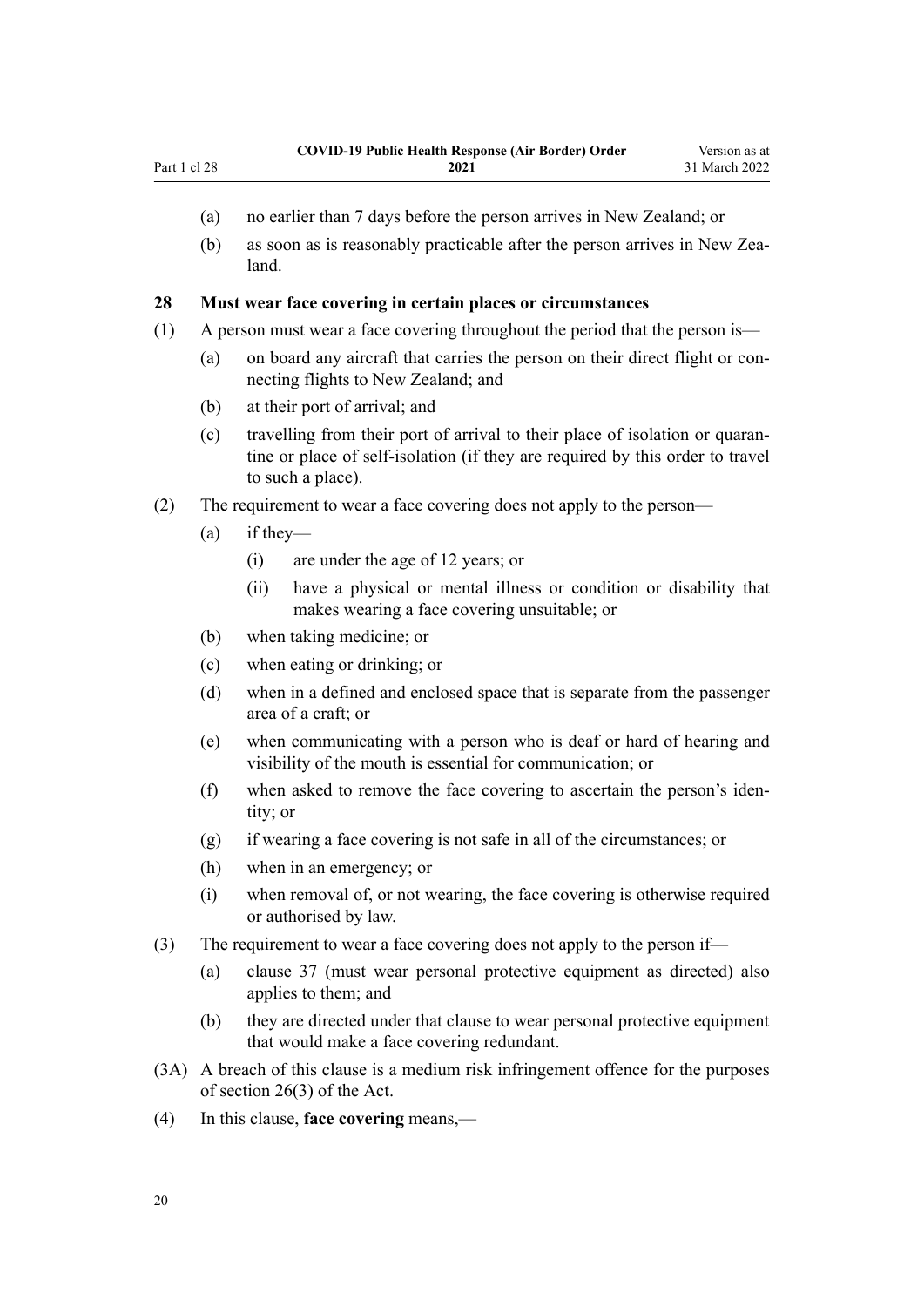(a) no earlier than 7 days before the person arrives in New Zealand; or

(b) as soon as is reasonably practicable after the person arrives in New Zealand.

### 28 Must wear face covering in certain places or circumstances

(1) A person must wear a face covering throughout the period that the person is—

- (a) on board any aircraft that carries the person on their direct flight or connecting flights to New Zealand; and
- (b) at their port of arrival; and
- (c) travelling from their port of arrival to their place of isolation or quarantine or place of self-isolation (if they are required by this order to travel to such a place).

(2) The requirement to wear a face covering does not apply to the person—

- (a) if they—
  - (i) are under the age of 12 years; or
  - (ii) have a physical or mental illness or condition or disability that makes wearing a face covering unsuitable; or
- (b) when taking medicine; or
- (c) when eating or drinking; or
- (d) when in a defined and enclosed space that is separate from the passenger area of a craft; or
- (e) when communicating with a person who is deaf or hard of hearing and visibility of the mouth is essential for communication; or
- (f) when asked to remove the face covering to ascertain the person's identity; or
- (g) if wearing a face covering is not safe in all of the circumstances; or
- (h) when in an emergency; or
- (i) when removal of, or not wearing, the face covering is otherwise required or authorised by law.

(3) The requirement to wear a face covering does not apply to the person if—

- (a) clause 37 (must wear personal protective equipment as directed) also applies to them; and
- (b) they are directed under that clause to wear personal protective equipment that would make a face covering redundant.

(3A) A breach of this clause is a medium risk infringement offence for the purposes of section 26(3) of the Act.

(4) In this clause, **face covering** means,—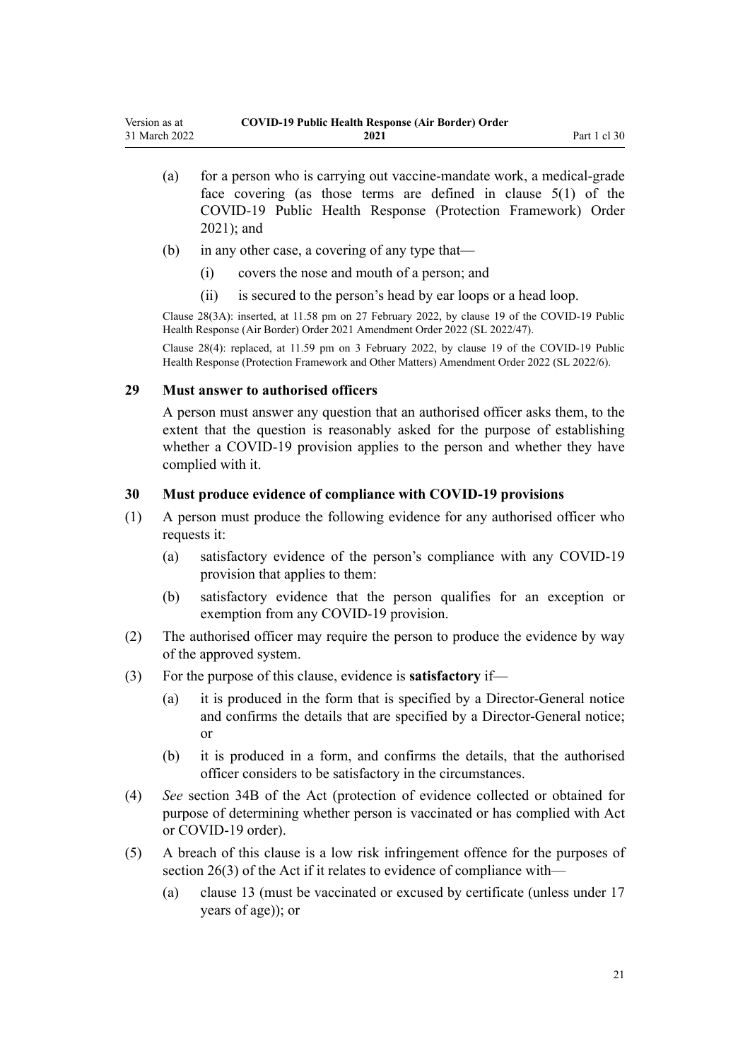(a) for a person who is carrying out vaccine-mandate work, a medical-grade face covering (as those terms are defined in clause 5(1) of the COVID-19 Public Health Response (Protection Framework) Order 2021); and

(b) in any other case, a covering of any type that—

(i) covers the nose and mouth of a person; and

(ii) is secured to the person's head by ear loops or a head loop.

Clause 28(3A): inserted, at 11.58 pm on 27 February 2022, by clause 19 of the COVID-19 Public Health Response (Air Border) Order 2021 Amendment Order 2022 (SL 2022/47).

Clause 28(4): replaced, at 11.59 pm on 3 February 2022, by clause 19 of the COVID-19 Public Health Response (Protection Framework and Other Matters) Amendment Order 2022 (SL 2022/6).

### 29 Must answer to authorised officers

A person must answer any question that an authorised officer asks them, to the extent that the question is reasonably asked for the purpose of establishing whether a COVID-19 provision applies to the person and whether they have complied with it.

### 30 Must produce evidence of compliance with COVID-19 provisions

(1) A person must produce the following evidence for any authorised officer who requests it:

(a) satisfactory evidence of the person's compliance with any COVID-19 provision that applies to them:

(b) satisfactory evidence that the person qualifies for an exception or exemption from any COVID-19 provision.

(2) The authorised officer may require the person to produce the evidence by way of the approved system.

(3) For the purpose of this clause, evidence is **satisfactory** if—

(a) it is produced in the form that is specified by a Director-General notice and confirms the details that are specified by a Director-General notice; or

(b) it is produced in a form, and confirms the details, that the authorised officer considers to be satisfactory in the circumstances.

(4) *See* section 34B of the Act (protection of evidence collected or obtained for purpose of determining whether person is vaccinated or has complied with Act or COVID-19 order).

(5) A breach of this clause is a low risk infringement offence for the purposes of section 26(3) of the Act if it relates to evidence of compliance with—

(a) clause 13 (must be vaccinated or excused by certificate (unless under 17 years of age)); or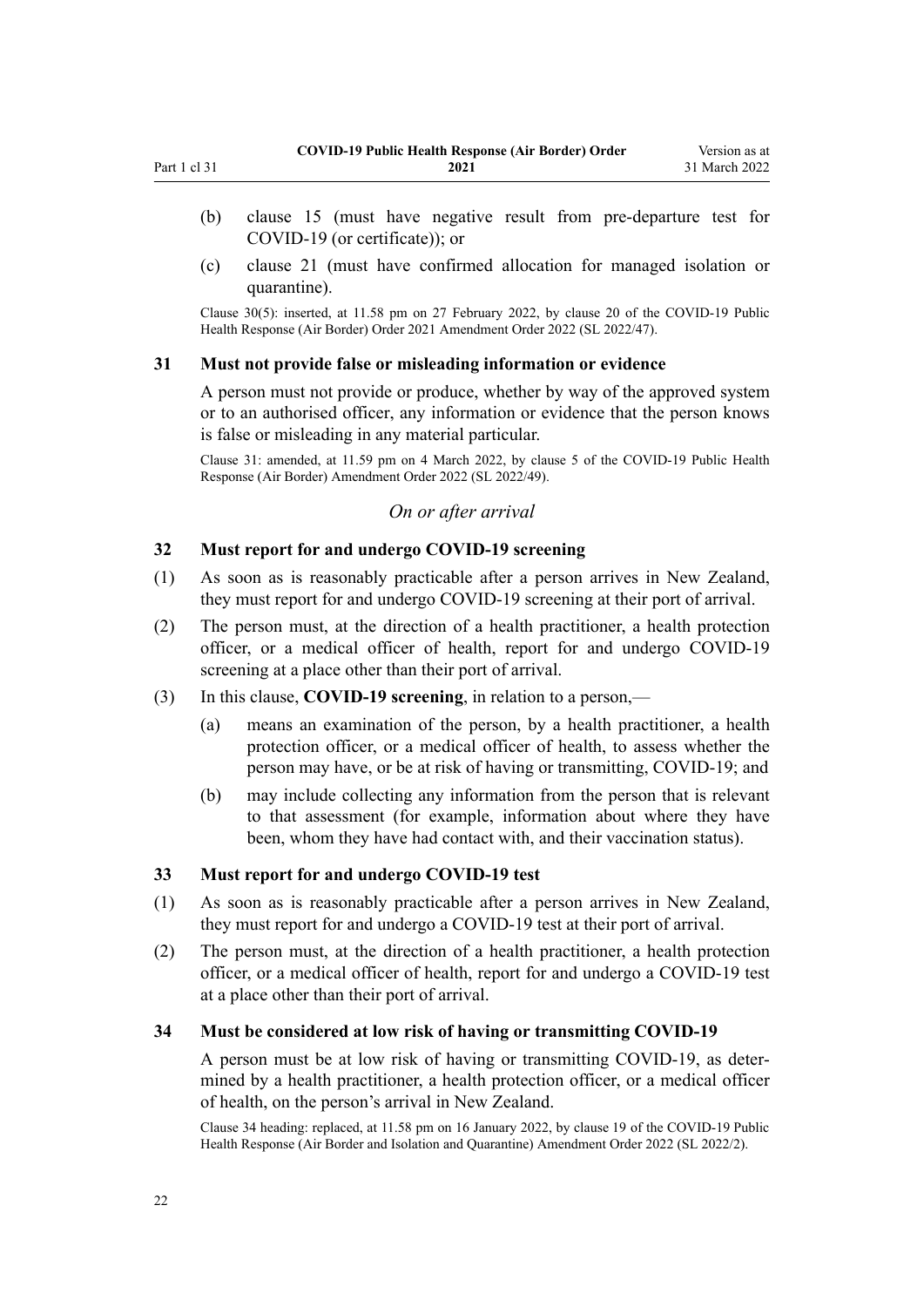(b) clause 15 (must have negative result from pre-departure test for COVID-19 (or certificate)); or

(c) clause 21 (must have confirmed allocation for managed isolation or quarantine).

Clause 30(5): inserted, at 11.58 pm on 27 February 2022, by clause 20 of the COVID-19 Public Health Response (Air Border) Order 2021 Amendment Order 2022 (SL 2022/47).

### 31 Must not provide false or misleading information or evidence

A person must not provide or produce, whether by way of the approved system or to an authorised officer, any information or evidence that the person knows is false or misleading in any material particular.

Clause 31: amended, at 11.59 pm on 4 March 2022, by clause 5 of the COVID-19 Public Health Response (Air Border) Amendment Order 2022 (SL 2022/49).

*On or after arrival*

### 32 Must report for and undergo COVID-19 screening

(1) As soon as is reasonably practicable after a person arrives in New Zealand, they must report for and undergo COVID-19 screening at their port of arrival.

(2) The person must, at the direction of a health practitioner, a health protection officer, or a medical officer of health, report for and undergo COVID-19 screening at a place other than their port of arrival.

(3) In this clause, **COVID-19 screening**, in relation to a person,—

(a) means an examination of the person, by a health practitioner, a health protection officer, or a medical officer of health, to assess whether the person may have, or be at risk of having or transmitting, COVID-19; and

(b) may include collecting any information from the person that is relevant to that assessment (for example, information about where they have been, whom they have had contact with, and their vaccination status).

### 33 Must report for and undergo COVID-19 test

(1) As soon as is reasonably practicable after a person arrives in New Zealand, they must report for and undergo a COVID-19 test at their port of arrival.

(2) The person must, at the direction of a health practitioner, a health protection officer, or a medical officer of health, report for and undergo a COVID-19 test at a place other than their port of arrival.

### 34 Must be considered at low risk of having or transmitting COVID-19

A person must be at low risk of having or transmitting COVID-19, as determined by a health practitioner, a health protection officer, or a medical officer of health, on the person's arrival in New Zealand.

Clause 34 heading: replaced, at 11.58 pm on 16 January 2022, by clause 19 of the COVID-19 Public Health Response (Air Border and Isolation and Quarantine) Amendment Order 2022 (SL 2022/2).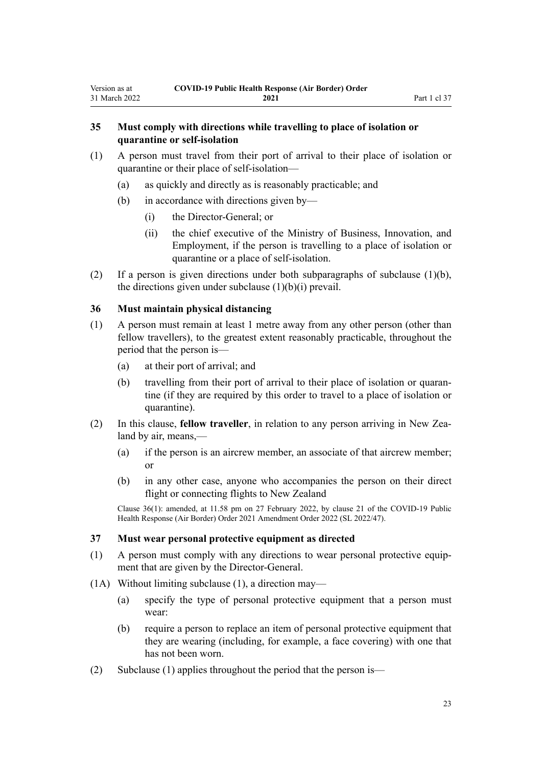### 35 Must comply with directions while travelling to place of isolation or quarantine or self-isolation

(1) A person must travel from their port of arrival to their place of isolation or quarantine or their place of self-isolation—

(a) as quickly and directly as is reasonably practicable; and

(b) in accordance with directions given by—

(i) the Director-General; or

(ii) the chief executive of the Ministry of Business, Innovation, and Employment, if the person is travelling to a place of isolation or quarantine or a place of self-isolation.

(2) If a person is given directions under both subparagraphs of subclause (1)(b), the directions given under subclause (1)(b)(i) prevail.

### 36 Must maintain physical distancing

(1) A person must remain at least 1 metre away from any other person (other than fellow travellers), to the greatest extent reasonably practicable, throughout the period that the person is—

(a) at their port of arrival; and

(b) travelling from their port of arrival to their place of isolation or quarantine (if they are required by this order to travel to a place of isolation or quarantine).

(2) In this clause, **fellow traveller**, in relation to any person arriving in New Zealand by air, means,—

(a) if the person is an aircrew member, an associate of that aircrew member; or

(b) in any other case, anyone who accompanies the person on their direct flight or connecting flights to New Zealand

Clause 36(1): amended, at 11.58 pm on 27 February 2022, by clause 21 of the COVID-19 Public Health Response (Air Border) Order 2021 Amendment Order 2022 (SL 2022/47).

### 37 Must wear personal protective equipment as directed

(1) A person must comply with any directions to wear personal protective equipment that are given by the Director-General.

(1A) Without limiting subclause (1), a direction may—

(a) specify the type of personal protective equipment that a person must wear:

(b) require a person to replace an item of personal protective equipment that they are wearing (including, for example, a face covering) with one that has not been worn.

(2) Subclause (1) applies throughout the period that the person is—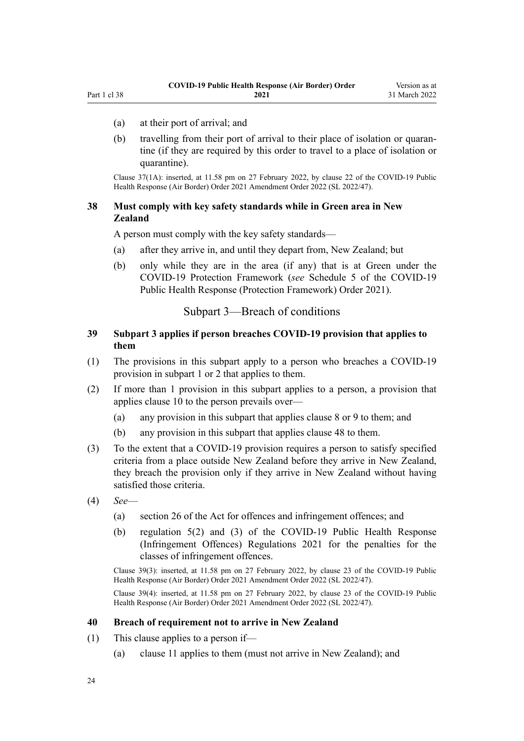(a) at their port of arrival; and

(b) travelling from their port of arrival to their place of isolation or quarantine (if they are required by this order to travel to a place of isolation or quarantine).

Clause 37(1A): inserted, at 11.58 pm on 27 February 2022, by clause 22 of the COVID-19 Public Health Response (Air Border) Order 2021 Amendment Order 2022 (SL 2022/47).

### 38 Must comply with key safety standards while in Green area in New Zealand

A person must comply with the key safety standards—

(a) after they arrive in, and until they depart from, New Zealand; but

(b) only while they are in the area (if any) that is at Green under the COVID-19 Protection Framework (*see* Schedule 5 of the COVID-19 Public Health Response (Protection Framework) Order 2021).

## Subpart 3—Breach of conditions

### 39 Subpart 3 applies if person breaches COVID-19 provision that applies to them

(1) The provisions in this subpart apply to a person who breaches a COVID-19 provision in subpart 1 or 2 that applies to them.

(2) If more than 1 provision in this subpart applies to a person, a provision that applies clause 10 to the person prevails over—

(a) any provision in this subpart that applies clause 8 or 9 to them; and

(b) any provision in this subpart that applies clause 48 to them.

(3) To the extent that a COVID-19 provision requires a person to satisfy specified criteria from a place outside New Zealand before they arrive in New Zealand, they breach the provision only if they arrive in New Zealand without having satisfied those criteria.

(4) *See*—

(a) section 26 of the Act for offences and infringement offences; and

(b) regulation 5(2) and (3) of the COVID-19 Public Health Response (Infringement Offences) Regulations 2021 for the penalties for the classes of infringement offences.

Clause 39(3): inserted, at 11.58 pm on 27 February 2022, by clause 23 of the COVID-19 Public Health Response (Air Border) Order 2021 Amendment Order 2022 (SL 2022/47).

Clause 39(4): inserted, at 11.58 pm on 27 February 2022, by clause 23 of the COVID-19 Public Health Response (Air Border) Order 2021 Amendment Order 2022 (SL 2022/47).

### 40 Breach of requirement not to arrive in New Zealand

(1) This clause applies to a person if—

(a) clause 11 applies to them (must not arrive in New Zealand); and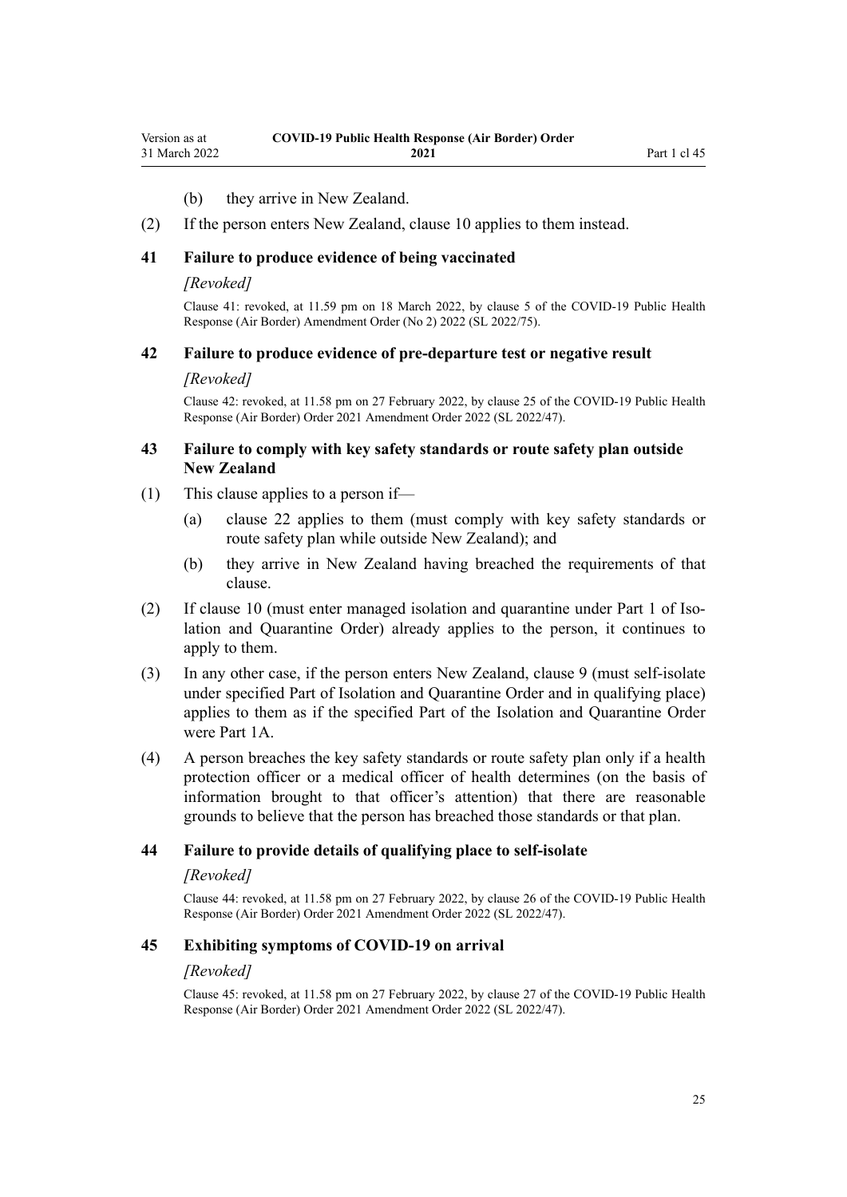(b) they arrive in New Zealand.

(2) If the person enters New Zealand, clause 10 applies to them instead.

### 41 Failure to produce evidence of being vaccinated

*[Revoked]*

Clause 41: revoked, at 11.59 pm on 18 March 2022, by clause 5 of the COVID-19 Public Health Response (Air Border) Amendment Order (No 2) 2022 (SL 2022/75).

### 42 Failure to produce evidence of pre-departure test or negative result

*[Revoked]*

Clause 42: revoked, at 11.58 pm on 27 February 2022, by clause 25 of the COVID-19 Public Health Response (Air Border) Order 2021 Amendment Order 2022 (SL 2022/47).

### 43 Failure to comply with key safety standards or route safety plan outside New Zealand

(1) This clause applies to a person if—

(a) clause 22 applies to them (must comply with key safety standards or route safety plan while outside New Zealand); and

(b) they arrive in New Zealand having breached the requirements of that clause.

(2) If clause 10 (must enter managed isolation and quarantine under Part 1 of Isolation and Quarantine Order) already applies to the person, it continues to apply to them.

(3) In any other case, if the person enters New Zealand, clause 9 (must self-isolate under specified Part of Isolation and Quarantine Order and in qualifying place) applies to them as if the specified Part of the Isolation and Quarantine Order were Part 1A.

(4) A person breaches the key safety standards or route safety plan only if a health protection officer or a medical officer of health determines (on the basis of information brought to that officer's attention) that there are reasonable grounds to believe that the person has breached those standards or that plan.

### 44 Failure to provide details of qualifying place to self-isolate

*[Revoked]*

Clause 44: revoked, at 11.58 pm on 27 February 2022, by clause 26 of the COVID-19 Public Health Response (Air Border) Order 2021 Amendment Order 2022 (SL 2022/47).

### 45 Exhibiting symptoms of COVID-19 on arrival

*[Revoked]*

Clause 45: revoked, at 11.58 pm on 27 February 2022, by clause 27 of the COVID-19 Public Health Response (Air Border) Order 2021 Amendment Order 2022 (SL 2022/47).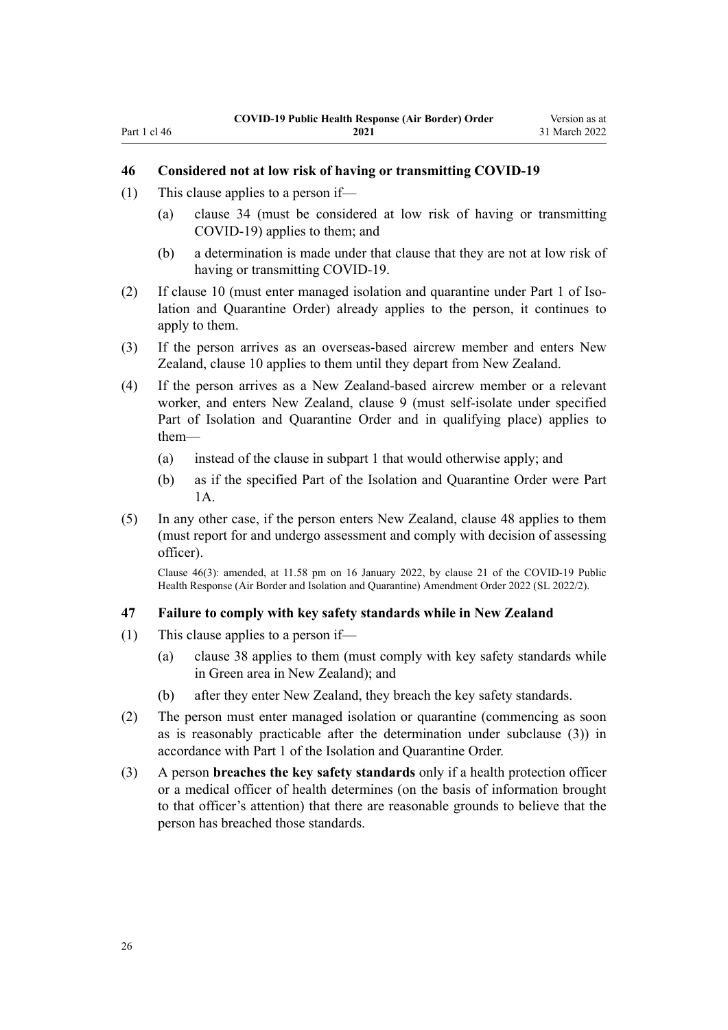### 46 Considered not at low risk of having or transmitting COVID-19

(1) This clause applies to a person if—

(a) clause 34 (must be considered at low risk of having or transmitting COVID-19) applies to them; and

(b) a determination is made under that clause that they are not at low risk of having or transmitting COVID-19.

(2) If clause 10 (must enter managed isolation and quarantine under Part 1 of Isolation and Quarantine Order) already applies to the person, it continues to apply to them.

(3) If the person arrives as an overseas-based aircrew member and enters New Zealand, clause 10 applies to them until they depart from New Zealand.

(4) If the person arrives as a New Zealand-based aircrew member or a relevant worker, and enters New Zealand, clause 9 (must self-isolate under specified Part of Isolation and Quarantine Order and in qualifying place) applies to them—

(a) instead of the clause in subpart 1 that would otherwise apply; and

(b) as if the specified Part of the Isolation and Quarantine Order were Part 1A.

(5) In any other case, if the person enters New Zealand, clause 48 applies to them (must report for and undergo assessment and comply with decision of assessing officer).

Clause 46(3): amended, at 11.58 pm on 16 January 2022, by clause 21 of the COVID-19 Public Health Response (Air Border and Isolation and Quarantine) Amendment Order 2022 (SL 2022/2).

### 47 Failure to comply with key safety standards while in New Zealand

(1) This clause applies to a person if—

(a) clause 38 applies to them (must comply with key safety standards while in Green area in New Zealand); and

(b) after they enter New Zealand, they breach the key safety standards.

(2) The person must enter managed isolation or quarantine (commencing as soon as is reasonably practicable after the determination under subclause (3)) in accordance with Part 1 of the Isolation and Quarantine Order.

(3) A person **breaches the key safety standards** only if a health protection officer or a medical officer of health determines (on the basis of information brought to that officer's attention) that there are reasonable grounds to believe that the person has breached those standards.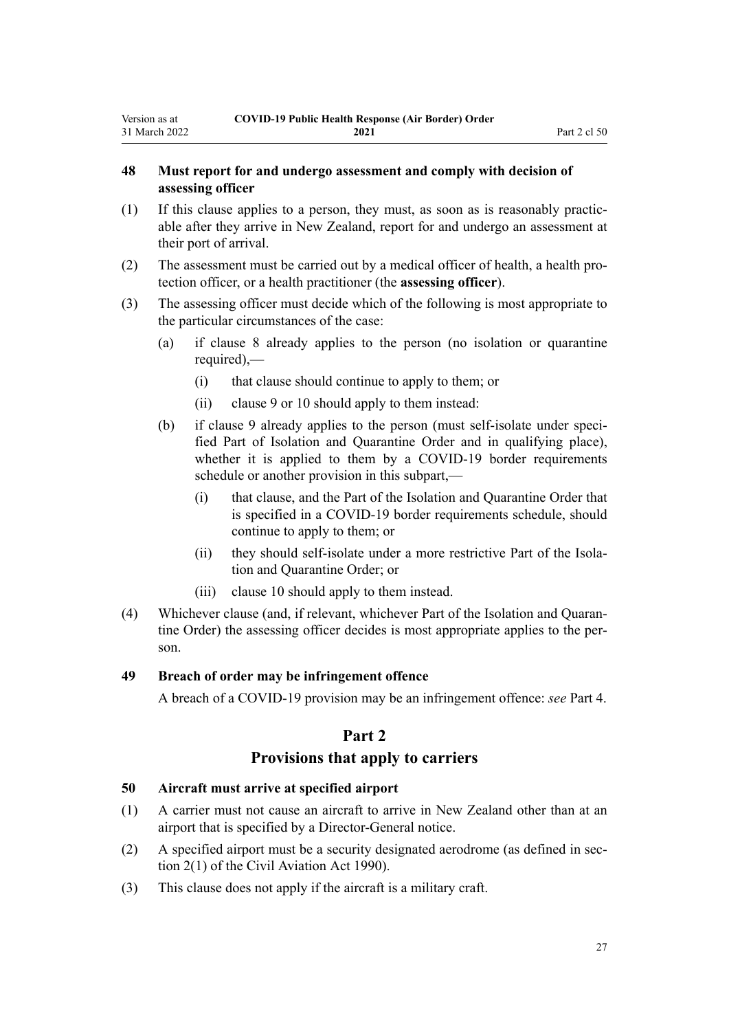### 48 Must report for and undergo assessment and comply with decision of assessing officer

(1) If this clause applies to a person, they must, as soon as is reasonably practicable after they arrive in New Zealand, report for and undergo an assessment at their port of arrival.

(2) The assessment must be carried out by a medical officer of health, a health protection officer, or a health practitioner (the **assessing officer**).

(3) The assessing officer must decide which of the following is most appropriate to the particular circumstances of the case:

- (a) if clause 8 already applies to the person (no isolation or quarantine required),—
  - (i) that clause should continue to apply to them; or
  - (ii) clause 9 or 10 should apply to them instead:
- (b) if clause 9 already applies to the person (must self-isolate under specified Part of Isolation and Quarantine Order and in qualifying place), whether it is applied to them by a COVID-19 border requirements schedule or another provision in this subpart,—
  - (i) that clause, and the Part of the Isolation and Quarantine Order that is specified in a COVID-19 border requirements schedule, should continue to apply to them; or
  - (ii) they should self-isolate under a more restrictive Part of the Isolation and Quarantine Order; or
  - (iii) clause 10 should apply to them instead.

(4) Whichever clause (and, if relevant, whichever Part of the Isolation and Quarantine Order) the assessing officer decides is most appropriate applies to the person.

### 49 Breach of order may be infringement offence

A breach of a COVID-19 provision may be an infringement offence: *see* Part 4.

## Part 2
## Provisions that apply to carriers

### 50 Aircraft must arrive at specified airport

(1) A carrier must not cause an aircraft to arrive in New Zealand other than at an airport that is specified by a Director-General notice.

(2) A specified airport must be a security designated aerodrome (as defined in section 2(1) of the Civil Aviation Act 1990).

(3) This clause does not apply if the aircraft is a military craft.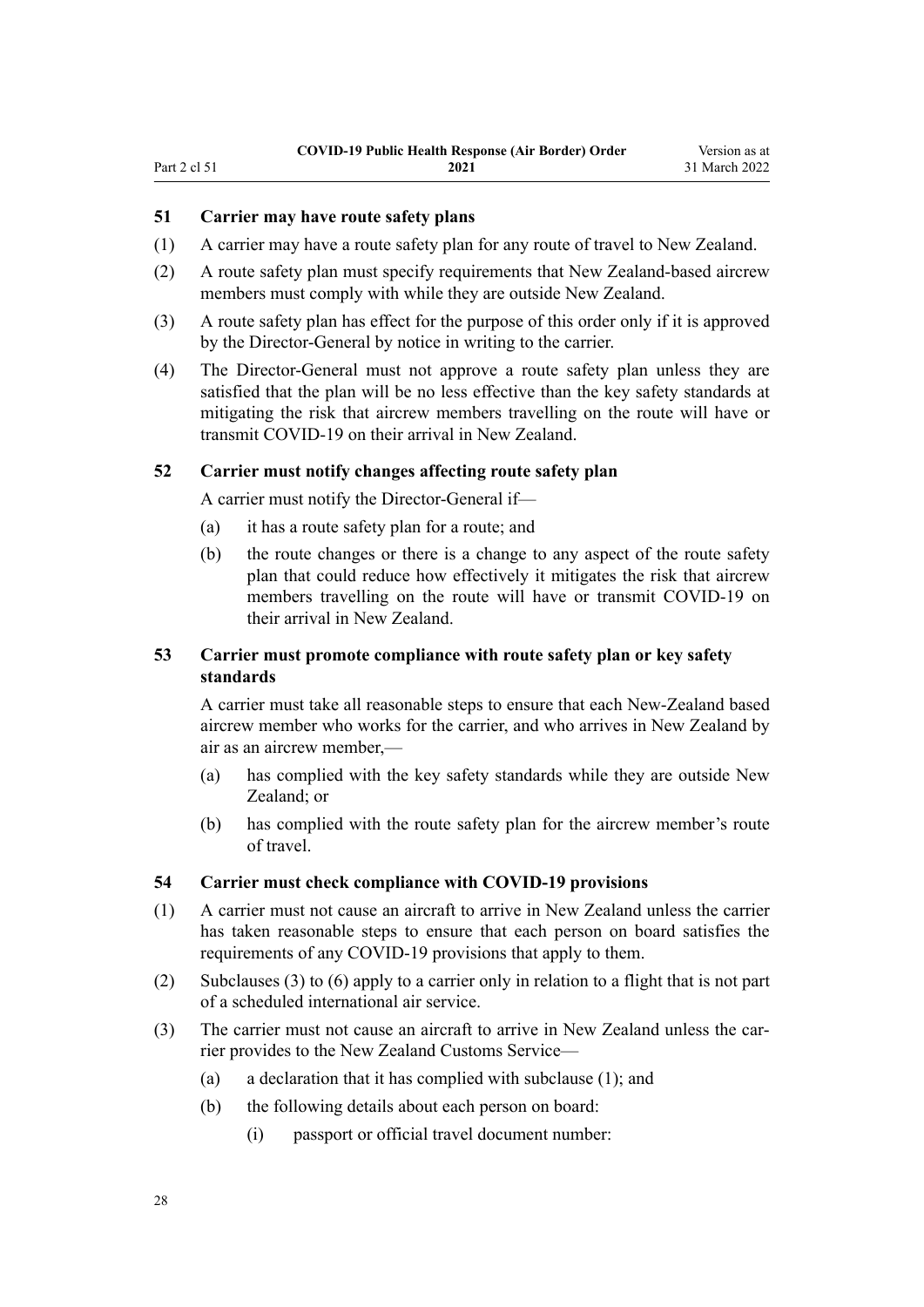### 51 Carrier may have route safety plans

(1) A carrier may have a route safety plan for any route of travel to New Zealand.

(2) A route safety plan must specify requirements that New Zealand-based aircrew members must comply with while they are outside New Zealand.

(3) A route safety plan has effect for the purpose of this order only if it is approved by the Director-General by notice in writing to the carrier.

(4) The Director-General must not approve a route safety plan unless they are satisfied that the plan will be no less effective than the key safety standards at mitigating the risk that aircrew members travelling on the route will have or transmit COVID-19 on their arrival in New Zealand.

### 52 Carrier must notify changes affecting route safety plan

A carrier must notify the Director-General if—

(a) it has a route safety plan for a route; and

(b) the route changes or there is a change to any aspect of the route safety plan that could reduce how effectively it mitigates the risk that aircrew members travelling on the route will have or transmit COVID-19 on their arrival in New Zealand.

### 53 Carrier must promote compliance with route safety plan or key safety standards

A carrier must take all reasonable steps to ensure that each New-Zealand based aircrew member who works for the carrier, and who arrives in New Zealand by air as an aircrew member,—

(a) has complied with the key safety standards while they are outside New Zealand; or

(b) has complied with the route safety plan for the aircrew member's route of travel.

### 54 Carrier must check compliance with COVID-19 provisions

(1) A carrier must not cause an aircraft to arrive in New Zealand unless the carrier has taken reasonable steps to ensure that each person on board satisfies the requirements of any COVID-19 provisions that apply to them.

(2) Subclauses (3) to (6) apply to a carrier only in relation to a flight that is not part of a scheduled international air service.

(3) The carrier must not cause an aircraft to arrive in New Zealand unless the carrier provides to the New Zealand Customs Service—

(a) a declaration that it has complied with subclause (1); and

(b) the following details about each person on board:

(i) passport or official travel document number: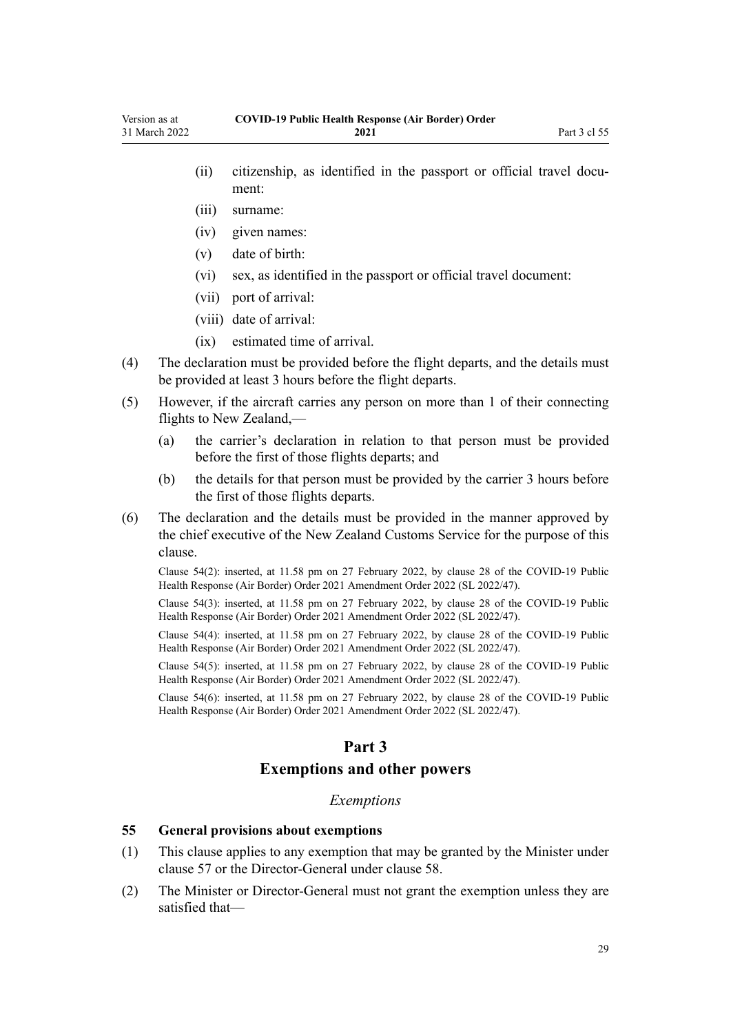(ii) citizenship, as identified in the passport or official travel document:

(iii) surname:

(iv) given names:

(v) date of birth:

(vi) sex, as identified in the passport or official travel document:

(vii) port of arrival:

(viii) date of arrival:

(ix) estimated time of arrival.

(4) The declaration must be provided before the flight departs, and the details must be provided at least 3 hours before the flight departs.

(5) However, if the aircraft carries any person on more than 1 of their connecting flights to New Zealand,—

(a) the carrier's declaration in relation to that person must be provided before the first of those flights departs; and

(b) the details for that person must be provided by the carrier 3 hours before the first of those flights departs.

(6) The declaration and the details must be provided in the manner approved by the chief executive of the New Zealand Customs Service for the purpose of this clause.

Clause 54(2): inserted, at 11.58 pm on 27 February 2022, by clause 28 of the COVID-19 Public Health Response (Air Border) Order 2021 Amendment Order 2022 (SL 2022/47).

Clause 54(3): inserted, at 11.58 pm on 27 February 2022, by clause 28 of the COVID-19 Public Health Response (Air Border) Order 2021 Amendment Order 2022 (SL 2022/47).

Clause 54(4): inserted, at 11.58 pm on 27 February 2022, by clause 28 of the COVID-19 Public Health Response (Air Border) Order 2021 Amendment Order 2022 (SL 2022/47).

Clause 54(5): inserted, at 11.58 pm on 27 February 2022, by clause 28 of the COVID-19 Public Health Response (Air Border) Order 2021 Amendment Order 2022 (SL 2022/47).

Clause 54(6): inserted, at 11.58 pm on 27 February 2022, by clause 28 of the COVID-19 Public Health Response (Air Border) Order 2021 Amendment Order 2022 (SL 2022/47).

# Part 3
# Exemptions and other powers

*Exemptions*

### 55 General provisions about exemptions

(1) This clause applies to any exemption that may be granted by the Minister under clause 57 or the Director-General under clause 58.

(2) The Minister or Director-General must not grant the exemption unless they are satisfied that—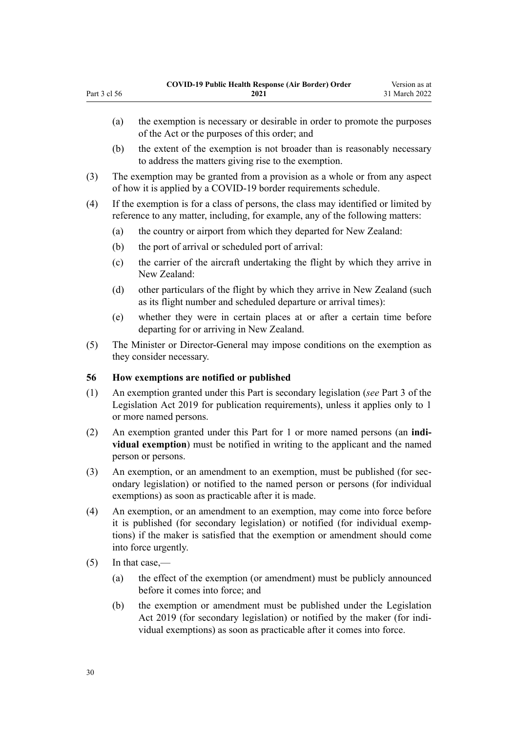(a) the exemption is necessary or desirable in order to promote the purposes of the Act or the purposes of this order; and

(b) the extent of the exemption is not broader than is reasonably necessary to address the matters giving rise to the exemption.

(3) The exemption may be granted from a provision as a whole or from any aspect of how it is applied by a COVID-19 border requirements schedule.

(4) If the exemption is for a class of persons, the class may identified or limited by reference to any matter, including, for example, any of the following matters:

(a) the country or airport from which they departed for New Zealand:

(b) the port of arrival or scheduled port of arrival:

(c) the carrier of the aircraft undertaking the flight by which they arrive in New Zealand:

(d) other particulars of the flight by which they arrive in New Zealand (such as its flight number and scheduled departure or arrival times):

(e) whether they were in certain places at or after a certain time before departing for or arriving in New Zealand.

(5) The Minister or Director-General may impose conditions on the exemption as they consider necessary.

### 56 How exemptions are notified or published

(1) An exemption granted under this Part is secondary legislation (*see* Part 3 of the Legislation Act 2019 for publication requirements), unless it applies only to 1 or more named persons.

(2) An exemption granted under this Part for 1 or more named persons (an **individual exemption**) must be notified in writing to the applicant and the named person or persons.

(3) An exemption, or an amendment to an exemption, must be published (for secondary legislation) or notified to the named person or persons (for individual exemptions) as soon as practicable after it is made.

(4) An exemption, or an amendment to an exemption, may come into force before it is published (for secondary legislation) or notified (for individual exemptions) if the maker is satisfied that the exemption or amendment should come into force urgently.

(5) In that case,—

(a) the effect of the exemption (or amendment) must be publicly announced before it comes into force; and

(b) the exemption or amendment must be published under the Legislation Act 2019 (for secondary legislation) or notified by the maker (for individual exemptions) as soon as practicable after it comes into force.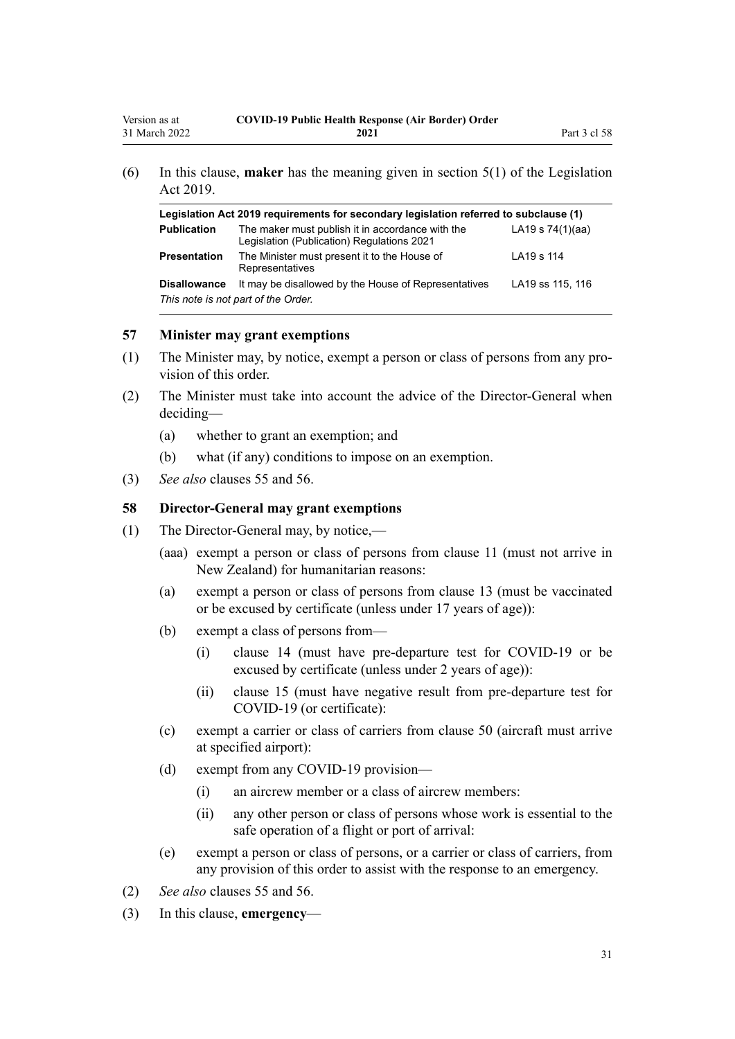(6) In this clause, **maker** has the meaning given in section 5(1) of the Legislation Act 2019.

| Legislation Act 2019 requirements for secondary legislation referred to subclause (1) | | |
|---|---|---|
| **Publication** | The maker must publish it in accordance with the Legislation (Publication) Regulations 2021 | LA19 s 74(1)(aa) |
| **Presentation** | The Minister must present it to the House of Representatives | LA19 s 114 |
| **Disallowance** | It may be disallowed by the House of Representatives | LA19 ss 115, 116 |

*This note is not part of the Order.*

### 57 Minister may grant exemptions

(1) The Minister may, by notice, exempt a person or class of persons from any provision of this order.

(2) The Minister must take into account the advice of the Director-General when deciding—

- (a) whether to grant an exemption; and
- (b) what (if any) conditions to impose on an exemption.

(3) *See also* clauses 55 and 56.

### 58 Director-General may grant exemptions

(1) The Director-General may, by notice,—

- (aaa) exempt a person or class of persons from clause 11 (must not arrive in New Zealand) for humanitarian reasons:
- (a) exempt a person or class of persons from clause 13 (must be vaccinated or be excused by certificate (unless under 17 years of age)):
- (b) exempt a class of persons from—
  - (i) clause 14 (must have pre-departure test for COVID-19 or be excused by certificate (unless under 2 years of age)):
  - (ii) clause 15 (must have negative result from pre-departure test for COVID-19 (or certificate):
- (c) exempt a carrier or class of carriers from clause 50 (aircraft must arrive at specified airport):
- (d) exempt from any COVID-19 provision—
  - (i) an aircrew member or a class of aircrew members:
  - (ii) any other person or class of persons whose work is essential to the safe operation of a flight or port of arrival:
- (e) exempt a person or class of persons, or a carrier or class of carriers, from any provision of this order to assist with the response to an emergency.

(2) *See also* clauses 55 and 56.

(3) In this clause, **emergency**—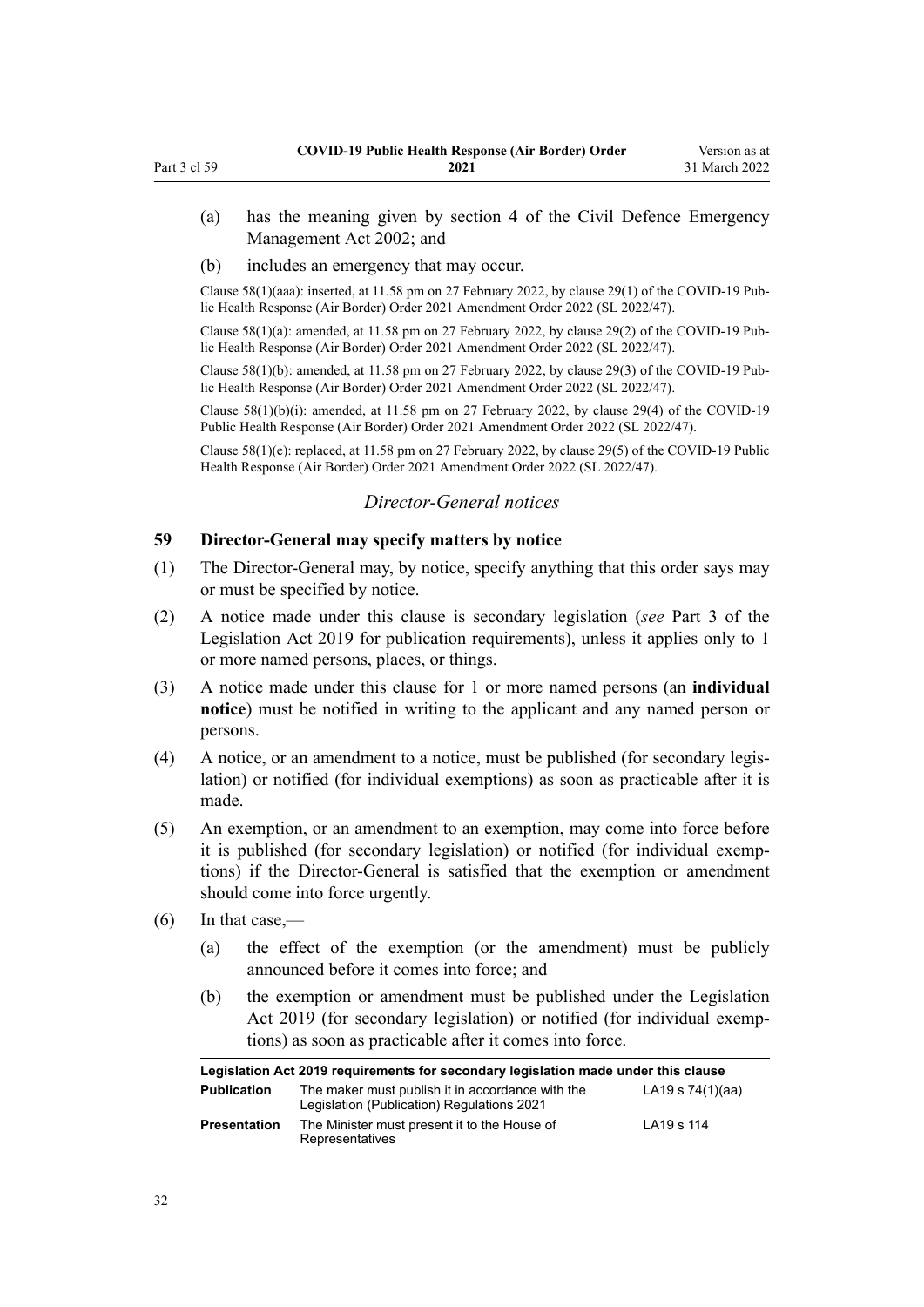(a) has the meaning given by section 4 of the Civil Defence Emergency Management Act 2002; and

(b) includes an emergency that may occur.

Clause 58(1)(aaa): inserted, at 11.58 pm on 27 February 2022, by clause 29(1) of the COVID-19 Public Health Response (Air Border) Order 2021 Amendment Order 2022 (SL 2022/47).

Clause 58(1)(a): amended, at 11.58 pm on 27 February 2022, by clause 29(2) of the COVID-19 Public Health Response (Air Border) Order 2021 Amendment Order 2022 (SL 2022/47).

Clause 58(1)(b): amended, at 11.58 pm on 27 February 2022, by clause 29(3) of the COVID-19 Public Health Response (Air Border) Order 2021 Amendment Order 2022 (SL 2022/47).

Clause 58(1)(b)(i): amended, at 11.58 pm on 27 February 2022, by clause 29(4) of the COVID-19 Public Health Response (Air Border) Order 2021 Amendment Order 2022 (SL 2022/47).

Clause 58(1)(e): replaced, at 11.58 pm on 27 February 2022, by clause 29(5) of the COVID-19 Public Health Response (Air Border) Order 2021 Amendment Order 2022 (SL 2022/47).

### *Director-General notices*

### 59 Director-General may specify matters by notice

(1) The Director-General may, by notice, specify anything that this order says may or must be specified by notice.

(2) A notice made under this clause is secondary legislation (*see* Part 3 of the Legislation Act 2019 for publication requirements), unless it applies only to 1 or more named persons, places, or things.

(3) A notice made under this clause for 1 or more named persons (an **individual notice**) must be notified in writing to the applicant and any named person or persons.

(4) A notice, or an amendment to a notice, must be published (for secondary legislation) or notified (for individual exemptions) as soon as practicable after it is made.

(5) An exemption, or an amendment to an exemption, may come into force before it is published (for secondary legislation) or notified (for individual exemptions) if the Director-General is satisfied that the exemption or amendment should come into force urgently.

(6) In that case,—

(a) the effect of the exemption (or the amendment) must be publicly announced before it comes into force; and

(b) the exemption or amendment must be published under the Legislation Act 2019 (for secondary legislation) or notified (for individual exemptions) as soon as practicable after it comes into force.

| Legislation Act 2019 requirements for secondary legislation made under this clause | | |
|---|---|---|
| **Publication** | The maker must publish it in accordance with the Legislation (Publication) Regulations 2021 | LA19 s 74(1)(aa) |
| **Presentation** | The Minister must present it to the House of Representatives | LA19 s 114 |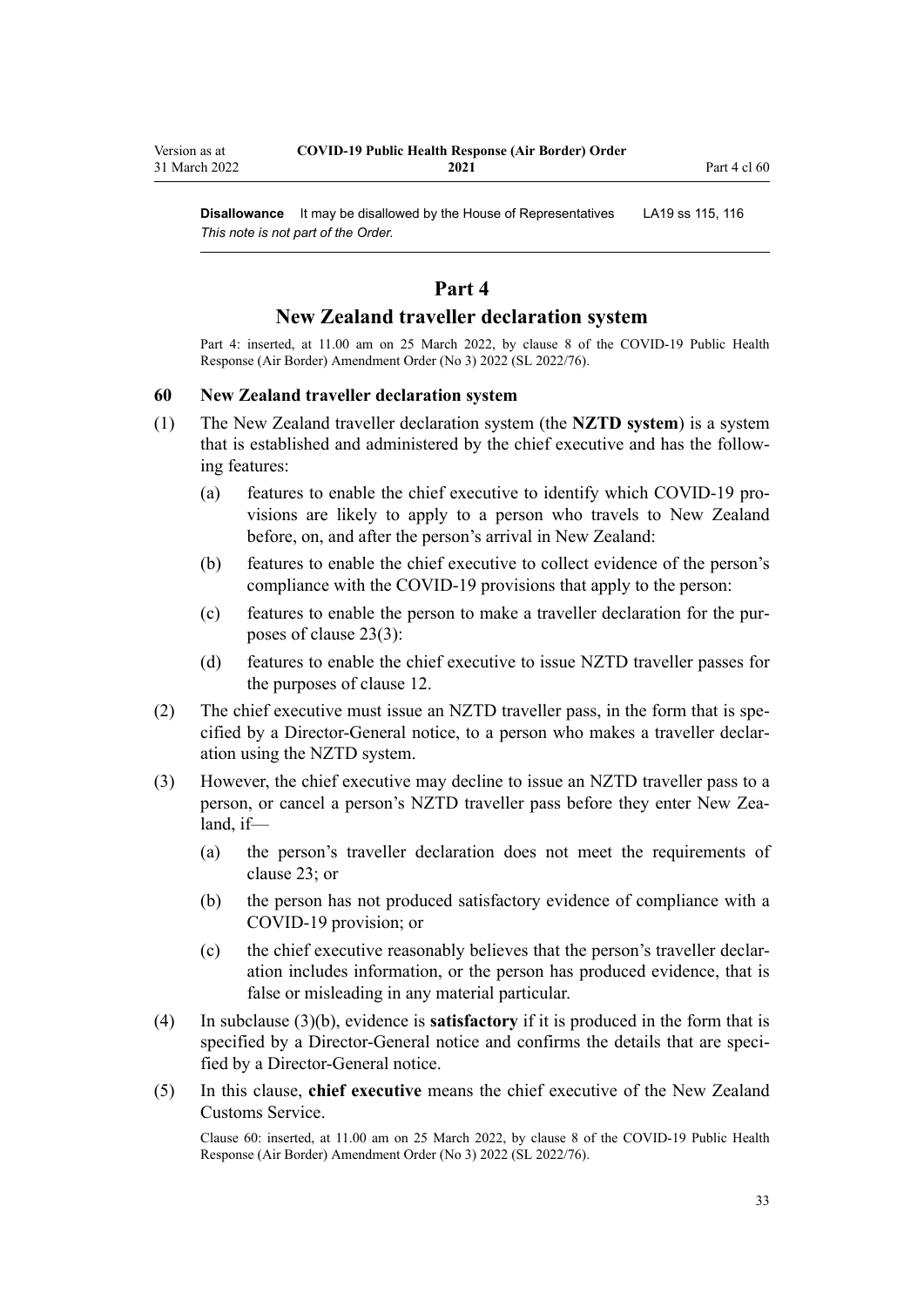**Disallowance** It may be disallowed by the House of Representatives LA19 ss 115, 116
*This note is not part of the Order.*

## Part 4
## New Zealand traveller declaration system

Part 4: inserted, at 11.00 am on 25 March 2022, by clause 8 of the COVID-19 Public Health Response (Air Border) Amendment Order (No 3) 2022 (SL 2022/76).

### 60 New Zealand traveller declaration system

(1) The New Zealand traveller declaration system (the **NZTD system**) is a system that is established and administered by the chief executive and has the following features:

   (a) features to enable the chief executive to identify which COVID-19 provisions are likely to apply to a person who travels to New Zealand before, on, and after the person's arrival in New Zealand:

   (b) features to enable the chief executive to collect evidence of the person's compliance with the COVID-19 provisions that apply to the person:

   (c) features to enable the person to make a traveller declaration for the purposes of clause 23(3):

   (d) features to enable the chief executive to issue NZTD traveller passes for the purposes of clause 12.

(2) The chief executive must issue an NZTD traveller pass, in the form that is specified by a Director-General notice, to a person who makes a traveller declaration using the NZTD system.

(3) However, the chief executive may decline to issue an NZTD traveller pass to a person, or cancel a person's NZTD traveller pass before they enter New Zealand, if—

   (a) the person's traveller declaration does not meet the requirements of clause 23; or

   (b) the person has not produced satisfactory evidence of compliance with a COVID-19 provision; or

   (c) the chief executive reasonably believes that the person's traveller declaration includes information, or the person has produced evidence, that is false or misleading in any material particular.

(4) In subclause (3)(b), evidence is **satisfactory** if it is produced in the form that is specified by a Director-General notice and confirms the details that are specified by a Director-General notice.

(5) In this clause, **chief executive** means the chief executive of the New Zealand Customs Service.

Clause 60: inserted, at 11.00 am on 25 March 2022, by clause 8 of the COVID-19 Public Health Response (Air Border) Amendment Order (No 3) 2022 (SL 2022/76).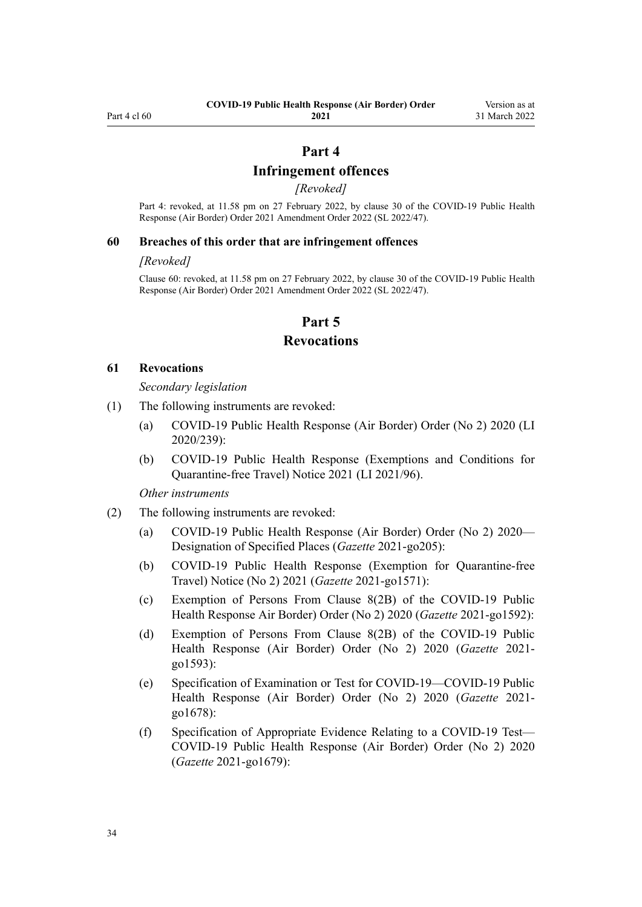# Part 4
# Infringement offences

*[Revoked]*

Part 4: revoked, at 11.58 pm on 27 February 2022, by clause 30 of the COVID-19 Public Health Response (Air Border) Order 2021 Amendment Order 2022 (SL 2022/47).

### 60 Breaches of this order that are infringement offences

*[Revoked]*

Clause 60: revoked, at 11.58 pm on 27 February 2022, by clause 30 of the COVID-19 Public Health Response (Air Border) Order 2021 Amendment Order 2022 (SL 2022/47).

# Part 5
# Revocations

### 61 Revocations

*Secondary legislation*

(1) The following instruments are revoked:

  (a) COVID-19 Public Health Response (Air Border) Order (No 2) 2020 (LI 2020/239):

  (b) COVID-19 Public Health Response (Exemptions and Conditions for Quarantine-free Travel) Notice 2021 (LI 2021/96).

*Other instruments*

(2) The following instruments are revoked:

  (a) COVID-19 Public Health Response (Air Border) Order (No 2) 2020—Designation of Specified Places (*Gazette* 2021-go205):

  (b) COVID-19 Public Health Response (Exemption for Quarantine-free Travel) Notice (No 2) 2021 (*Gazette* 2021-go1571):

  (c) Exemption of Persons From Clause 8(2B) of the COVID-19 Public Health Response Air Border) Order (No 2) 2020 (*Gazette* 2021-go1592):

  (d) Exemption of Persons From Clause 8(2B) of the COVID-19 Public Health Response (Air Border) Order (No 2) 2020 (*Gazette* 2021-go1593):

  (e) Specification of Examination or Test for COVID-19—COVID-19 Public Health Response (Air Border) Order (No 2) 2020 (*Gazette* 2021-go1678):

  (f) Specification of Appropriate Evidence Relating to a COVID-19 Test—COVID-19 Public Health Response (Air Border) Order (No 2) 2020 (*Gazette* 2021-go1679):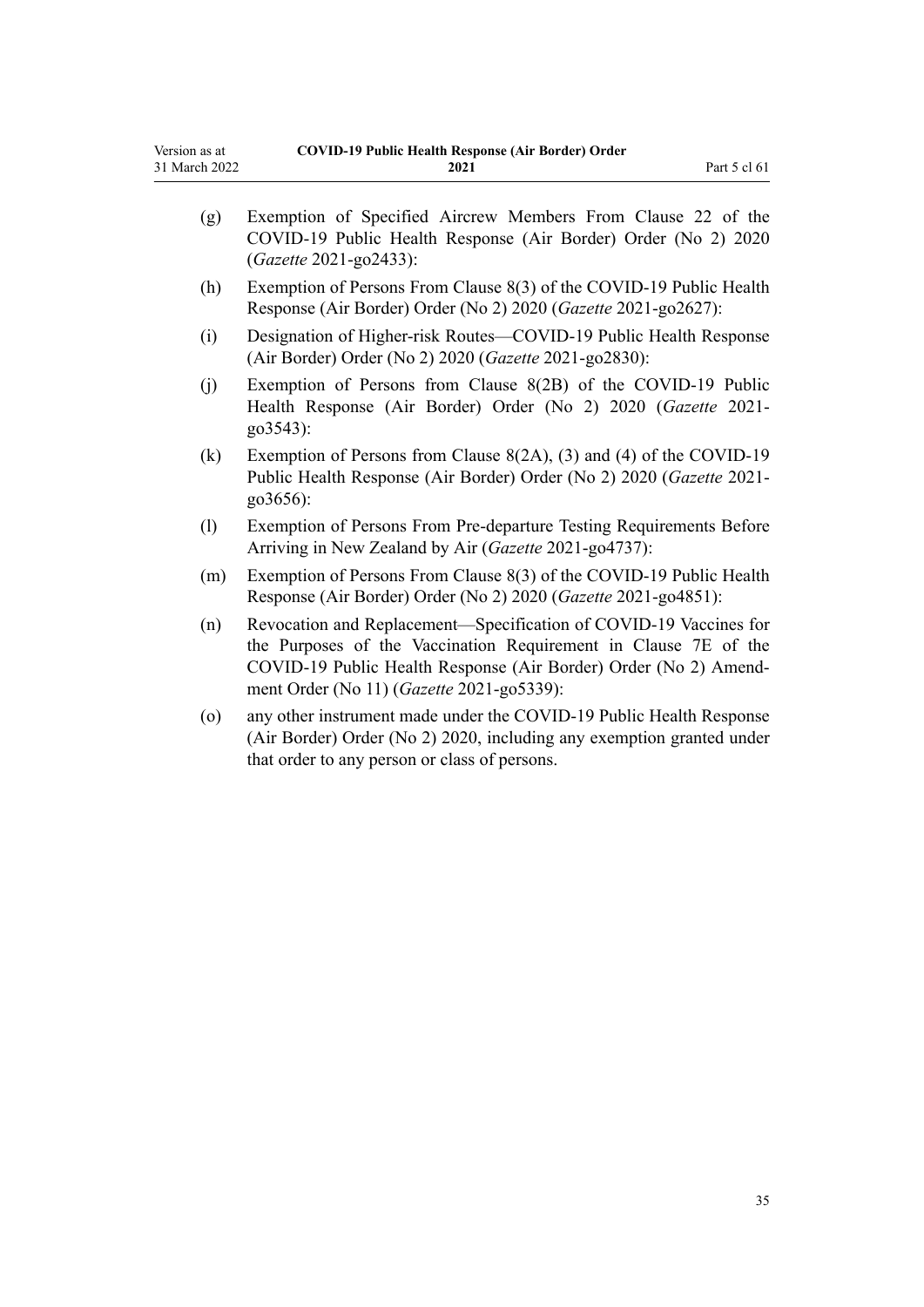(g) Exemption of Specified Aircrew Members From Clause 22 of the COVID-19 Public Health Response (Air Border) Order (No 2) 2020 (*Gazette* 2021-go2433):

(h) Exemption of Persons From Clause 8(3) of the COVID-19 Public Health Response (Air Border) Order (No 2) 2020 (*Gazette* 2021-go2627):

(i) Designation of Higher-risk Routes—COVID-19 Public Health Response (Air Border) Order (No 2) 2020 (*Gazette* 2021-go2830):

(j) Exemption of Persons from Clause 8(2B) of the COVID-19 Public Health Response (Air Border) Order (No 2) 2020 (*Gazette* 2021-go3543):

(k) Exemption of Persons from Clause 8(2A), (3) and (4) of the COVID-19 Public Health Response (Air Border) Order (No 2) 2020 (*Gazette* 2021-go3656):

(l) Exemption of Persons From Pre-departure Testing Requirements Before Arriving in New Zealand by Air (*Gazette* 2021-go4737):

(m) Exemption of Persons From Clause 8(3) of the COVID-19 Public Health Response (Air Border) Order (No 2) 2020 (*Gazette* 2021-go4851):

(n) Revocation and Replacement—Specification of COVID-19 Vaccines for the Purposes of the Vaccination Requirement in Clause 7E of the COVID-19 Public Health Response (Air Border) Order (No 2) Amendment Order (No 11) (*Gazette* 2021-go5339):

(o) any other instrument made under the COVID-19 Public Health Response (Air Border) Order (No 2) 2020, including any exemption granted under that order to any person or class of persons.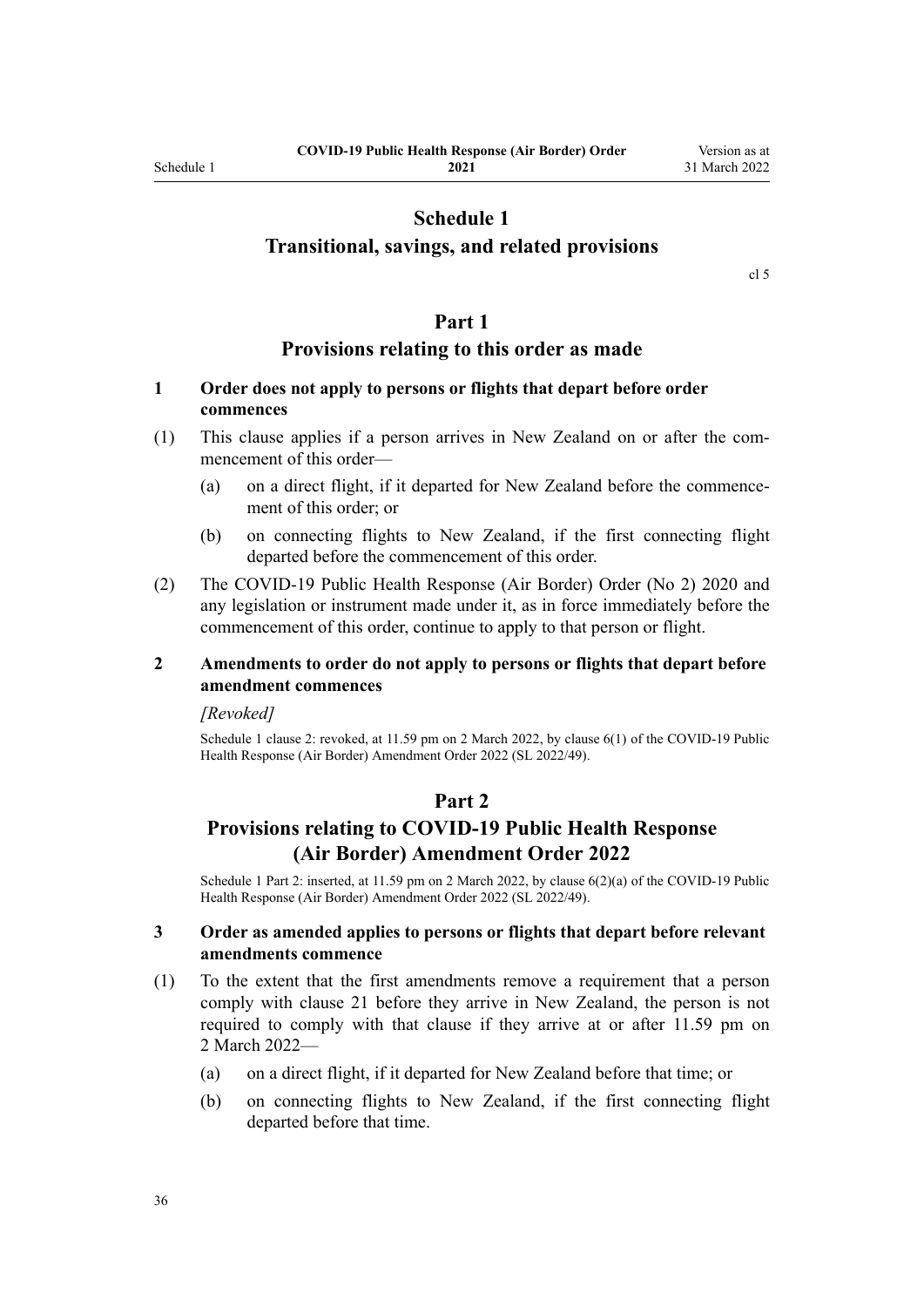# Schedule 1
# Transitional, savings, and related provisions

cl 5

## Part 1
## Provisions relating to this order as made

### 1 Order does not apply to persons or flights that depart before order commences

(1) This clause applies if a person arrives in New Zealand on or after the commencement of this order—

(a) on a direct flight, if it departed for New Zealand before the commencement of this order; or

(b) on connecting flights to New Zealand, if the first connecting flight departed before the commencement of this order.

(2) The COVID-19 Public Health Response (Air Border) Order (No 2) 2020 and any legislation or instrument made under it, as in force immediately before the commencement of this order, continue to apply to that person or flight.

### 2 Amendments to order do not apply to persons or flights that depart before amendment commences

*[Revoked]*

Schedule 1 clause 2: revoked, at 11.59 pm on 2 March 2022, by clause 6(1) of the COVID-19 Public Health Response (Air Border) Amendment Order 2022 (SL 2022/49).

## Part 2
## Provisions relating to COVID-19 Public Health Response (Air Border) Amendment Order 2022

Schedule 1 Part 2: inserted, at 11.59 pm on 2 March 2022, by clause 6(2)(a) of the COVID-19 Public Health Response (Air Border) Amendment Order 2022 (SL 2022/49).

### 3 Order as amended applies to persons or flights that depart before relevant amendments commence

(1) To the extent that the first amendments remove a requirement that a person comply with clause 21 before they arrive in New Zealand, the person is not required to comply with that clause if they arrive at or after 11.59 pm on 2 March 2022—

(a) on a direct flight, if it departed for New Zealand before that time; or

(b) on connecting flights to New Zealand, if the first connecting flight departed before that time.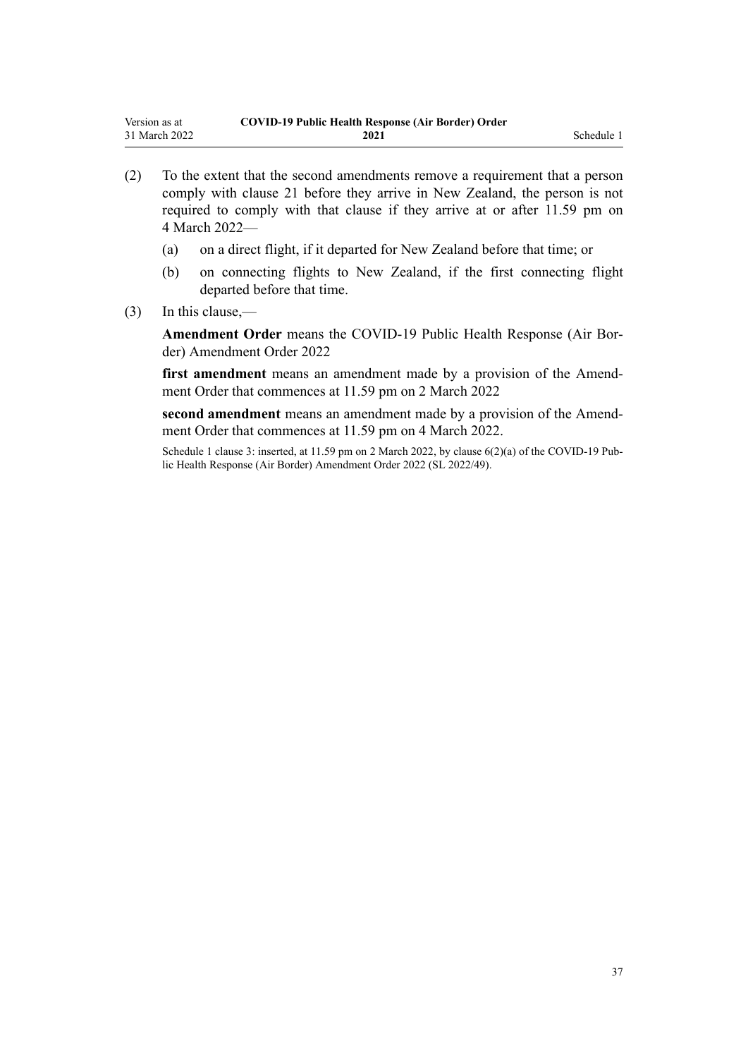(2) To the extent that the second amendments remove a requirement that a person comply with clause 21 before they arrive in New Zealand, the person is not required to comply with that clause if they arrive at or after 11.59 pm on 4 March 2022—

(a) on a direct flight, if it departed for New Zealand before that time; or

(b) on connecting flights to New Zealand, if the first connecting flight departed before that time.

(3) In this clause,—

**Amendment Order** means the COVID-19 Public Health Response (Air Border) Amendment Order 2022

**first amendment** means an amendment made by a provision of the Amendment Order that commences at 11.59 pm on 2 March 2022

**second amendment** means an amendment made by a provision of the Amendment Order that commences at 11.59 pm on 4 March 2022.

Schedule 1 clause 3: inserted, at 11.59 pm on 2 March 2022, by clause 6(2)(a) of the COVID-19 Public Health Response (Air Border) Amendment Order 2022 (SL 2022/49).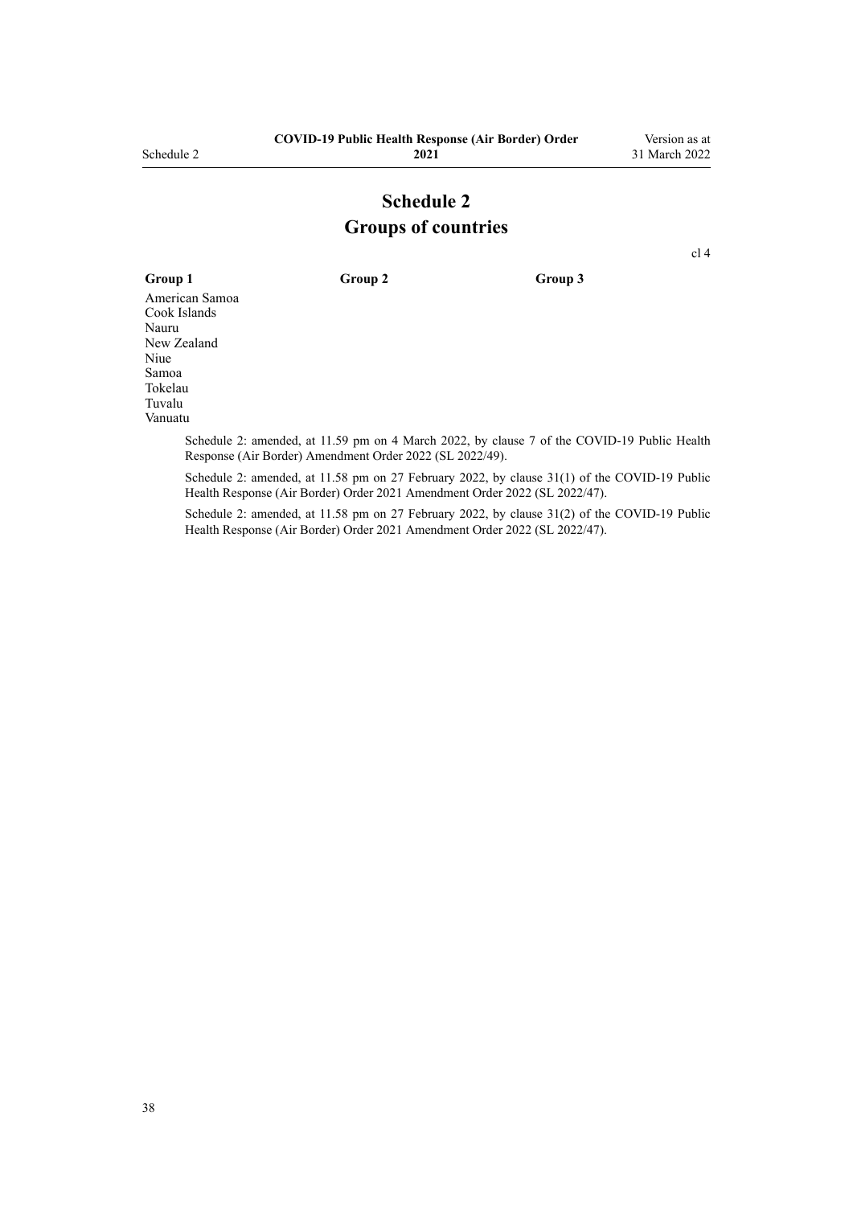# Schedule 2
## Groups of countries

cl 4

| Group 1 | Group 2 | Group 3 |
|---|---|---|
| American Samoa | | |
| Cook Islands | | |
| Nauru | | |
| New Zealand | | |
| Niue | | |
| Samoa | | |
| Tokelau | | |
| Tuvalu | | |
| Vanuatu | | |

Schedule 2: amended, at 11.59 pm on 4 March 2022, by clause 7 of the COVID-19 Public Health Response (Air Border) Amendment Order 2022 (SL 2022/49).

Schedule 2: amended, at 11.58 pm on 27 February 2022, by clause 31(1) of the COVID-19 Public Health Response (Air Border) Order 2021 Amendment Order 2022 (SL 2022/47).

Schedule 2: amended, at 11.58 pm on 27 February 2022, by clause 31(2) of the COVID-19 Public Health Response (Air Border) Order 2021 Amendment Order 2022 (SL 2022/47).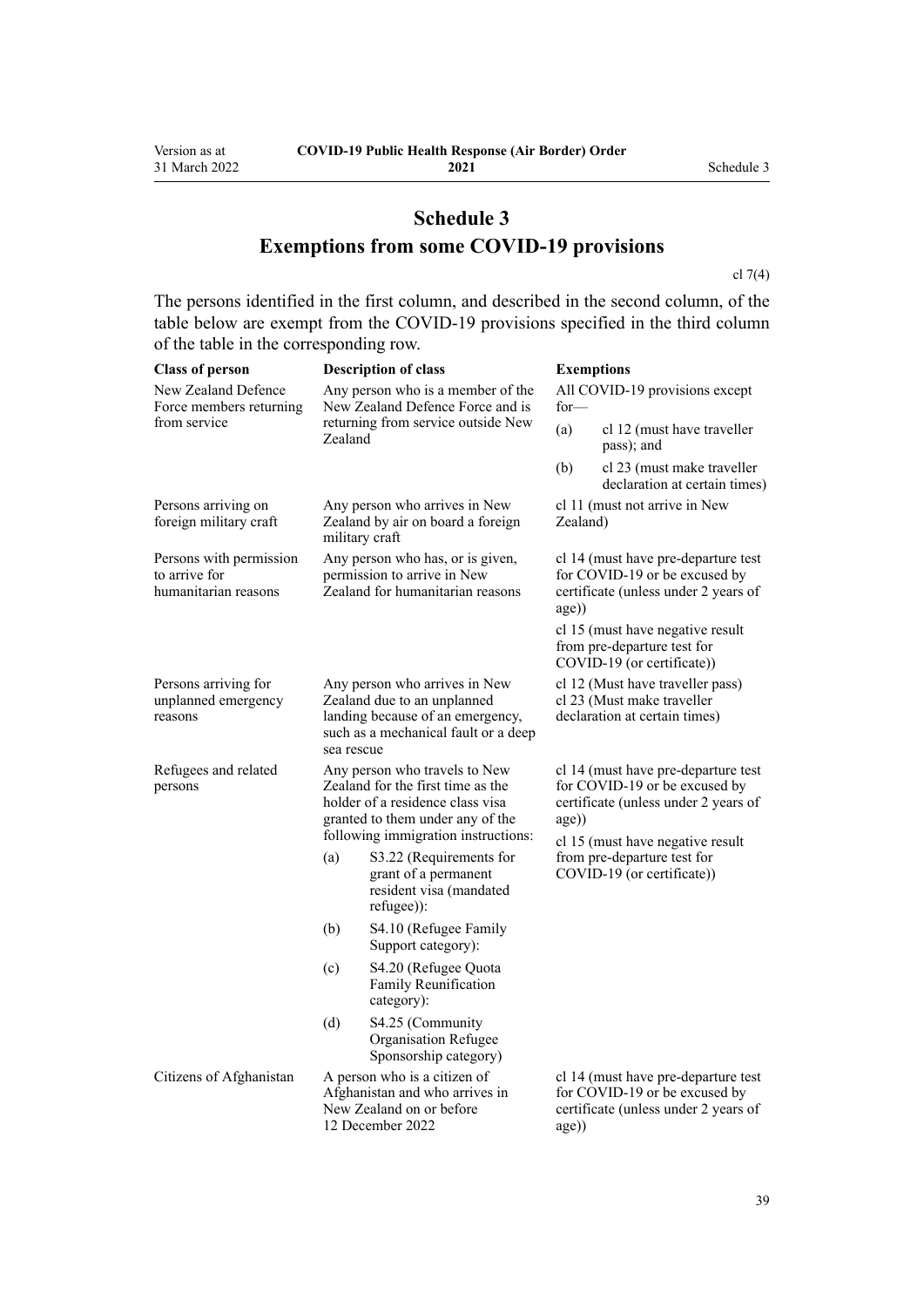# Schedule 3

## Exemptions from some COVID-19 provisions

cl 7(4)

The persons identified in the first column, and described in the second column, of the table below are exempt from the COVID-19 provisions specified in the third column of the table in the corresponding row.

| Class of person | Description of class | Exemptions |
|---|---|---|
| New Zealand Defence Force members returning from service | Any person who is a member of the New Zealand Defence Force and is returning from service outside New Zealand | All COVID-19 provisions except for— (a) cl 12 (must have traveller pass); and (b) cl 23 (must make traveller declaration at certain times) |
| Persons arriving on foreign military craft | Any person who arrives in New Zealand by air on board a foreign military craft | cl 11 (must not arrive in New Zealand) |
| Persons with permission to arrive for humanitarian reasons | Any person who has, or is given, permission to arrive in New Zealand for humanitarian reasons | cl 14 (must have pre-departure test for COVID-19 or be excused by certificate (unless under 2 years of age)) cl 15 (must have negative result from pre-departure test for COVID-19 (or certificate)) |
| Persons arriving for unplanned emergency reasons | Any person who arrives in New Zealand due to an unplanned landing because of an emergency, such as a mechanical fault or a deep sea rescue | cl 12 (Must have traveller pass) cl 23 (Must make traveller declaration at certain times) |
| Refugees and related persons | Any person who travels to New Zealand for the first time as the holder of a residence class visa granted to them under any of the following immigration instructions: (a) S3.22 (Requirements for grant of a permanent resident visa (mandated refugee)): (b) S4.10 (Refugee Family Support category): (c) S4.20 (Refugee Quota Family Reunification category): (d) S4.25 (Community Organisation Refugee Sponsorship category) | cl 14 (must have pre-departure test for COVID-19 or be excused by certificate (unless under 2 years of age)) cl 15 (must have negative result from pre-departure test for COVID-19 (or certificate)) |
| Citizens of Afghanistan | A person who is a citizen of Afghanistan and who arrives in New Zealand on or before 12 December 2022 | cl 14 (must have pre-departure test for COVID-19 or be excused by certificate (unless under 2 years of age)) |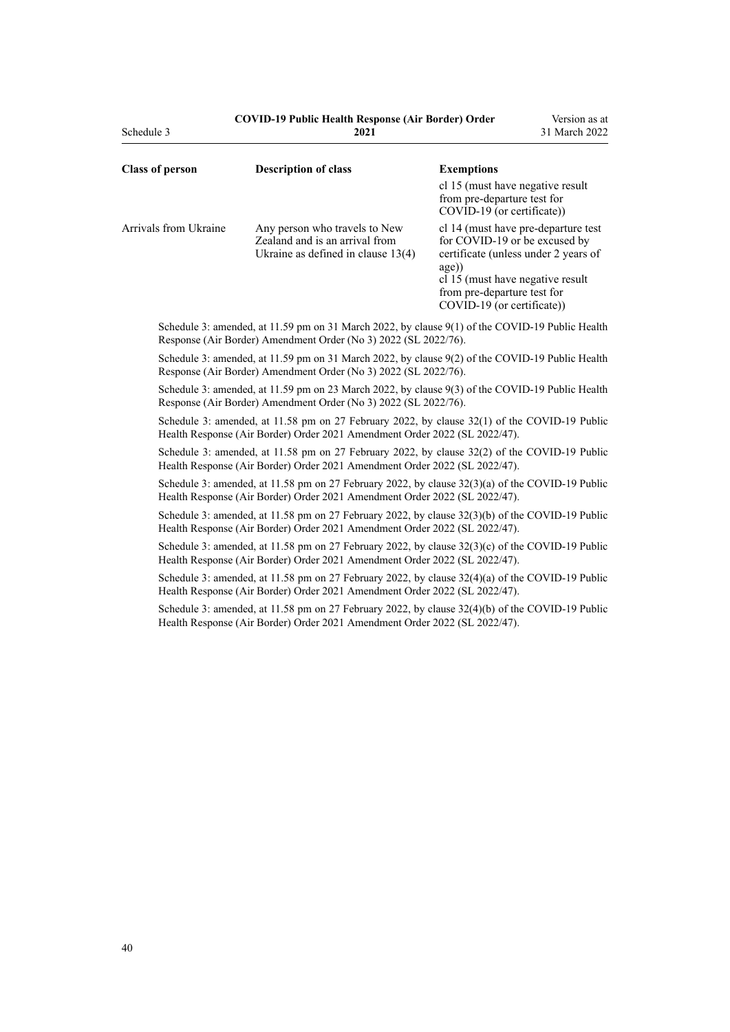| Class of person | Description of class | Exemptions |
|---|---|---|
| | | cl 15 (must have negative result from pre-departure test for COVID-19 (or certificate)) |
| Arrivals from Ukraine | Any person who travels to New Zealand and is an arrival from Ukraine as defined in clause 13(4) | cl 14 (must have pre-departure test for COVID-19 or be excused by certificate (unless under 2 years of age)) cl 15 (must have negative result from pre-departure test for COVID-19 (or certificate)) |

Schedule 3: amended, at 11.59 pm on 31 March 2022, by clause 9(1) of the COVID-19 Public Health Response (Air Border) Amendment Order (No 3) 2022 (SL 2022/76).

Schedule 3: amended, at 11.59 pm on 31 March 2022, by clause 9(2) of the COVID-19 Public Health Response (Air Border) Amendment Order (No 3) 2022 (SL 2022/76).

Schedule 3: amended, at 11.59 pm on 23 March 2022, by clause 9(3) of the COVID-19 Public Health Response (Air Border) Amendment Order (No 3) 2022 (SL 2022/76).

Schedule 3: amended, at 11.58 pm on 27 February 2022, by clause 32(1) of the COVID-19 Public Health Response (Air Border) Order 2021 Amendment Order 2022 (SL 2022/47).

Schedule 3: amended, at 11.58 pm on 27 February 2022, by clause 32(2) of the COVID-19 Public Health Response (Air Border) Order 2021 Amendment Order 2022 (SL 2022/47).

Schedule 3: amended, at 11.58 pm on 27 February 2022, by clause 32(3)(a) of the COVID-19 Public Health Response (Air Border) Order 2021 Amendment Order 2022 (SL 2022/47).

Schedule 3: amended, at 11.58 pm on 27 February 2022, by clause 32(3)(b) of the COVID-19 Public Health Response (Air Border) Order 2021 Amendment Order 2022 (SL 2022/47).

Schedule 3: amended, at 11.58 pm on 27 February 2022, by clause 32(3)(c) of the COVID-19 Public Health Response (Air Border) Order 2021 Amendment Order 2022 (SL 2022/47).

Schedule 3: amended, at 11.58 pm on 27 February 2022, by clause 32(4)(a) of the COVID-19 Public Health Response (Air Border) Order 2021 Amendment Order 2022 (SL 2022/47).

Schedule 3: amended, at 11.58 pm on 27 February 2022, by clause 32(4)(b) of the COVID-19 Public Health Response (Air Border) Order 2021 Amendment Order 2022 (SL 2022/47).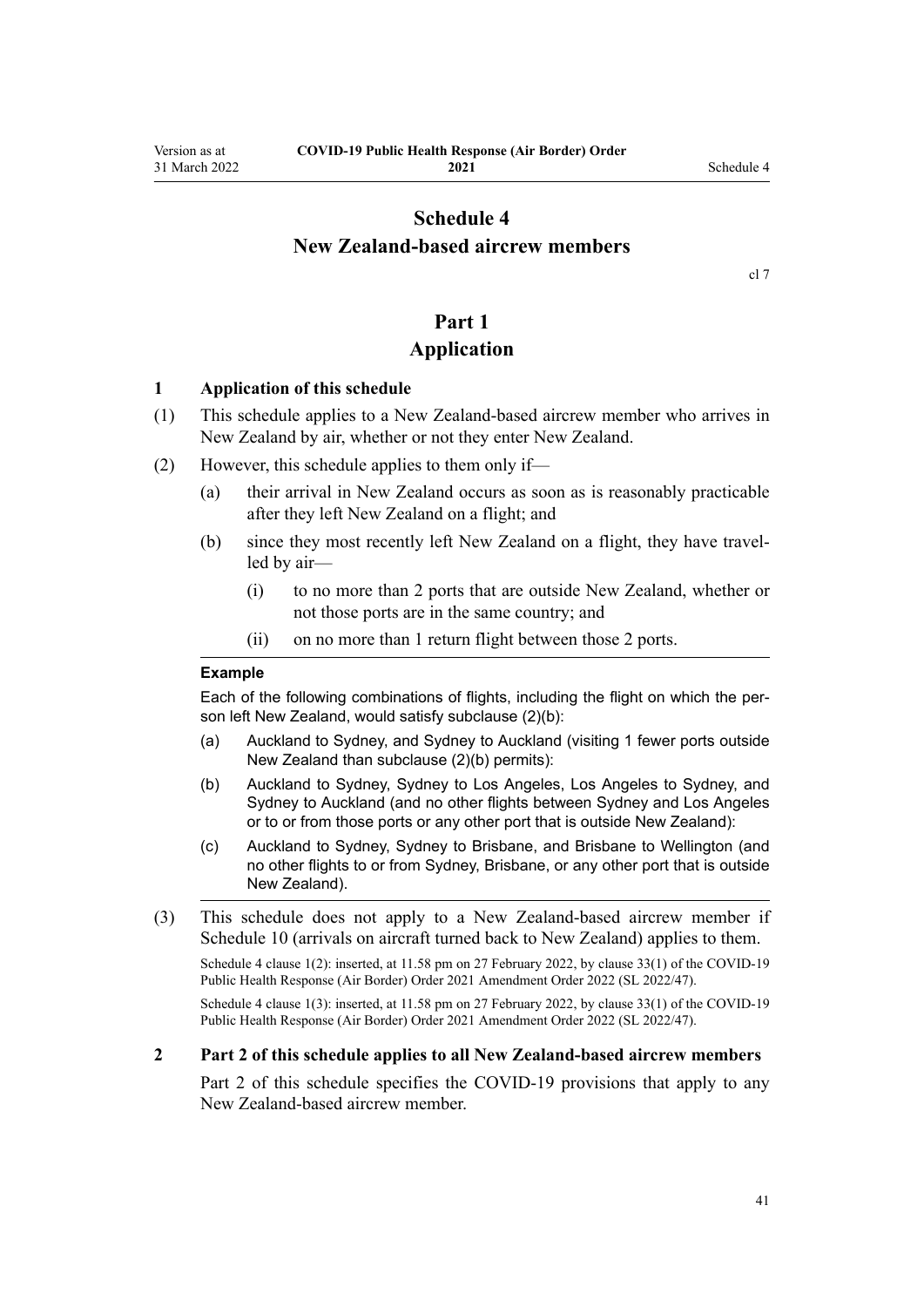# Schedule 4
# New Zealand-based aircrew members

cl 7

## Part 1
## Application

### 1 Application of this schedule

(1) This schedule applies to a New Zealand-based aircrew member who arrives in New Zealand by air, whether or not they enter New Zealand.

(2) However, this schedule applies to them only if—

   (a) their arrival in New Zealand occurs as soon as is reasonably practicable after they left New Zealand on a flight; and

   (b) since they most recently left New Zealand on a flight, they have travelled by air—

      (i) to no more than 2 ports that are outside New Zealand, whether or not those ports are in the same country; and

      (ii) on no more than 1 return flight between those 2 ports.

---

**Example**

Each of the following combinations of flights, including the flight on which the person left New Zealand, would satisfy subclause (2)(b):

(a) Auckland to Sydney, and Sydney to Auckland (visiting 1 fewer ports outside New Zealand than subclause (2)(b) permits):

(b) Auckland to Sydney, Sydney to Los Angeles, Los Angeles to Sydney, and Sydney to Auckland (and no other flights between Sydney and Los Angeles or to or from those ports or any other port that is outside New Zealand):

(c) Auckland to Sydney, Sydney to Brisbane, and Brisbane to Wellington (and no other flights to or from Sydney, Brisbane, or any other port that is outside New Zealand).

---

(3) This schedule does not apply to a New Zealand-based aircrew member if Schedule 10 (arrivals on aircraft turned back to New Zealand) applies to them.

Schedule 4 clause 1(2): inserted, at 11.58 pm on 27 February 2022, by clause 33(1) of the COVID-19 Public Health Response (Air Border) Order 2021 Amendment Order 2022 (SL 2022/47).

Schedule 4 clause 1(3): inserted, at 11.58 pm on 27 February 2022, by clause 33(1) of the COVID-19 Public Health Response (Air Border) Order 2021 Amendment Order 2022 (SL 2022/47).

### 2 Part 2 of this schedule applies to all New Zealand-based aircrew members

Part 2 of this schedule specifies the COVID-19 provisions that apply to any New Zealand-based aircrew member.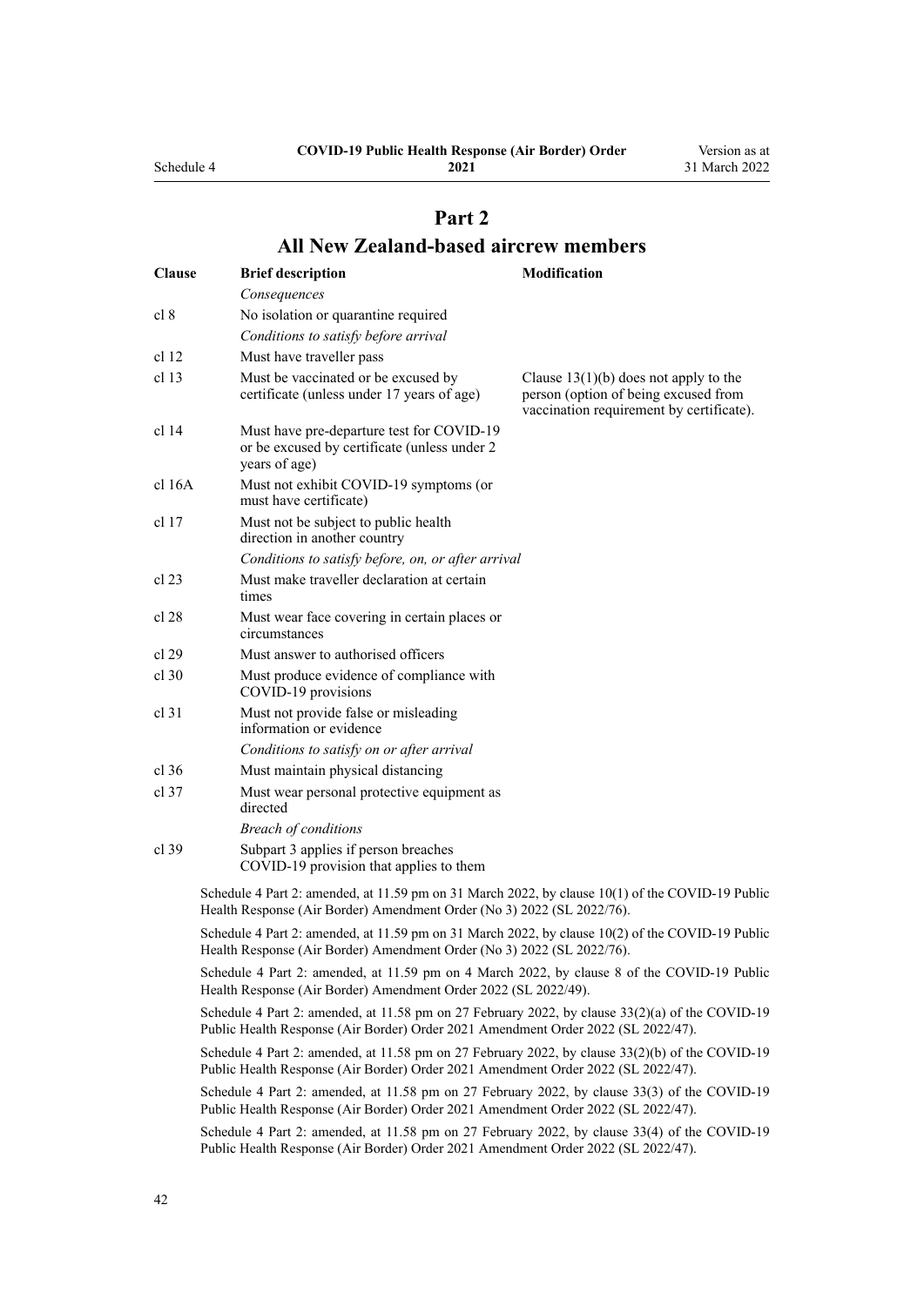# Part 2

## All New Zealand-based aircrew members

| Clause | Brief description | Modification |
|---|---|---|
| | *Consequences* | |
| cl 8 | No isolation or quarantine required | |
| | *Conditions to satisfy before arrival* | |
| cl 12 | Must have traveller pass | |
| cl 13 | Must be vaccinated or be excused by certificate (unless under 17 years of age) | Clause 13(1)(b) does not apply to the person (option of being excused from vaccination requirement by certificate). |
| cl 14 | Must have pre-departure test for COVID-19 or be excused by certificate (unless under 2 years of age) | |
| cl 16A | Must not exhibit COVID-19 symptoms (or must have certificate) | |
| cl 17 | Must not be subject to public health direction in another country | |
| | *Conditions to satisfy before, on, or after arrival* | |
| cl 23 | Must make traveller declaration at certain times | |
| cl 28 | Must wear face covering in certain places or circumstances | |
| cl 29 | Must answer to authorised officers | |
| cl 30 | Must produce evidence of compliance with COVID-19 provisions | |
| cl 31 | Must not provide false or misleading information or evidence | |
| | *Conditions to satisfy on or after arrival* | |
| cl 36 | Must maintain physical distancing | |
| cl 37 | Must wear personal protective equipment as directed | |
| | *Breach of conditions* | |
| cl 39 | Subpart 3 applies if person breaches COVID-19 provision that applies to them | |

Schedule 4 Part 2: amended, at 11.59 pm on 31 March 2022, by clause 10(1) of the COVID-19 Public Health Response (Air Border) Amendment Order (No 3) 2022 (SL 2022/76).

Schedule 4 Part 2: amended, at 11.59 pm on 31 March 2022, by clause 10(2) of the COVID-19 Public Health Response (Air Border) Amendment Order (No 3) 2022 (SL 2022/76).

Schedule 4 Part 2: amended, at 11.59 pm on 4 March 2022, by clause 8 of the COVID-19 Public Health Response (Air Border) Amendment Order 2022 (SL 2022/49).

Schedule 4 Part 2: amended, at 11.58 pm on 27 February 2022, by clause 33(2)(a) of the COVID-19 Public Health Response (Air Border) Order 2021 Amendment Order 2022 (SL 2022/47).

Schedule 4 Part 2: amended, at 11.58 pm on 27 February 2022, by clause 33(2)(b) of the COVID-19 Public Health Response (Air Border) Order 2021 Amendment Order 2022 (SL 2022/47).

Schedule 4 Part 2: amended, at 11.58 pm on 27 February 2022, by clause 33(3) of the COVID-19 Public Health Response (Air Border) Order 2021 Amendment Order 2022 (SL 2022/47).

Schedule 4 Part 2: amended, at 11.58 pm on 27 February 2022, by clause 33(4) of the COVID-19 Public Health Response (Air Border) Order 2021 Amendment Order 2022 (SL 2022/47).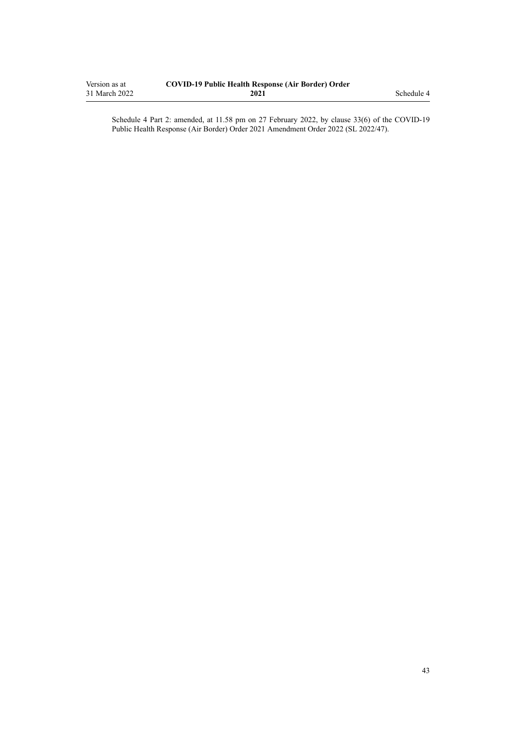Schedule 4 Part 2: amended, at 11.58 pm on 27 February 2022, by clause 33(6) of the COVID-19 Public Health Response (Air Border) Order 2021 Amendment Order 2022 (SL 2022/47).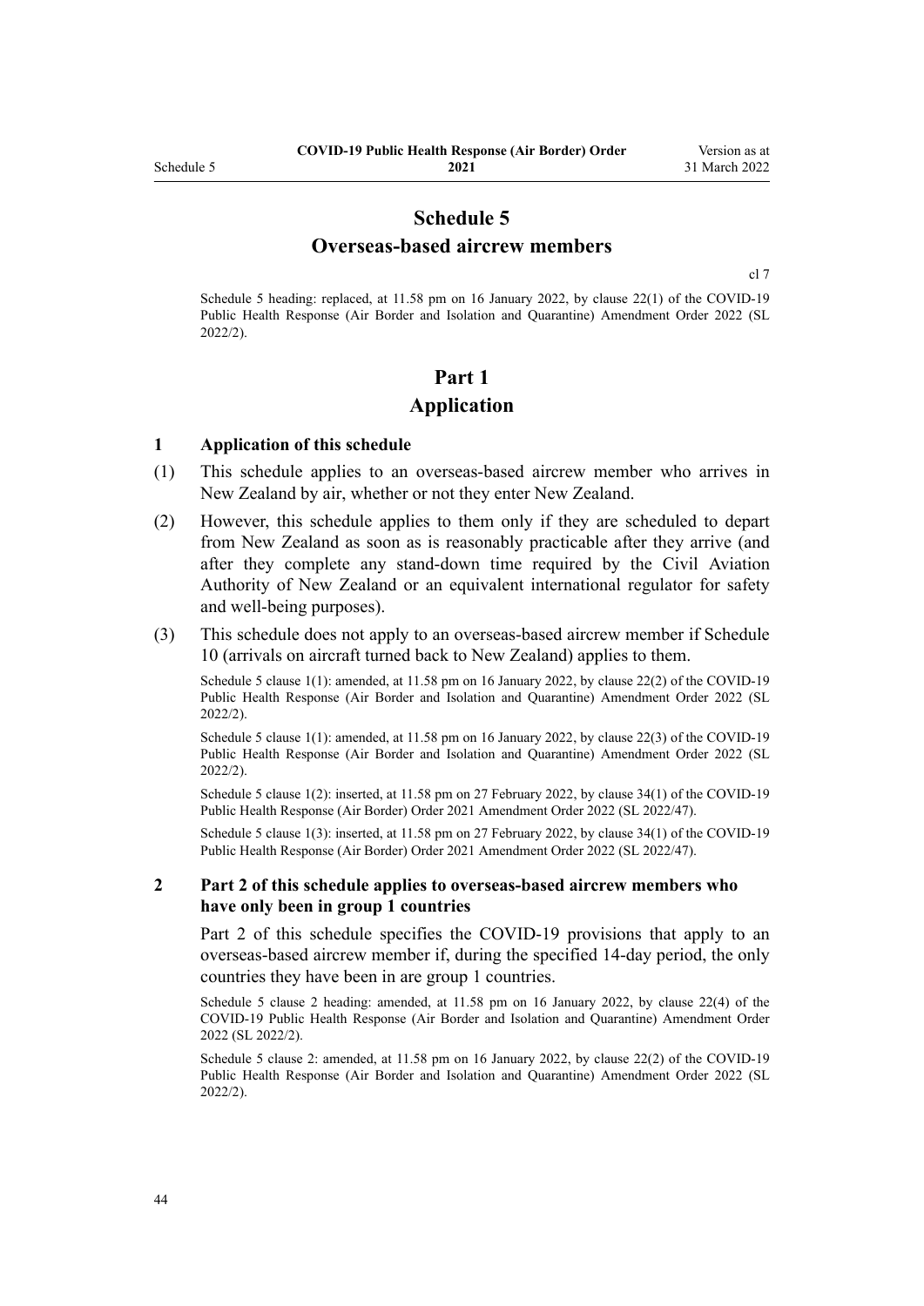# Schedule 5
# Overseas-based aircrew members

cl 7

Schedule 5 heading: replaced, at 11.58 pm on 16 January 2022, by clause 22(1) of the COVID-19 Public Health Response (Air Border and Isolation and Quarantine) Amendment Order 2022 (SL 2022/2).

## Part 1
## Application

### 1 Application of this schedule

(1) This schedule applies to an overseas-based aircrew member who arrives in New Zealand by air, whether or not they enter New Zealand.

(2) However, this schedule applies to them only if they are scheduled to depart from New Zealand as soon as is reasonably practicable after they arrive (and after they complete any stand-down time required by the Civil Aviation Authority of New Zealand or an equivalent international regulator for safety and well-being purposes).

(3) This schedule does not apply to an overseas-based aircrew member if Schedule 10 (arrivals on aircraft turned back to New Zealand) applies to them.

Schedule 5 clause 1(1): amended, at 11.58 pm on 16 January 2022, by clause 22(2) of the COVID-19 Public Health Response (Air Border and Isolation and Quarantine) Amendment Order 2022 (SL 2022/2).

Schedule 5 clause 1(1): amended, at 11.58 pm on 16 January 2022, by clause 22(3) of the COVID-19 Public Health Response (Air Border and Isolation and Quarantine) Amendment Order 2022 (SL 2022/2).

Schedule 5 clause 1(2): inserted, at 11.58 pm on 27 February 2022, by clause 34(1) of the COVID-19 Public Health Response (Air Border) Order 2021 Amendment Order 2022 (SL 2022/47).

Schedule 5 clause 1(3): inserted, at 11.58 pm on 27 February 2022, by clause 34(1) of the COVID-19 Public Health Response (Air Border) Order 2021 Amendment Order 2022 (SL 2022/47).

### 2 Part 2 of this schedule applies to overseas-based aircrew members who have only been in group 1 countries

Part 2 of this schedule specifies the COVID-19 provisions that apply to an overseas-based aircrew member if, during the specified 14-day period, the only countries they have been in are group 1 countries.

Schedule 5 clause 2 heading: amended, at 11.58 pm on 16 January 2022, by clause 22(4) of the COVID-19 Public Health Response (Air Border and Isolation and Quarantine) Amendment Order 2022 (SL 2022/2).

Schedule 5 clause 2: amended, at 11.58 pm on 16 January 2022, by clause 22(2) of the COVID-19 Public Health Response (Air Border and Isolation and Quarantine) Amendment Order 2022 (SL 2022/2).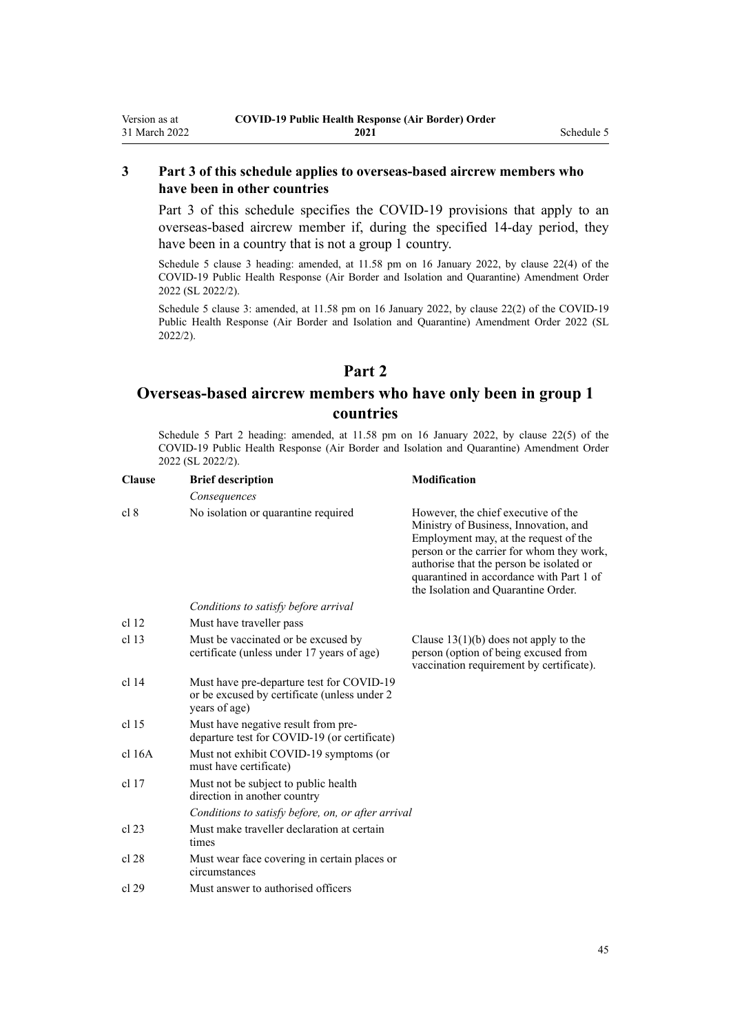### 3 Part 3 of this schedule applies to overseas-based aircrew members who have been in other countries

Part 3 of this schedule specifies the COVID-19 provisions that apply to an overseas-based aircrew member if, during the specified 14-day period, they have been in a country that is not a group 1 country.

Schedule 5 clause 3 heading: amended, at 11.58 pm on 16 January 2022, by clause 22(4) of the COVID-19 Public Health Response (Air Border and Isolation and Quarantine) Amendment Order 2022 (SL 2022/2).

Schedule 5 clause 3: amended, at 11.58 pm on 16 January 2022, by clause 22(2) of the COVID-19 Public Health Response (Air Border and Isolation and Quarantine) Amendment Order 2022 (SL 2022/2).

## Part 2
## Overseas-based aircrew members who have only been in group 1 countries

Schedule 5 Part 2 heading: amended, at 11.58 pm on 16 January 2022, by clause 22(5) of the COVID-19 Public Health Response (Air Border and Isolation and Quarantine) Amendment Order 2022 (SL 2022/2).

| Clause | Brief description | Modification |
|---|---|---|
| | *Consequences* | |
| cl 8 | No isolation or quarantine required | However, the chief executive of the Ministry of Business, Innovation, and Employment may, at the request of the person or the carrier for whom they work, authorise that the person be isolated or quarantined in accordance with Part 1 of the Isolation and Quarantine Order. |
| | *Conditions to satisfy before arrival* | |
| cl 12 | Must have traveller pass | |
| cl 13 | Must be vaccinated or be excused by certificate (unless under 17 years of age) | Clause 13(1)(b) does not apply to the person (option of being excused from vaccination requirement by certificate). |
| cl 14 | Must have pre-departure test for COVID-19 or be excused by certificate (unless under 2 years of age) | |
| cl 15 | Must have negative result from pre-departure test for COVID-19 (or certificate) | |
| cl 16A | Must not exhibit COVID-19 symptoms (or must have certificate) | |
| cl 17 | Must not be subject to public health direction in another country | |
| | *Conditions to satisfy before, on, or after arrival* | |
| cl 23 | Must make traveller declaration at certain times | |
| cl 28 | Must wear face covering in certain places or circumstances | |
| cl 29 | Must answer to authorised officers | |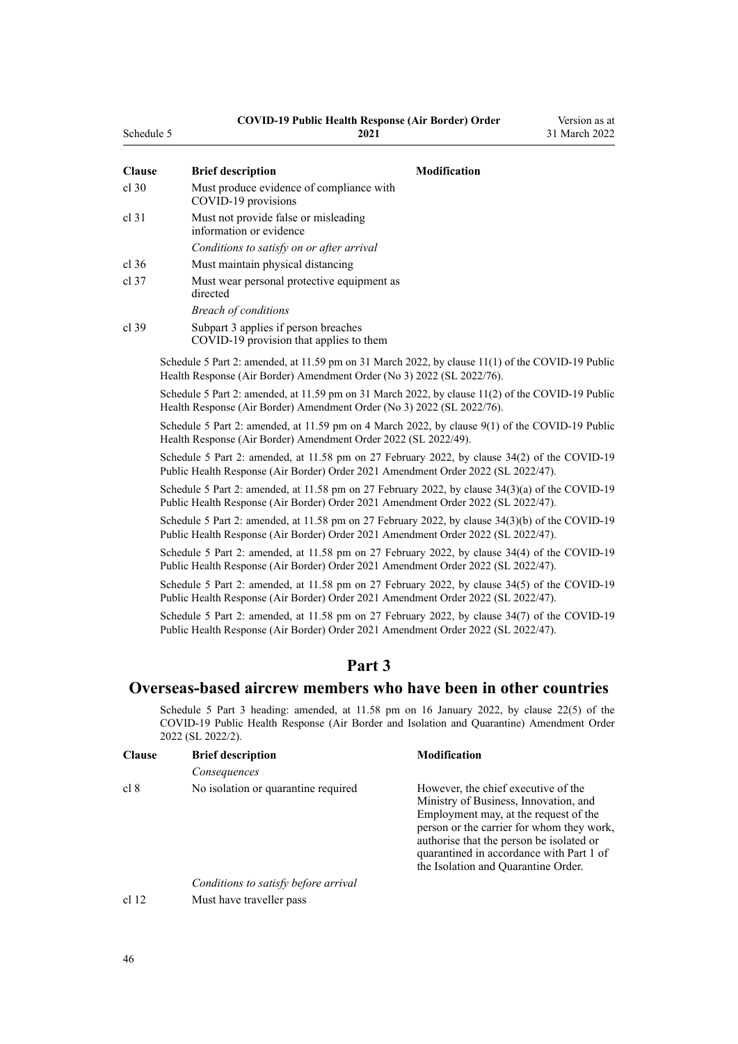| Clause | Brief description | Modification |
|---|---|---|
| cl 30 | Must produce evidence of compliance with COVID-19 provisions | |
| cl 31 | Must not provide false or misleading information or evidence | |
| | *Conditions to satisfy on or after arrival* | |
| cl 36 | Must maintain physical distancing | |
| cl 37 | Must wear personal protective equipment as directed | |
| | *Breach of conditions* | |
| cl 39 | Subpart 3 applies if person breaches COVID-19 provision that applies to them | |

Schedule 5 Part 2: amended, at 11.59 pm on 31 March 2022, by clause 11(1) of the COVID-19 Public Health Response (Air Border) Amendment Order (No 3) 2022 (SL 2022/76).

Schedule 5 Part 2: amended, at 11.59 pm on 31 March 2022, by clause 11(2) of the COVID-19 Public Health Response (Air Border) Amendment Order (No 3) 2022 (SL 2022/76).

Schedule 5 Part 2: amended, at 11.59 pm on 4 March 2022, by clause 9(1) of the COVID-19 Public Health Response (Air Border) Amendment Order 2022 (SL 2022/49).

Schedule 5 Part 2: amended, at 11.58 pm on 27 February 2022, by clause 34(2) of the COVID-19 Public Health Response (Air Border) Order 2021 Amendment Order 2022 (SL 2022/47).

Schedule 5 Part 2: amended, at 11.58 pm on 27 February 2022, by clause 34(3)(a) of the COVID-19 Public Health Response (Air Border) Order 2021 Amendment Order 2022 (SL 2022/47).

Schedule 5 Part 2: amended, at 11.58 pm on 27 February 2022, by clause 34(3)(b) of the COVID-19 Public Health Response (Air Border) Order 2021 Amendment Order 2022 (SL 2022/47).

Schedule 5 Part 2: amended, at 11.58 pm on 27 February 2022, by clause 34(4) of the COVID-19 Public Health Response (Air Border) Order 2021 Amendment Order 2022 (SL 2022/47).

Schedule 5 Part 2: amended, at 11.58 pm on 27 February 2022, by clause 34(5) of the COVID-19 Public Health Response (Air Border) Order 2021 Amendment Order 2022 (SL 2022/47).

Schedule 5 Part 2: amended, at 11.58 pm on 27 February 2022, by clause 34(7) of the COVID-19 Public Health Response (Air Border) Order 2021 Amendment Order 2022 (SL 2022/47).

## Part 3

## Overseas-based aircrew members who have been in other countries

Schedule 5 Part 3 heading: amended, at 11.58 pm on 16 January 2022, by clause 22(5) of the COVID-19 Public Health Response (Air Border and Isolation and Quarantine) Amendment Order 2022 (SL 2022/2).

| Clause | Brief description | Modification |
|---|---|---|
| | *Consequences* | |
| cl 8 | No isolation or quarantine required | However, the chief executive of the Ministry of Business, Innovation, and Employment may, at the request of the person or the carrier for whom they work, authorise that the person be isolated or quarantined in accordance with Part 1 of the Isolation and Quarantine Order. |
| | *Conditions to satisfy before arrival* | |
| cl 12 | Must have traveller pass | |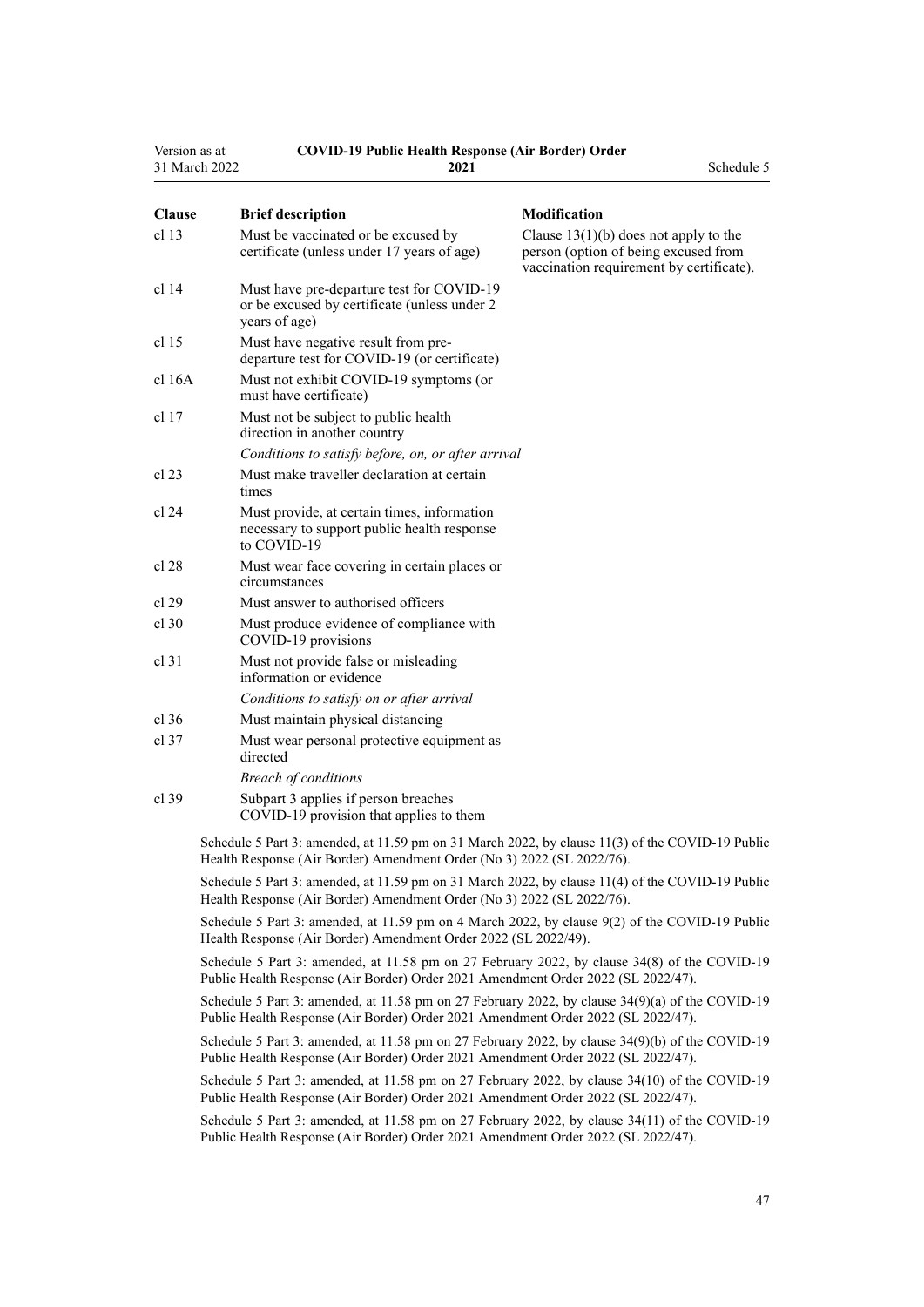| Clause | Brief description | Modification |
|---|---|---|
| cl 13 | Must be vaccinated or be excused by certificate (unless under 17 years of age) | Clause 13(1)(b) does not apply to the person (option of being excused from vaccination requirement by certificate). |
| cl 14 | Must have pre-departure test for COVID-19 or be excused by certificate (unless under 2 years of age) | |
| cl 15 | Must have negative result from pre-departure test for COVID-19 (or certificate) | |
| cl 16A | Must not exhibit COVID-19 symptoms (or must have certificate) | |
| cl 17 | Must not be subject to public health direction in another country | |
| | *Conditions to satisfy before, on, or after arrival* | |
| cl 23 | Must make traveller declaration at certain times | |
| cl 24 | Must provide, at certain times, information necessary to support public health response to COVID-19 | |
| cl 28 | Must wear face covering in certain places or circumstances | |
| cl 29 | Must answer to authorised officers | |
| cl 30 | Must produce evidence of compliance with COVID-19 provisions | |
| cl 31 | Must not provide false or misleading information or evidence | |
| | *Conditions to satisfy on or after arrival* | |
| cl 36 | Must maintain physical distancing | |
| cl 37 | Must wear personal protective equipment as directed | |
| | *Breach of conditions* | |
| cl 39 | Subpart 3 applies if person breaches COVID-19 provision that applies to them | |

Schedule 5 Part 3: amended, at 11.59 pm on 31 March 2022, by clause 11(3) of the COVID-19 Public Health Response (Air Border) Amendment Order (No 3) 2022 (SL 2022/76).

Schedule 5 Part 3: amended, at 11.59 pm on 31 March 2022, by clause 11(4) of the COVID-19 Public Health Response (Air Border) Amendment Order (No 3) 2022 (SL 2022/76).

Schedule 5 Part 3: amended, at 11.59 pm on 4 March 2022, by clause 9(2) of the COVID-19 Public Health Response (Air Border) Amendment Order 2022 (SL 2022/49).

Schedule 5 Part 3: amended, at 11.58 pm on 27 February 2022, by clause 34(8) of the COVID-19 Public Health Response (Air Border) Order 2021 Amendment Order 2022 (SL 2022/47).

Schedule 5 Part 3: amended, at 11.58 pm on 27 February 2022, by clause 34(9)(a) of the COVID-19 Public Health Response (Air Border) Order 2021 Amendment Order 2022 (SL 2022/47).

Schedule 5 Part 3: amended, at 11.58 pm on 27 February 2022, by clause 34(9)(b) of the COVID-19 Public Health Response (Air Border) Order 2021 Amendment Order 2022 (SL 2022/47).

Schedule 5 Part 3: amended, at 11.58 pm on 27 February 2022, by clause 34(10) of the COVID-19 Public Health Response (Air Border) Order 2021 Amendment Order 2022 (SL 2022/47).

Schedule 5 Part 3: amended, at 11.58 pm on 27 February 2022, by clause 34(11) of the COVID-19 Public Health Response (Air Border) Order 2021 Amendment Order 2022 (SL 2022/47).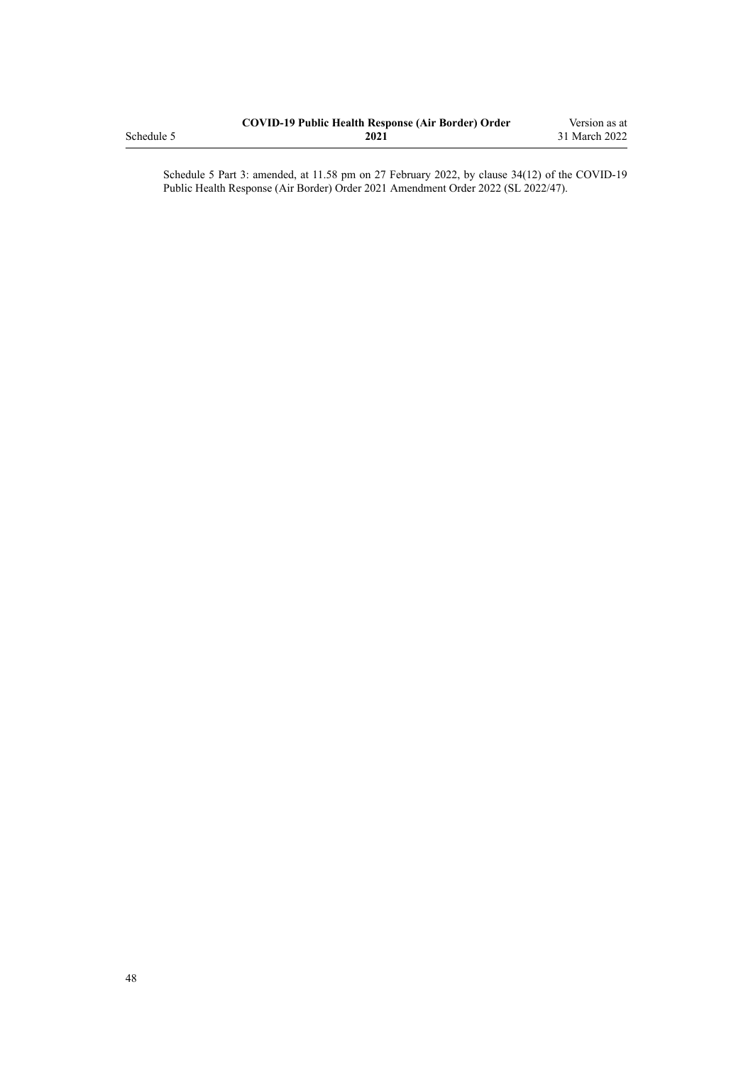Schedule 5 Part 3: amended, at 11.58 pm on 27 February 2022, by clause 34(12) of the COVID-19 Public Health Response (Air Border) Order 2021 Amendment Order 2022 (SL 2022/47).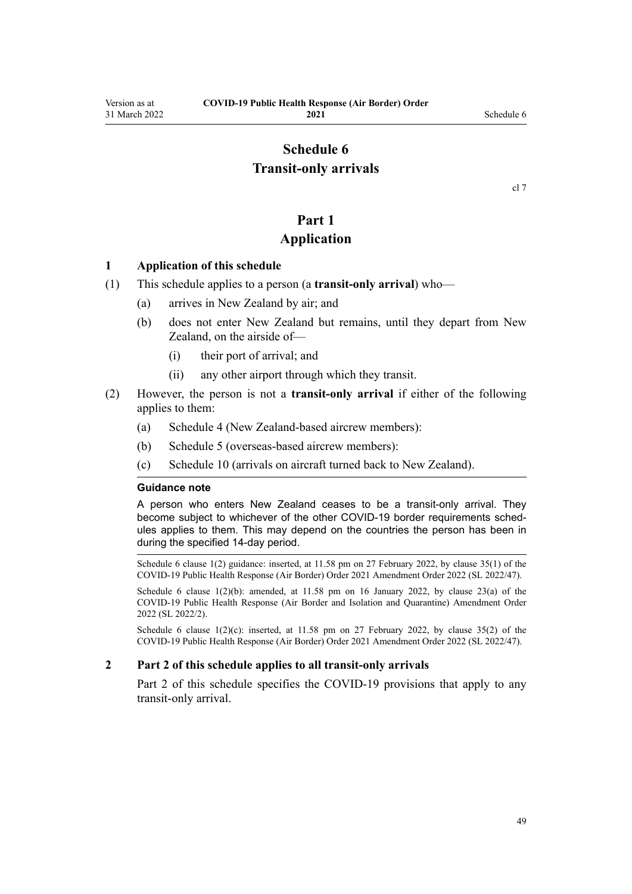# Schedule 6
# Transit-only arrivals

cl 7

## Part 1
## Application

### 1 Application of this schedule

(1) This schedule applies to a person (a **transit-only arrival**) who—

- (a) arrives in New Zealand by air; and
- (b) does not enter New Zealand but remains, until they depart from New Zealand, on the airside of—
  - (i) their port of arrival; and
  - (ii) any other airport through which they transit.

(2) However, the person is not a **transit-only arrival** if either of the following applies to them:

- (a) Schedule 4 (New Zealand-based aircrew members):
- (b) Schedule 5 (overseas-based aircrew members):
- (c) Schedule 10 (arrivals on aircraft turned back to New Zealand).

**Guidance note**

A person who enters New Zealand ceases to be a transit-only arrival. They become subject to whichever of the other COVID-19 border requirements schedules applies to them. This may depend on the countries the person has been in during the specified 14-day period.

Schedule 6 clause 1(2) guidance: inserted, at 11.58 pm on 27 February 2022, by clause 35(1) of the COVID-19 Public Health Response (Air Border) Order 2021 Amendment Order 2022 (SL 2022/47).

Schedule 6 clause 1(2)(b): amended, at 11.58 pm on 16 January 2022, by clause 23(a) of the COVID-19 Public Health Response (Air Border and Isolation and Quarantine) Amendment Order 2022 (SL 2022/2).

Schedule 6 clause 1(2)(c): inserted, at 11.58 pm on 27 February 2022, by clause 35(2) of the COVID-19 Public Health Response (Air Border) Order 2021 Amendment Order 2022 (SL 2022/47).

### 2 Part 2 of this schedule applies to all transit-only arrivals

Part 2 of this schedule specifies the COVID-19 provisions that apply to any transit-only arrival.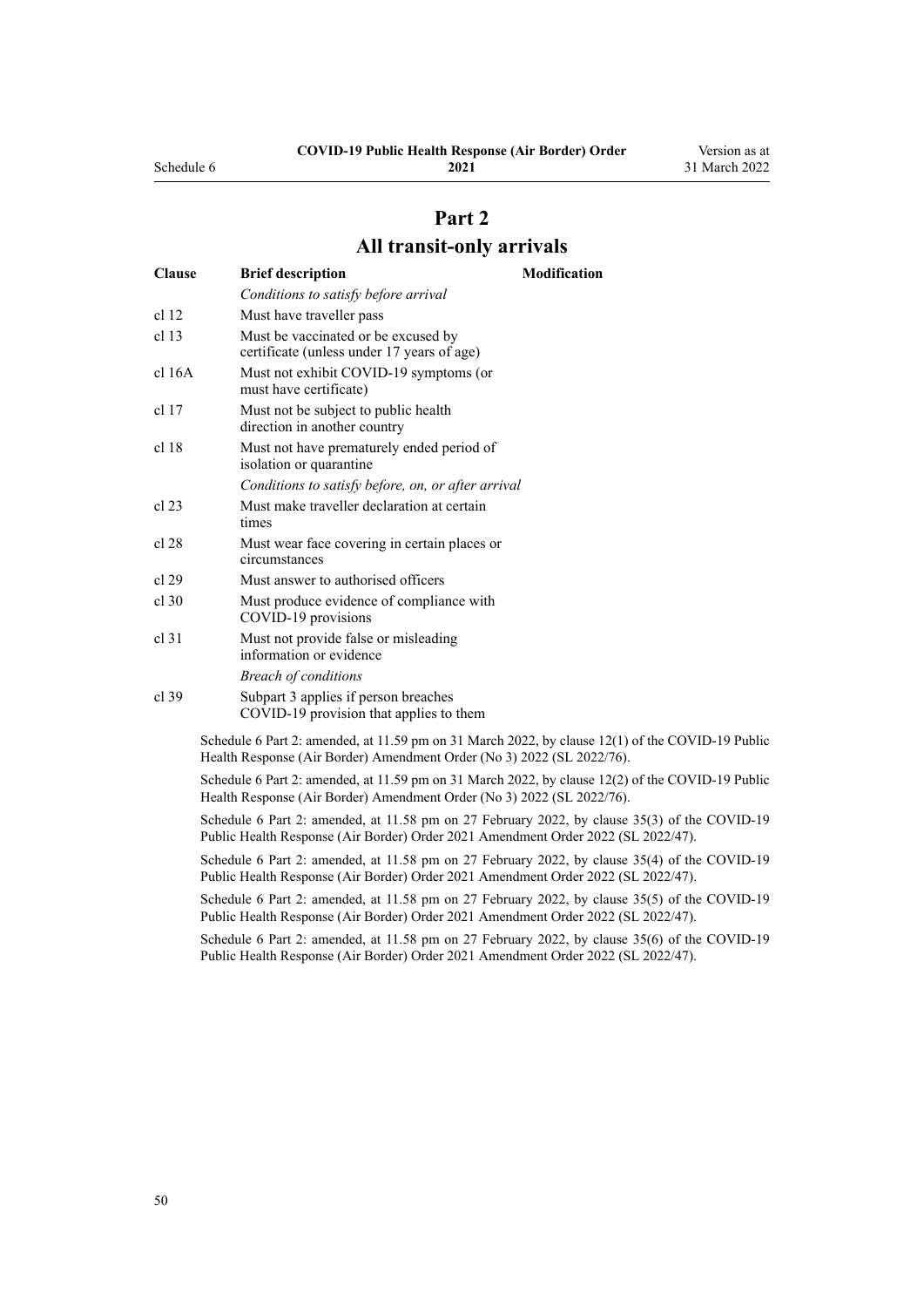# Part 2
## All transit-only arrivals

| Clause | Brief description | Modification |
|---|---|---|
| | *Conditions to satisfy before arrival* | |
| cl 12 | Must have traveller pass | |
| cl 13 | Must be vaccinated or be excused by certificate (unless under 17 years of age) | |
| cl 16A | Must not exhibit COVID-19 symptoms (or must have certificate) | |
| cl 17 | Must not be subject to public health direction in another country | |
| cl 18 | Must not have prematurely ended period of isolation or quarantine | |
| | *Conditions to satisfy before, on, or after arrival* | |
| cl 23 | Must make traveller declaration at certain times | |
| cl 28 | Must wear face covering in certain places or circumstances | |
| cl 29 | Must answer to authorised officers | |
| cl 30 | Must produce evidence of compliance with COVID-19 provisions | |
| cl 31 | Must not provide false or misleading information or evidence | |
| | *Breach of conditions* | |
| cl 39 | Subpart 3 applies if person breaches COVID-19 provision that applies to them | |

Schedule 6 Part 2: amended, at 11.59 pm on 31 March 2022, by clause 12(1) of the COVID-19 Public Health Response (Air Border) Amendment Order (No 3) 2022 (SL 2022/76).

Schedule 6 Part 2: amended, at 11.59 pm on 31 March 2022, by clause 12(2) of the COVID-19 Public Health Response (Air Border) Amendment Order (No 3) 2022 (SL 2022/76).

Schedule 6 Part 2: amended, at 11.58 pm on 27 February 2022, by clause 35(3) of the COVID-19 Public Health Response (Air Border) Order 2021 Amendment Order 2022 (SL 2022/47).

Schedule 6 Part 2: amended, at 11.58 pm on 27 February 2022, by clause 35(4) of the COVID-19 Public Health Response (Air Border) Order 2021 Amendment Order 2022 (SL 2022/47).

Schedule 6 Part 2: amended, at 11.58 pm on 27 February 2022, by clause 35(5) of the COVID-19 Public Health Response (Air Border) Order 2021 Amendment Order 2022 (SL 2022/47).

Schedule 6 Part 2: amended, at 11.58 pm on 27 February 2022, by clause 35(6) of the COVID-19 Public Health Response (Air Border) Order 2021 Amendment Order 2022 (SL 2022/47).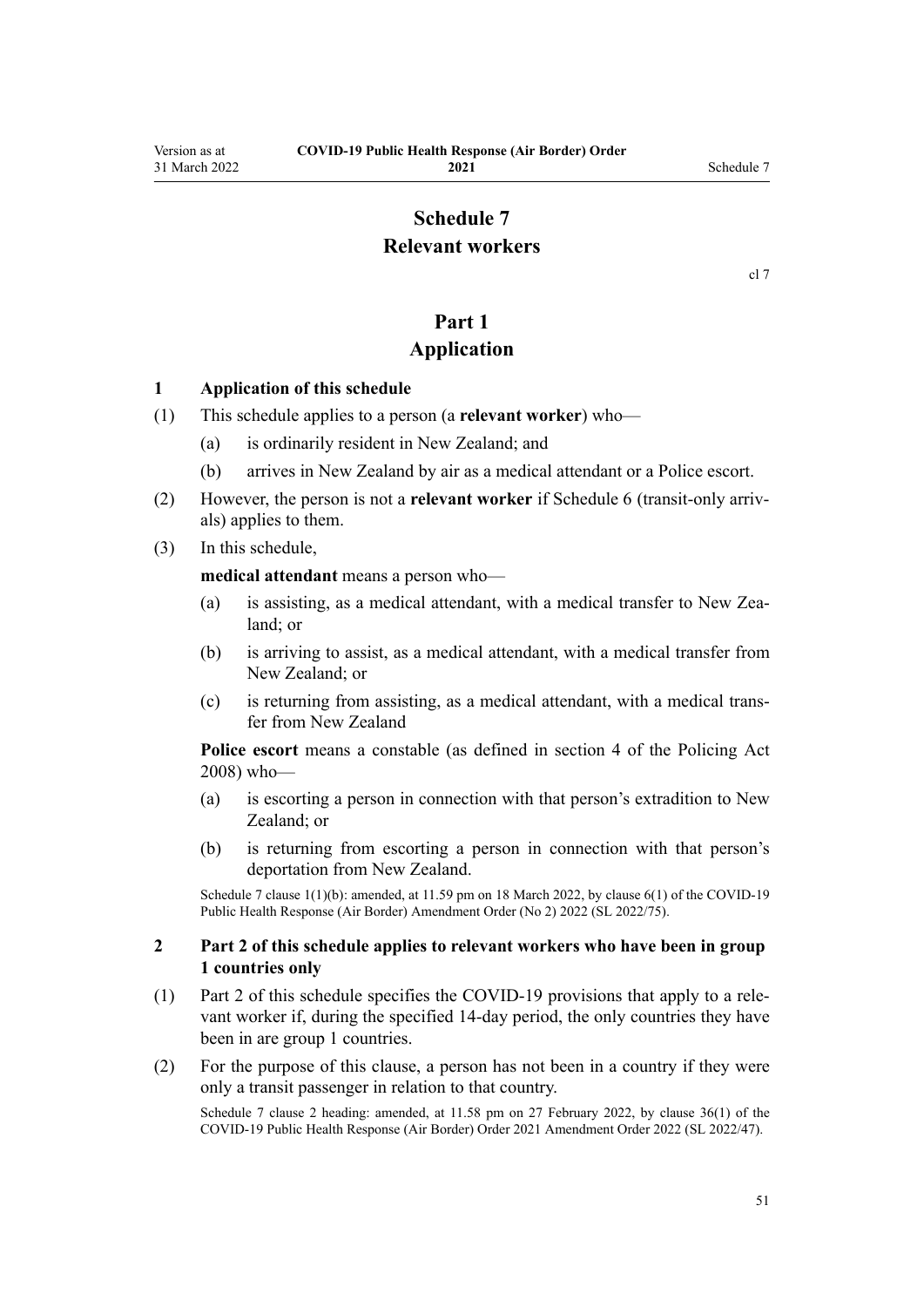# Schedule 7
# Relevant workers

cl 7

## Part 1
## Application

### 1 Application of this schedule

(1) This schedule applies to a person (a **relevant worker**) who—

(a) is ordinarily resident in New Zealand; and

(b) arrives in New Zealand by air as a medical attendant or a Police escort.

(2) However, the person is not a **relevant worker** if Schedule 6 (transit-only arrivals) applies to them.

(3) In this schedule,

**medical attendant** means a person who—

(a) is assisting, as a medical attendant, with a medical transfer to New Zealand; or

(b) is arriving to assist, as a medical attendant, with a medical transfer from New Zealand; or

(c) is returning from assisting, as a medical attendant, with a medical transfer from New Zealand

**Police escort** means a constable (as defined in section 4 of the Policing Act 2008) who—

(a) is escorting a person in connection with that person's extradition to New Zealand; or

(b) is returning from escorting a person in connection with that person's deportation from New Zealand.

Schedule 7 clause 1(1)(b): amended, at 11.59 pm on 18 March 2022, by clause 6(1) of the COVID-19 Public Health Response (Air Border) Amendment Order (No 2) 2022 (SL 2022/75).

### 2 Part 2 of this schedule applies to relevant workers who have been in group 1 countries only

(1) Part 2 of this schedule specifies the COVID-19 provisions that apply to a relevant worker if, during the specified 14-day period, the only countries they have been in are group 1 countries.

(2) For the purpose of this clause, a person has not been in a country if they were only a transit passenger in relation to that country.

Schedule 7 clause 2 heading: amended, at 11.58 pm on 27 February 2022, by clause 36(1) of the COVID-19 Public Health Response (Air Border) Order 2021 Amendment Order 2022 (SL 2022/47).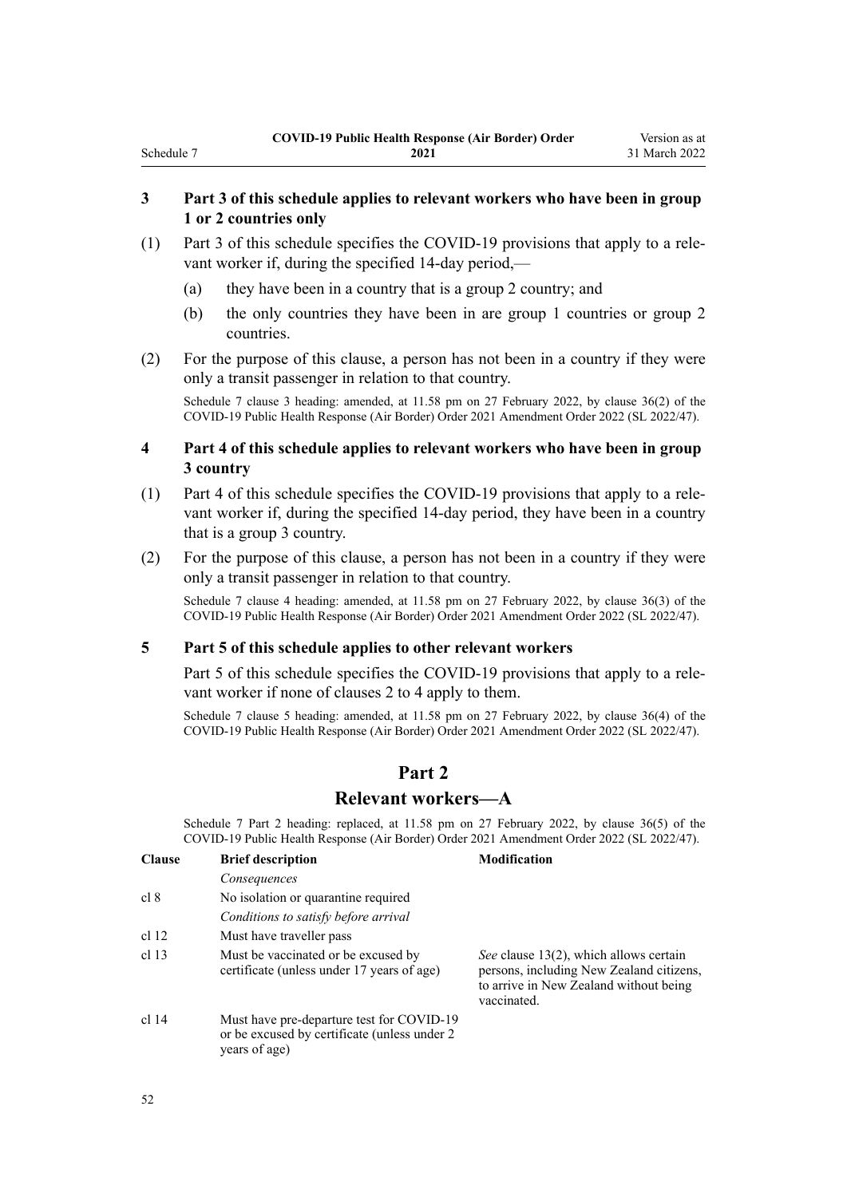### 3 Part 3 of this schedule applies to relevant workers who have been in group 1 or 2 countries only

(1) Part 3 of this schedule specifies the COVID-19 provisions that apply to a relevant worker if, during the specified 14-day period,—

(a) they have been in a country that is a group 2 country; and

(b) the only countries they have been in are group 1 countries or group 2 countries.

(2) For the purpose of this clause, a person has not been in a country if they were only a transit passenger in relation to that country.

Schedule 7 clause 3 heading: amended, at 11.58 pm on 27 February 2022, by clause 36(2) of the COVID-19 Public Health Response (Air Border) Order 2021 Amendment Order 2022 (SL 2022/47).

### 4 Part 4 of this schedule applies to relevant workers who have been in group 3 country

(1) Part 4 of this schedule specifies the COVID-19 provisions that apply to a relevant worker if, during the specified 14-day period, they have been in a country that is a group 3 country.

(2) For the purpose of this clause, a person has not been in a country if they were only a transit passenger in relation to that country.

Schedule 7 clause 4 heading: amended, at 11.58 pm on 27 February 2022, by clause 36(3) of the COVID-19 Public Health Response (Air Border) Order 2021 Amendment Order 2022 (SL 2022/47).

### 5 Part 5 of this schedule applies to other relevant workers

Part 5 of this schedule specifies the COVID-19 provisions that apply to a relevant worker if none of clauses 2 to 4 apply to them.

Schedule 7 clause 5 heading: amended, at 11.58 pm on 27 February 2022, by clause 36(4) of the COVID-19 Public Health Response (Air Border) Order 2021 Amendment Order 2022 (SL 2022/47).

## Part 2
## Relevant workers—A

Schedule 7 Part 2 heading: replaced, at 11.58 pm on 27 February 2022, by clause 36(5) of the COVID-19 Public Health Response (Air Border) Order 2021 Amendment Order 2022 (SL 2022/47).

| Clause | Brief description | Modification |
|---|---|---|
| | *Consequences* | |
| cl 8 | No isolation or quarantine required | |
| | *Conditions to satisfy before arrival* | |
| cl 12 | Must have traveller pass | |
| cl 13 | Must be vaccinated or be excused by certificate (unless under 17 years of age) | *See* clause 13(2), which allows certain persons, including New Zealand citizens, to arrive in New Zealand without being vaccinated. |
| cl 14 | Must have pre-departure test for COVID-19 or be excused by certificate (unless under 2 years of age) | |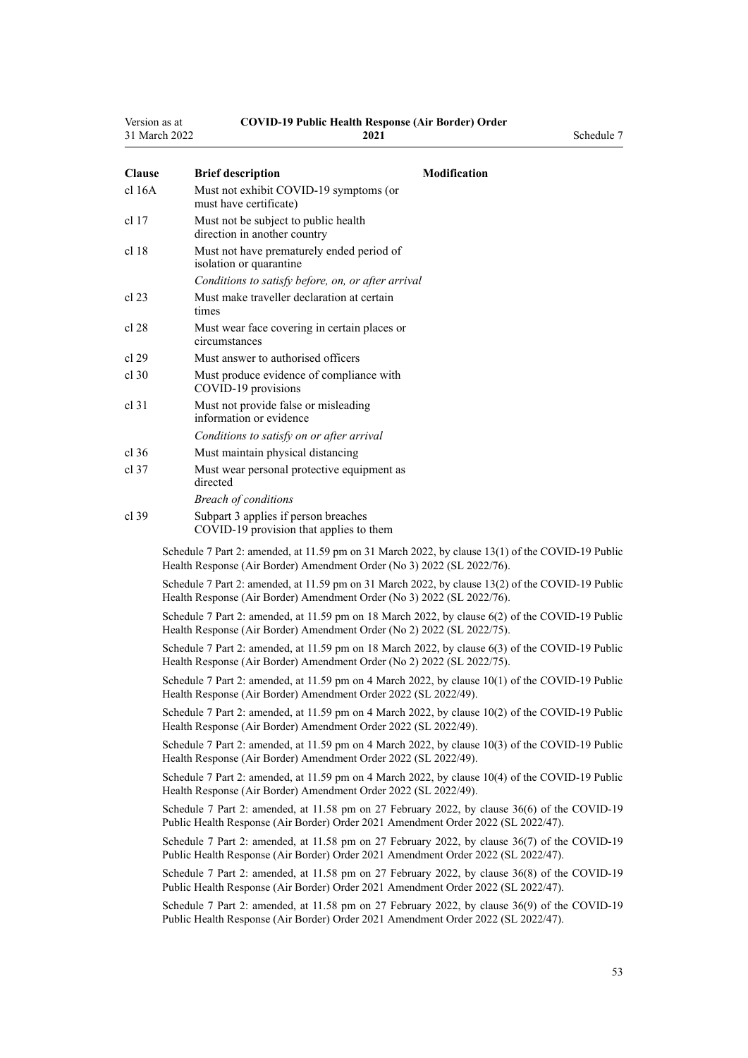| Clause | Brief description | Modification |
|---|---|---|
| cl 16A | Must not exhibit COVID-19 symptoms (or must have certificate) | |
| cl 17 | Must not be subject to public health direction in another country | |
| cl 18 | Must not have prematurely ended period of isolation or quarantine | |
| | *Conditions to satisfy before, on, or after arrival* | |
| cl 23 | Must make traveller declaration at certain times | |
| cl 28 | Must wear face covering in certain places or circumstances | |
| cl 29 | Must answer to authorised officers | |
| cl 30 | Must produce evidence of compliance with COVID-19 provisions | |
| cl 31 | Must not provide false or misleading information or evidence | |
| | *Conditions to satisfy on or after arrival* | |
| cl 36 | Must maintain physical distancing | |
| cl 37 | Must wear personal protective equipment as directed | |
| | *Breach of conditions* | |
| cl 39 | Subpart 3 applies if person breaches COVID-19 provision that applies to them | |

Schedule 7 Part 2: amended, at 11.59 pm on 31 March 2022, by clause 13(1) of the COVID-19 Public Health Response (Air Border) Amendment Order (No 3) 2022 (SL 2022/76).

Schedule 7 Part 2: amended, at 11.59 pm on 31 March 2022, by clause 13(2) of the COVID-19 Public Health Response (Air Border) Amendment Order (No 3) 2022 (SL 2022/76).

Schedule 7 Part 2: amended, at 11.59 pm on 18 March 2022, by clause 6(2) of the COVID-19 Public Health Response (Air Border) Amendment Order (No 2) 2022 (SL 2022/75).

Schedule 7 Part 2: amended, at 11.59 pm on 18 March 2022, by clause 6(3) of the COVID-19 Public Health Response (Air Border) Amendment Order (No 2) 2022 (SL 2022/75).

Schedule 7 Part 2: amended, at 11.59 pm on 4 March 2022, by clause 10(1) of the COVID-19 Public Health Response (Air Border) Amendment Order 2022 (SL 2022/49).

Schedule 7 Part 2: amended, at 11.59 pm on 4 March 2022, by clause 10(2) of the COVID-19 Public Health Response (Air Border) Amendment Order 2022 (SL 2022/49).

Schedule 7 Part 2: amended, at 11.59 pm on 4 March 2022, by clause 10(3) of the COVID-19 Public Health Response (Air Border) Amendment Order 2022 (SL 2022/49).

Schedule 7 Part 2: amended, at 11.59 pm on 4 March 2022, by clause 10(4) of the COVID-19 Public Health Response (Air Border) Amendment Order 2022 (SL 2022/49).

Schedule 7 Part 2: amended, at 11.58 pm on 27 February 2022, by clause 36(6) of the COVID-19 Public Health Response (Air Border) Order 2021 Amendment Order 2022 (SL 2022/47).

Schedule 7 Part 2: amended, at 11.58 pm on 27 February 2022, by clause 36(7) of the COVID-19 Public Health Response (Air Border) Order 2021 Amendment Order 2022 (SL 2022/47).

Schedule 7 Part 2: amended, at 11.58 pm on 27 February 2022, by clause 36(8) of the COVID-19 Public Health Response (Air Border) Order 2021 Amendment Order 2022 (SL 2022/47).

Schedule 7 Part 2: amended, at 11.58 pm on 27 February 2022, by clause 36(9) of the COVID-19 Public Health Response (Air Border) Order 2021 Amendment Order 2022 (SL 2022/47).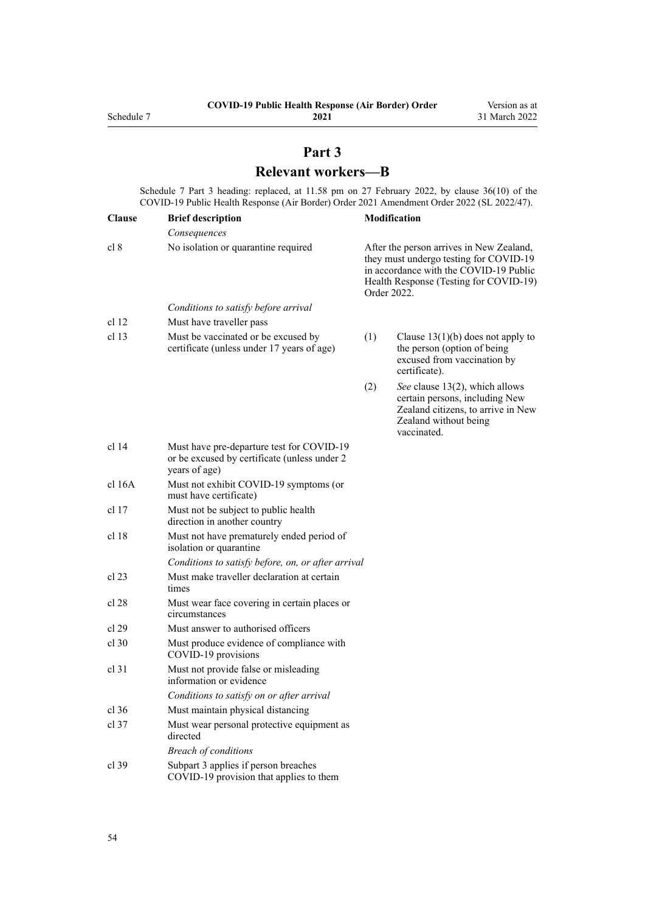# Part 3

# Relevant workers—B

Schedule 7 Part 3 heading: replaced, at 11.58 pm on 27 February 2022, by clause 36(10) of the COVID-19 Public Health Response (Air Border) Order 2021 Amendment Order 2022 (SL 2022/47).

| Clause | Brief description | Modification |
|---|---|---|
| | *Consequences* | |
| cl 8 | No isolation or quarantine required | After the person arrives in New Zealand, they must undergo testing for COVID-19 in accordance with the COVID-19 Public Health Response (Testing for COVID-19) Order 2022. |
| | *Conditions to satisfy before arrival* | |
| cl 12 | Must have traveller pass | |
| cl 13 | Must be vaccinated or be excused by certificate (unless under 17 years of age) | (1) Clause 13(1)(b) does not apply to the person (option of being excused from vaccination by certificate). (2) *See* clause 13(2), which allows certain persons, including New Zealand citizens, to arrive in New Zealand without being vaccinated. |
| cl 14 | Must have pre-departure test for COVID-19 or be excused by certificate (unless under 2 years of age) | |
| cl 16A | Must not exhibit COVID-19 symptoms (or must have certificate) | |
| cl 17 | Must not be subject to public health direction in another country | |
| cl 18 | Must not have prematurely ended period of isolation or quarantine | |
| | *Conditions to satisfy before, on, or after arrival* | |
| cl 23 | Must make traveller declaration at certain times | |
| cl 28 | Must wear face covering in certain places or circumstances | |
| cl 29 | Must answer to authorised officers | |
| cl 30 | Must produce evidence of compliance with COVID-19 provisions | |
| cl 31 | Must not provide false or misleading information or evidence | |
| | *Conditions to satisfy on or after arrival* | |
| cl 36 | Must maintain physical distancing | |
| cl 37 | Must wear personal protective equipment as directed | |
| | *Breach of conditions* | |
| cl 39 | Subpart 3 applies if person breaches COVID-19 provision that applies to them | |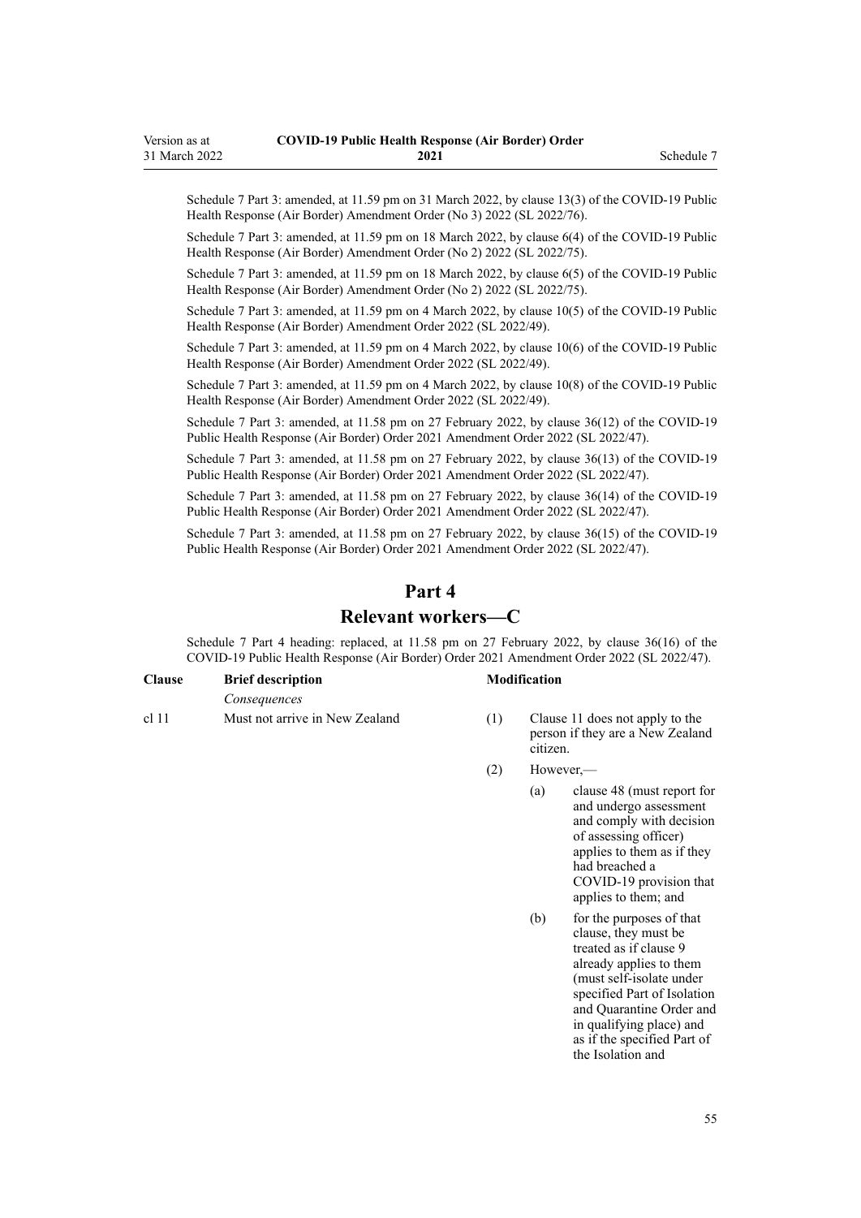Schedule 7 Part 3: amended, at 11.59 pm on 31 March 2022, by clause 13(3) of the COVID-19 Public Health Response (Air Border) Amendment Order (No 3) 2022 (SL 2022/76).

Schedule 7 Part 3: amended, at 11.59 pm on 18 March 2022, by clause 6(4) of the COVID-19 Public Health Response (Air Border) Amendment Order (No 2) 2022 (SL 2022/75).

Schedule 7 Part 3: amended, at 11.59 pm on 18 March 2022, by clause 6(5) of the COVID-19 Public Health Response (Air Border) Amendment Order (No 2) 2022 (SL 2022/75).

Schedule 7 Part 3: amended, at 11.59 pm on 4 March 2022, by clause 10(5) of the COVID-19 Public Health Response (Air Border) Amendment Order 2022 (SL 2022/49).

Schedule 7 Part 3: amended, at 11.59 pm on 4 March 2022, by clause 10(6) of the COVID-19 Public Health Response (Air Border) Amendment Order 2022 (SL 2022/49).

Schedule 7 Part 3: amended, at 11.59 pm on 4 March 2022, by clause 10(8) of the COVID-19 Public Health Response (Air Border) Amendment Order 2022 (SL 2022/49).

Schedule 7 Part 3: amended, at 11.58 pm on 27 February 2022, by clause 36(12) of the COVID-19 Public Health Response (Air Border) Order 2021 Amendment Order 2022 (SL 2022/47).

Schedule 7 Part 3: amended, at 11.58 pm on 27 February 2022, by clause 36(13) of the COVID-19 Public Health Response (Air Border) Order 2021 Amendment Order 2022 (SL 2022/47).

Schedule 7 Part 3: amended, at 11.58 pm on 27 February 2022, by clause 36(14) of the COVID-19 Public Health Response (Air Border) Order 2021 Amendment Order 2022 (SL 2022/47).

Schedule 7 Part 3: amended, at 11.58 pm on 27 February 2022, by clause 36(15) of the COVID-19 Public Health Response (Air Border) Order 2021 Amendment Order 2022 (SL 2022/47).

## Part 4

## Relevant workers—C

Schedule 7 Part 4 heading: replaced, at 11.58 pm on 27 February 2022, by clause 36(16) of the COVID-19 Public Health Response (Air Border) Order 2021 Amendment Order 2022 (SL 2022/47).

| Clause | Brief description | Modification |
|---|---|---|
| | *Consequences* | |
| cl 11 | Must not arrive in New Zealand | (1) Clause 11 does not apply to the person if they are a New Zealand citizen. |
| | | (2) However,— |
| | | (a) clause 48 (must report for and undergo assessment and comply with decision of assessing officer) applies to them as if they had breached a COVID-19 provision that applies to them; and |
| | | (b) for the purposes of that clause, they must be treated as if clause 9 already applies to them (must self-isolate under specified Part of Isolation and Quarantine Order and in qualifying place) and as if the specified Part of the Isolation and |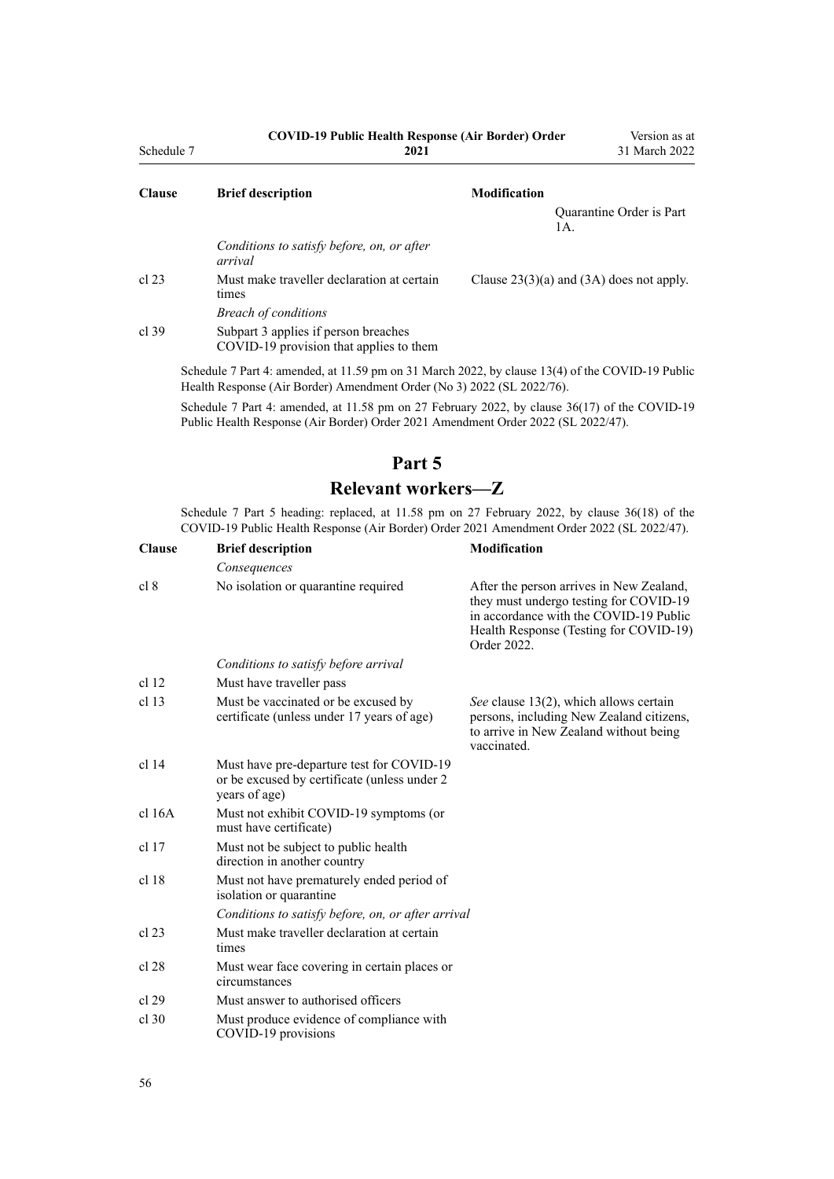| Clause | Brief description | Modification |
|---|---|---|
| | | Quarantine Order is Part 1A. |
| | *Conditions to satisfy before, on, or after arrival* | |
| cl 23 | Must make traveller declaration at certain times | Clause 23(3)(a) and (3A) does not apply. |
| | *Breach of conditions* | |
| cl 39 | Subpart 3 applies if person breaches COVID-19 provision that applies to them | |

Schedule 7 Part 4: amended, at 11.59 pm on 31 March 2022, by clause 13(4) of the COVID-19 Public Health Response (Air Border) Amendment Order (No 3) 2022 (SL 2022/76).

Schedule 7 Part 4: amended, at 11.58 pm on 27 February 2022, by clause 36(17) of the COVID-19 Public Health Response (Air Border) Order 2021 Amendment Order 2022 (SL 2022/47).

# Part 5
# Relevant workers—Z

Schedule 7 Part 5 heading: replaced, at 11.58 pm on 27 February 2022, by clause 36(18) of the COVID-19 Public Health Response (Air Border) Order 2021 Amendment Order 2022 (SL 2022/47).

| Clause | Brief description | Modification |
|---|---|---|
| | *Consequences* | |
| cl 8 | No isolation or quarantine required | After the person arrives in New Zealand, they must undergo testing for COVID-19 in accordance with the COVID-19 Public Health Response (Testing for COVID-19) Order 2022. |
| | *Conditions to satisfy before arrival* | |
| cl 12 | Must have traveller pass | |
| cl 13 | Must be vaccinated or be excused by certificate (unless under 17 years of age) | *See* clause 13(2), which allows certain persons, including New Zealand citizens, to arrive in New Zealand without being vaccinated. |
| cl 14 | Must have pre-departure test for COVID-19 or be excused by certificate (unless under 2 years of age) | |
| cl 16A | Must not exhibit COVID-19 symptoms (or must have certificate) | |
| cl 17 | Must not be subject to public health direction in another country | |
| cl 18 | Must not have prematurely ended period of isolation or quarantine | |
| | *Conditions to satisfy before, on, or after arrival* | |
| cl 23 | Must make traveller declaration at certain times | |
| cl 28 | Must wear face covering in certain places or circumstances | |
| cl 29 | Must answer to authorised officers | |
| cl 30 | Must produce evidence of compliance with COVID-19 provisions | |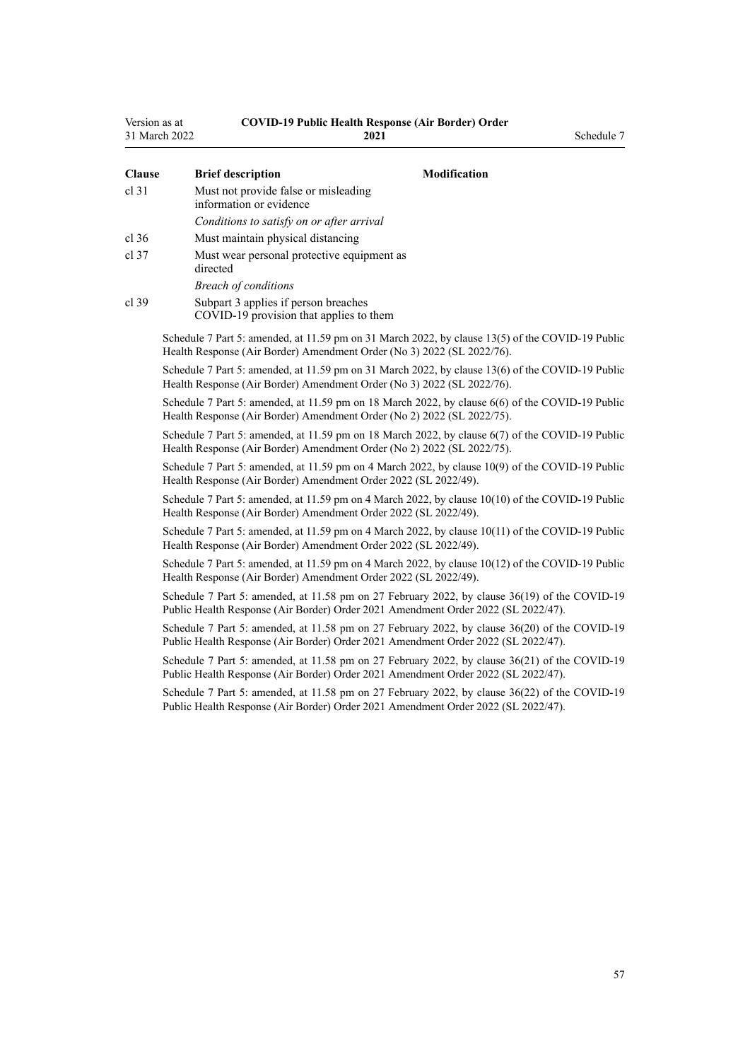| Clause | Brief description | Modification |
|---|---|---|
| cl 31 | Must not provide false or misleading information or evidence | |
| | *Conditions to satisfy on or after arrival* | |
| cl 36 | Must maintain physical distancing | |
| cl 37 | Must wear personal protective equipment as directed | |
| | *Breach of conditions* | |
| cl 39 | Subpart 3 applies if person breaches COVID-19 provision that applies to them | |

Schedule 7 Part 5: amended, at 11.59 pm on 31 March 2022, by clause 13(5) of the COVID-19 Public Health Response (Air Border) Amendment Order (No 3) 2022 (SL 2022/76).

Schedule 7 Part 5: amended, at 11.59 pm on 31 March 2022, by clause 13(6) of the COVID-19 Public Health Response (Air Border) Amendment Order (No 3) 2022 (SL 2022/76).

Schedule 7 Part 5: amended, at 11.59 pm on 18 March 2022, by clause 6(6) of the COVID-19 Public Health Response (Air Border) Amendment Order (No 2) 2022 (SL 2022/75).

Schedule 7 Part 5: amended, at 11.59 pm on 18 March 2022, by clause 6(7) of the COVID-19 Public Health Response (Air Border) Amendment Order (No 2) 2022 (SL 2022/75).

Schedule 7 Part 5: amended, at 11.59 pm on 4 March 2022, by clause 10(9) of the COVID-19 Public Health Response (Air Border) Amendment Order 2022 (SL 2022/49).

Schedule 7 Part 5: amended, at 11.59 pm on 4 March 2022, by clause 10(10) of the COVID-19 Public Health Response (Air Border) Amendment Order 2022 (SL 2022/49).

Schedule 7 Part 5: amended, at 11.59 pm on 4 March 2022, by clause 10(11) of the COVID-19 Public Health Response (Air Border) Amendment Order 2022 (SL 2022/49).

Schedule 7 Part 5: amended, at 11.59 pm on 4 March 2022, by clause 10(12) of the COVID-19 Public Health Response (Air Border) Amendment Order 2022 (SL 2022/49).

Schedule 7 Part 5: amended, at 11.58 pm on 27 February 2022, by clause 36(19) of the COVID-19 Public Health Response (Air Border) Order 2021 Amendment Order 2022 (SL 2022/47).

Schedule 7 Part 5: amended, at 11.58 pm on 27 February 2022, by clause 36(20) of the COVID-19 Public Health Response (Air Border) Order 2021 Amendment Order 2022 (SL 2022/47).

Schedule 7 Part 5: amended, at 11.58 pm on 27 February 2022, by clause 36(21) of the COVID-19 Public Health Response (Air Border) Order 2021 Amendment Order 2022 (SL 2022/47).

Schedule 7 Part 5: amended, at 11.58 pm on 27 February 2022, by clause 36(22) of the COVID-19 Public Health Response (Air Border) Order 2021 Amendment Order 2022 (SL 2022/47).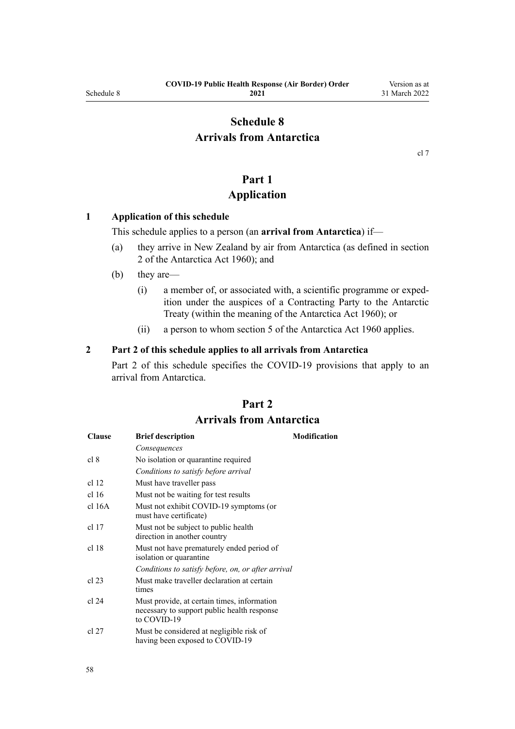# Schedule 8
# Arrivals from Antarctica

cl 7

## Part 1
## Application

### 1 Application of this schedule

This schedule applies to a person (an **arrival from Antarctica**) if—

(a) they arrive in New Zealand by air from Antarctica (as defined in section 2 of the Antarctica Act 1960); and

(b) they are—

  (i) a member of, or associated with, a scientific programme or expedition under the auspices of a Contracting Party to the Antarctic Treaty (within the meaning of the Antarctica Act 1960); or

  (ii) a person to whom section 5 of the Antarctica Act 1960 applies.

### 2 Part 2 of this schedule applies to all arrivals from Antarctica

Part 2 of this schedule specifies the COVID-19 provisions that apply to an arrival from Antarctica.

## Part 2
## Arrivals from Antarctica

| Clause | Brief description | Modification |
|---|---|---|
| | *Consequences* | |
| cl 8 | No isolation or quarantine required | |
| | *Conditions to satisfy before arrival* | |
| cl 12 | Must have traveller pass | |
| cl 16 | Must not be waiting for test results | |
| cl 16A | Must not exhibit COVID-19 symptoms (or must have certificate) | |
| cl 17 | Must not be subject to public health direction in another country | |
| cl 18 | Must not have prematurely ended period of isolation or quarantine | |
| | *Conditions to satisfy before, on, or after arrival* | |
| cl 23 | Must make traveller declaration at certain times | |
| cl 24 | Must provide, at certain times, information necessary to support public health response to COVID-19 | |
| cl 27 | Must be considered at negligible risk of having been exposed to COVID-19 | |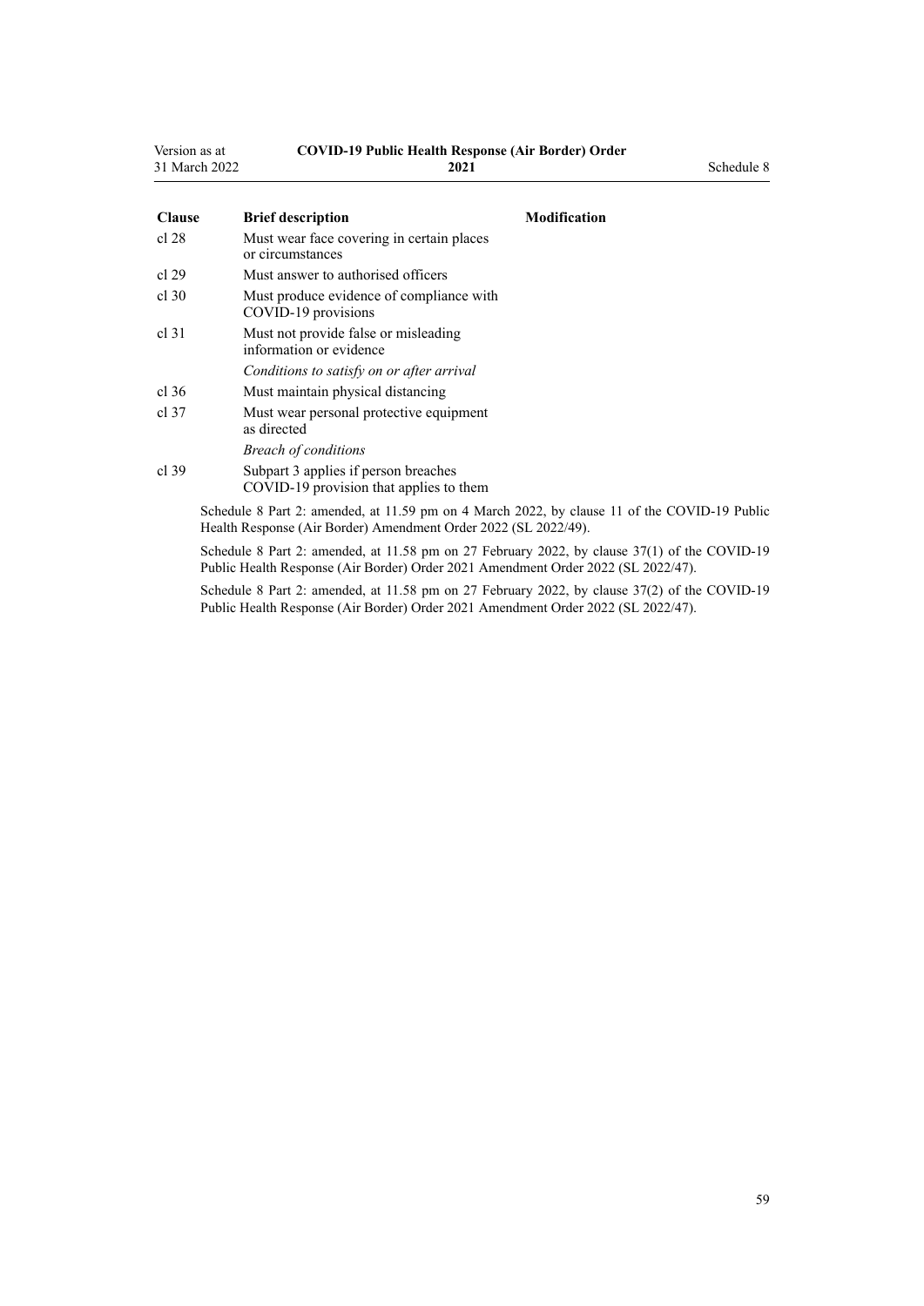| Clause | Brief description | Modification |
|---|---|---|
| cl 28 | Must wear face covering in certain places or circumstances | |
| cl 29 | Must answer to authorised officers | |
| cl 30 | Must produce evidence of compliance with COVID-19 provisions | |
| cl 31 | Must not provide false or misleading information or evidence | |
| | *Conditions to satisfy on or after arrival* | |
| cl 36 | Must maintain physical distancing | |
| cl 37 | Must wear personal protective equipment as directed | |
| | *Breach of conditions* | |
| cl 39 | Subpart 3 applies if person breaches COVID-19 provision that applies to them | |

Schedule 8 Part 2: amended, at 11.59 pm on 4 March 2022, by clause 11 of the COVID-19 Public Health Response (Air Border) Amendment Order 2022 (SL 2022/49).

Schedule 8 Part 2: amended, at 11.58 pm on 27 February 2022, by clause 37(1) of the COVID-19 Public Health Response (Air Border) Order 2021 Amendment Order 2022 (SL 2022/47).

Schedule 8 Part 2: amended, at 11.58 pm on 27 February 2022, by clause 37(2) of the COVID-19 Public Health Response (Air Border) Order 2021 Amendment Order 2022 (SL 2022/47).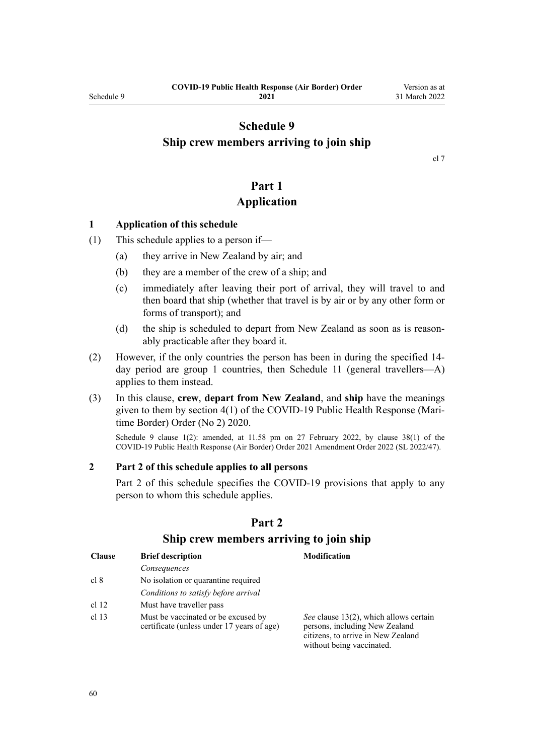# Schedule 9
# Ship crew members arriving to join ship

cl 7

## Part 1
## Application

### 1 Application of this schedule

(1) This schedule applies to a person if—

   (a) they arrive in New Zealand by air; and

   (b) they are a member of the crew of a ship; and

   (c) immediately after leaving their port of arrival, they will travel to and then board that ship (whether that travel is by air or by any other form or forms of transport); and

   (d) the ship is scheduled to depart from New Zealand as soon as is reasonably practicable after they board it.

(2) However, if the only countries the person has been in during the specified 14-day period are group 1 countries, then Schedule 11 (general travellers—A) applies to them instead.

(3) In this clause, **crew**, **depart from New Zealand**, and **ship** have the meanings given to them by section 4(1) of the COVID-19 Public Health Response (Maritime Border) Order (No 2) 2020.

Schedule 9 clause 1(2): amended, at 11.58 pm on 27 February 2022, by clause 38(1) of the COVID-19 Public Health Response (Air Border) Order 2021 Amendment Order 2022 (SL 2022/47).

### 2 Part 2 of this schedule applies to all persons

Part 2 of this schedule specifies the COVID-19 provisions that apply to any person to whom this schedule applies.

## Part 2
## Ship crew members arriving to join ship

| Clause | Brief description | Modification |
|---|---|---|
| | *Consequences* | |
| cl 8 | No isolation or quarantine required | |
| | *Conditions to satisfy before arrival* | |
| cl 12 | Must have traveller pass | |
| cl 13 | Must be vaccinated or be excused by certificate (unless under 17 years of age) | *See* clause 13(2), which allows certain persons, including New Zealand citizens, to arrive in New Zealand without being vaccinated. |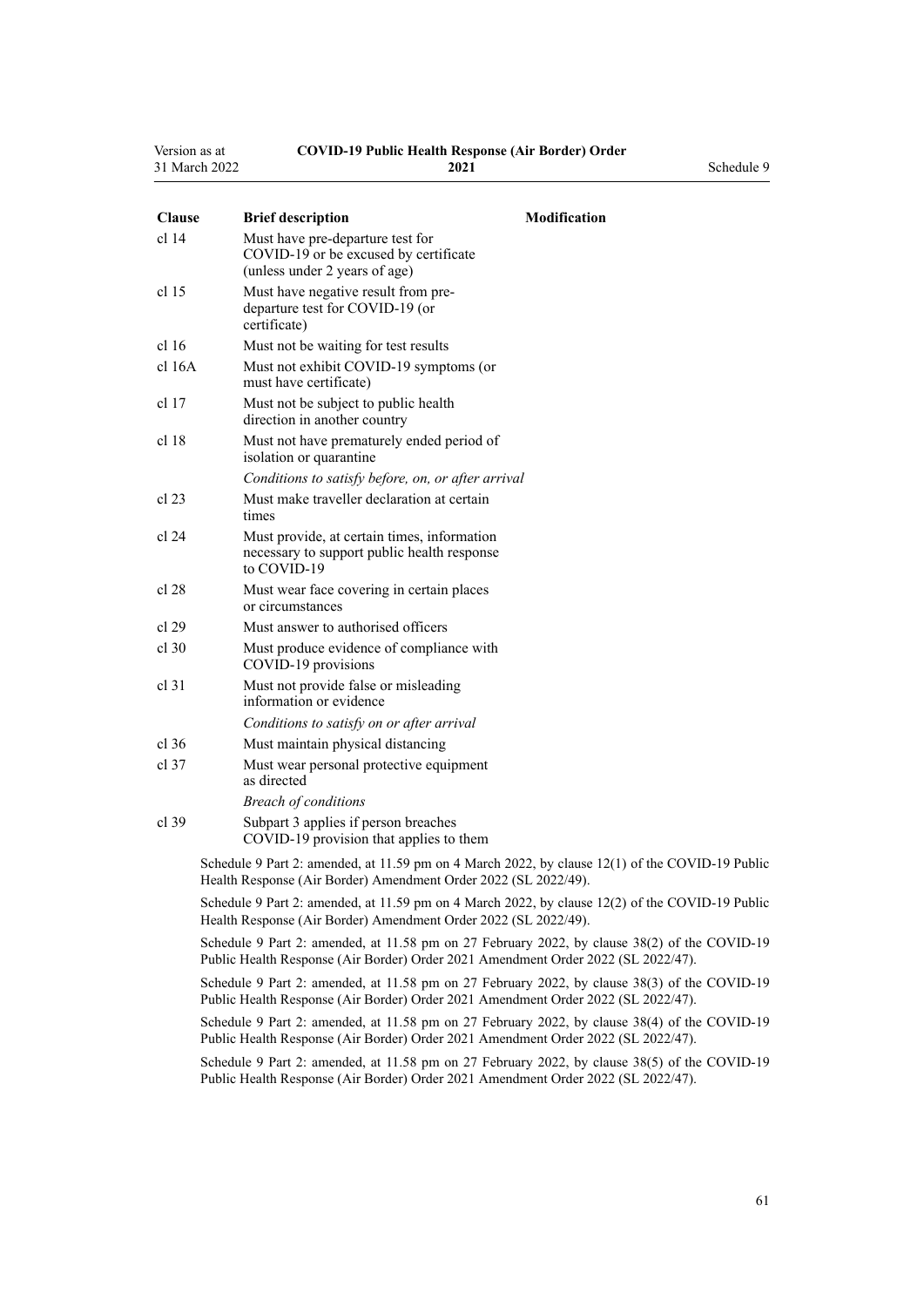| Clause | Brief description | Modification |
|---|---|---|
| cl 14 | Must have pre-departure test for COVID-19 or be excused by certificate (unless under 2 years of age) | |
| cl 15 | Must have negative result from pre-departure test for COVID-19 (or certificate) | |
| cl 16 | Must not be waiting for test results | |
| cl 16A | Must not exhibit COVID-19 symptoms (or must have certificate) | |
| cl 17 | Must not be subject to public health direction in another country | |
| cl 18 | Must not have prematurely ended period of isolation or quarantine | |
| | *Conditions to satisfy before, on, or after arrival* | |
| cl 23 | Must make traveller declaration at certain times | |
| cl 24 | Must provide, at certain times, information necessary to support public health response to COVID-19 | |
| cl 28 | Must wear face covering in certain places or circumstances | |
| cl 29 | Must answer to authorised officers | |
| cl 30 | Must produce evidence of compliance with COVID-19 provisions | |
| cl 31 | Must not provide false or misleading information or evidence | |
| | *Conditions to satisfy on or after arrival* | |
| cl 36 | Must maintain physical distancing | |
| cl 37 | Must wear personal protective equipment as directed | |
| | *Breach of conditions* | |
| cl 39 | Subpart 3 applies if person breaches COVID-19 provision that applies to them | |

Schedule 9 Part 2: amended, at 11.59 pm on 4 March 2022, by clause 12(1) of the COVID-19 Public Health Response (Air Border) Amendment Order 2022 (SL 2022/49).

Schedule 9 Part 2: amended, at 11.59 pm on 4 March 2022, by clause 12(2) of the COVID-19 Public Health Response (Air Border) Amendment Order 2022 (SL 2022/49).

Schedule 9 Part 2: amended, at 11.58 pm on 27 February 2022, by clause 38(2) of the COVID-19 Public Health Response (Air Border) Order 2021 Amendment Order 2022 (SL 2022/47).

Schedule 9 Part 2: amended, at 11.58 pm on 27 February 2022, by clause 38(3) of the COVID-19 Public Health Response (Air Border) Order 2021 Amendment Order 2022 (SL 2022/47).

Schedule 9 Part 2: amended, at 11.58 pm on 27 February 2022, by clause 38(4) of the COVID-19 Public Health Response (Air Border) Order 2021 Amendment Order 2022 (SL 2022/47).

Schedule 9 Part 2: amended, at 11.58 pm on 27 February 2022, by clause 38(5) of the COVID-19 Public Health Response (Air Border) Order 2021 Amendment Order 2022 (SL 2022/47).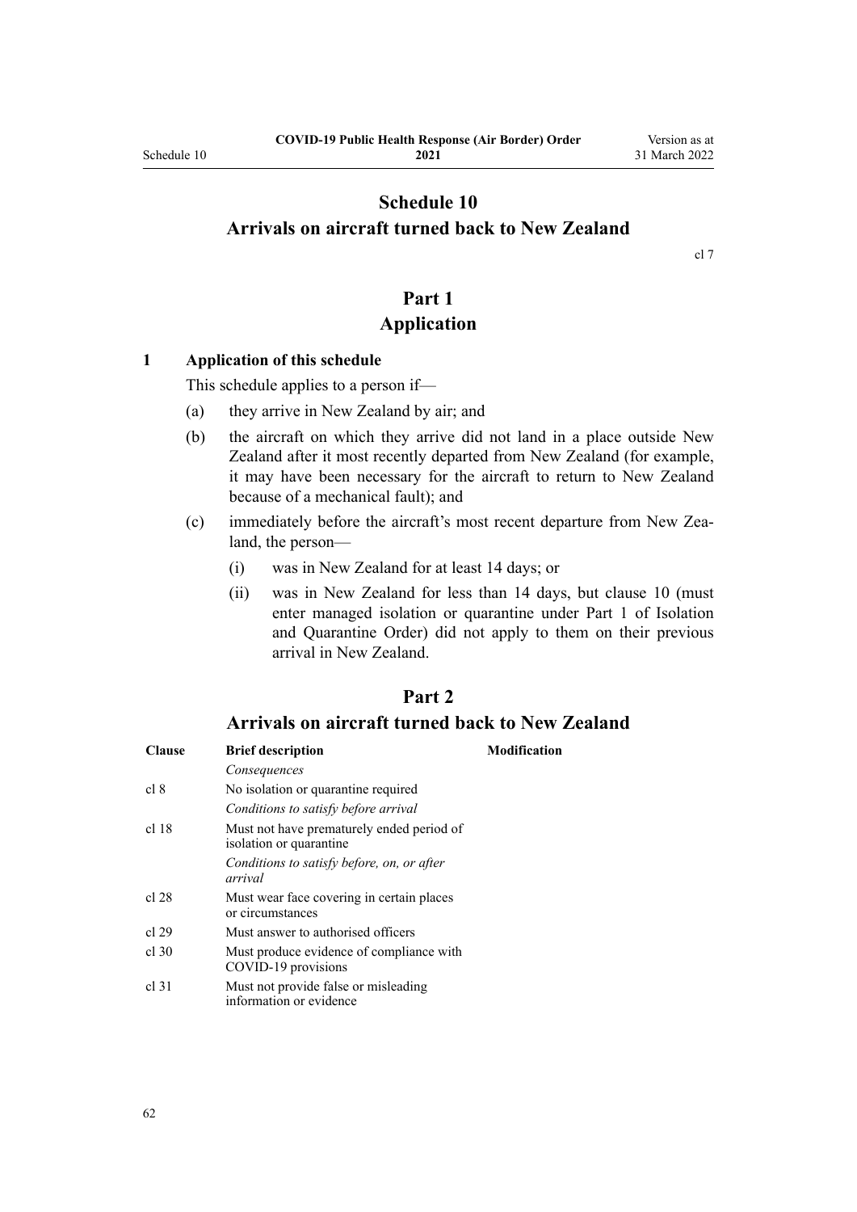# Schedule 10
# Arrivals on aircraft turned back to New Zealand

cl 7

## Part 1
## Application

### 1 Application of this schedule

This schedule applies to a person if—

(a) they arrive in New Zealand by air; and

(b) the aircraft on which they arrive did not land in a place outside New Zealand after it most recently departed from New Zealand (for example, it may have been necessary for the aircraft to return to New Zealand because of a mechanical fault); and

(c) immediately before the aircraft's most recent departure from New Zealand, the person—

   (i) was in New Zealand for at least 14 days; or

   (ii) was in New Zealand for less than 14 days, but clause 10 (must enter managed isolation or quarantine under Part 1 of Isolation and Quarantine Order) did not apply to them on their previous arrival in New Zealand.

## Part 2
## Arrivals on aircraft turned back to New Zealand

| Clause | Brief description | Modification |
|---|---|---|
| | *Consequences* | |
| cl 8 | No isolation or quarantine required | |
| | *Conditions to satisfy before arrival* | |
| cl 18 | Must not have prematurely ended period of isolation or quarantine | |
| | *Conditions to satisfy before, on, or after arrival* | |
| cl 28 | Must wear face covering in certain places or circumstances | |
| cl 29 | Must answer to authorised officers | |
| cl 30 | Must produce evidence of compliance with COVID-19 provisions | |
| cl 31 | Must not provide false or misleading information or evidence | |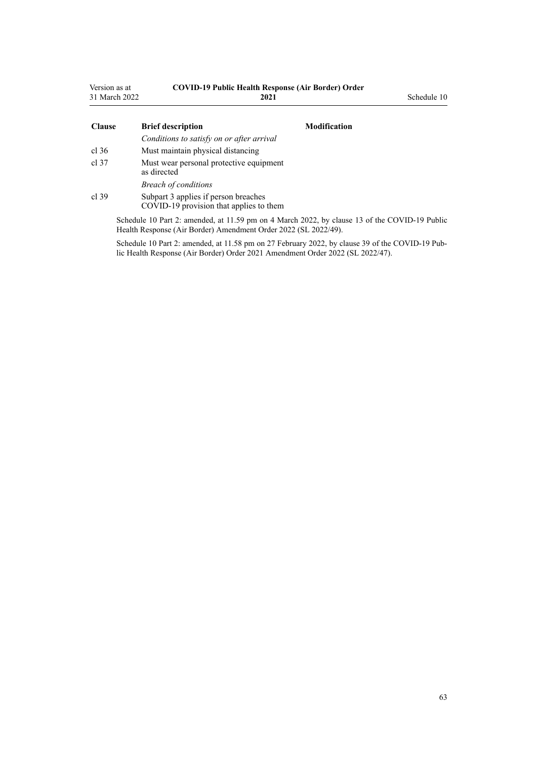| Clause | Brief description | Modification |
|---|---|---|
| | *Conditions to satisfy on or after arrival* | |
| cl 36 | Must maintain physical distancing | |
| cl 37 | Must wear personal protective equipment as directed | |
| | *Breach of conditions* | |
| cl 39 | Subpart 3 applies if person breaches COVID-19 provision that applies to them | |

Schedule 10 Part 2: amended, at 11.59 pm on 4 March 2022, by clause 13 of the COVID-19 Public Health Response (Air Border) Amendment Order 2022 (SL 2022/49).

Schedule 10 Part 2: amended, at 11.58 pm on 27 February 2022, by clause 39 of the COVID-19 Public Health Response (Air Border) Order 2021 Amendment Order 2022 (SL 2022/47).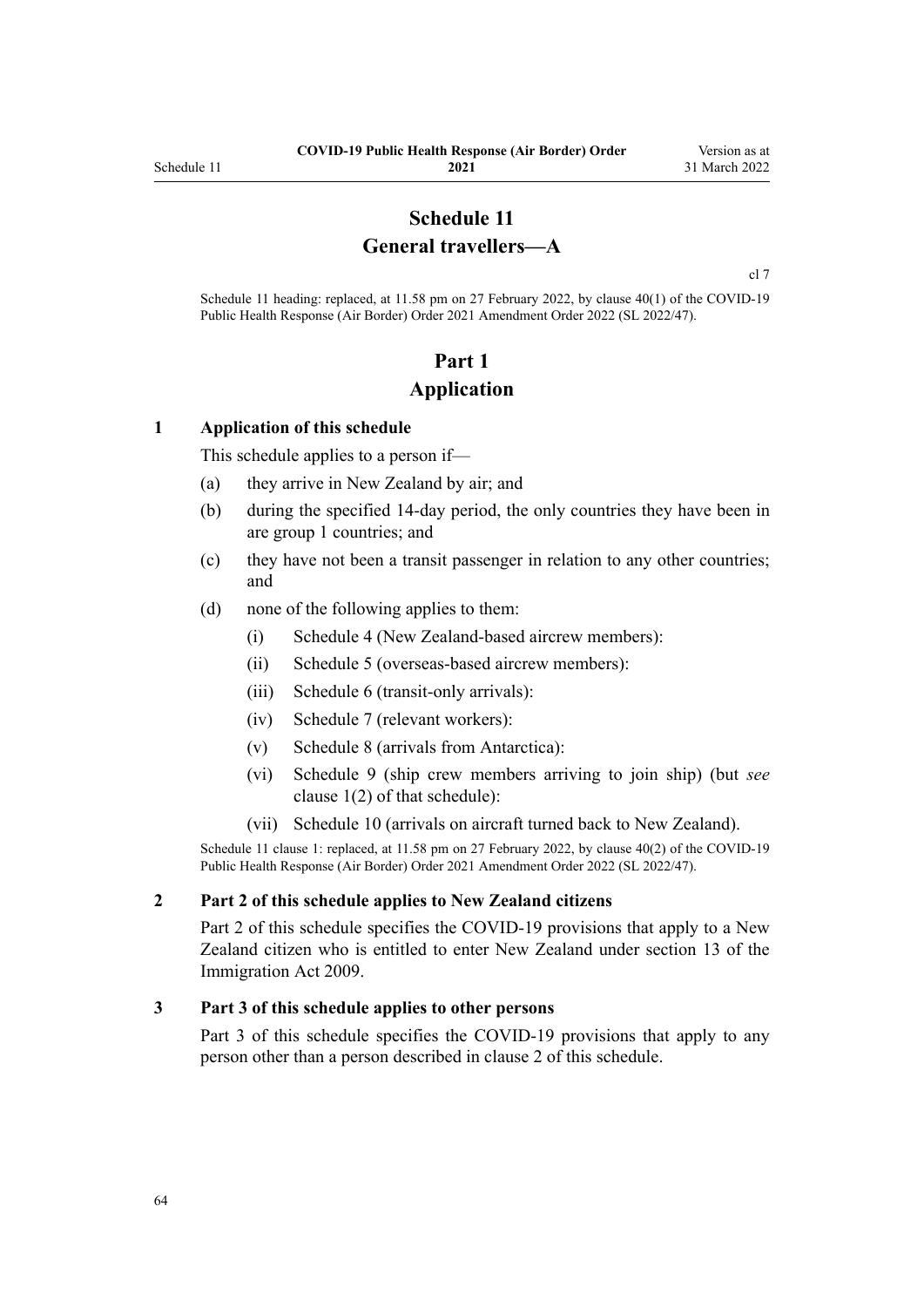# Schedule 11

# General travellers—A

cl 7

Schedule 11 heading: replaced, at 11.58 pm on 27 February 2022, by clause 40(1) of the COVID-19 Public Health Response (Air Border) Order 2021 Amendment Order 2022 (SL 2022/47).

## Part 1

## Application

### 1 Application of this schedule

This schedule applies to a person if—

(a) they arrive in New Zealand by air; and

(b) during the specified 14-day period, the only countries they have been in are group 1 countries; and

(c) they have not been a transit passenger in relation to any other countries; and

(d) none of the following applies to them:

(i) Schedule 4 (New Zealand-based aircrew members):

(ii) Schedule 5 (overseas-based aircrew members):

(iii) Schedule 6 (transit-only arrivals):

(iv) Schedule 7 (relevant workers):

(v) Schedule 8 (arrivals from Antarctica):

(vi) Schedule 9 (ship crew members arriving to join ship) (but *see* clause 1(2) of that schedule):

(vii) Schedule 10 (arrivals on aircraft turned back to New Zealand).

Schedule 11 clause 1: replaced, at 11.58 pm on 27 February 2022, by clause 40(2) of the COVID-19 Public Health Response (Air Border) Order 2021 Amendment Order 2022 (SL 2022/47).

### 2 Part 2 of this schedule applies to New Zealand citizens

Part 2 of this schedule specifies the COVID-19 provisions that apply to a New Zealand citizen who is entitled to enter New Zealand under section 13 of the Immigration Act 2009.

### 3 Part 3 of this schedule applies to other persons

Part 3 of this schedule specifies the COVID-19 provisions that apply to any person other than a person described in clause 2 of this schedule.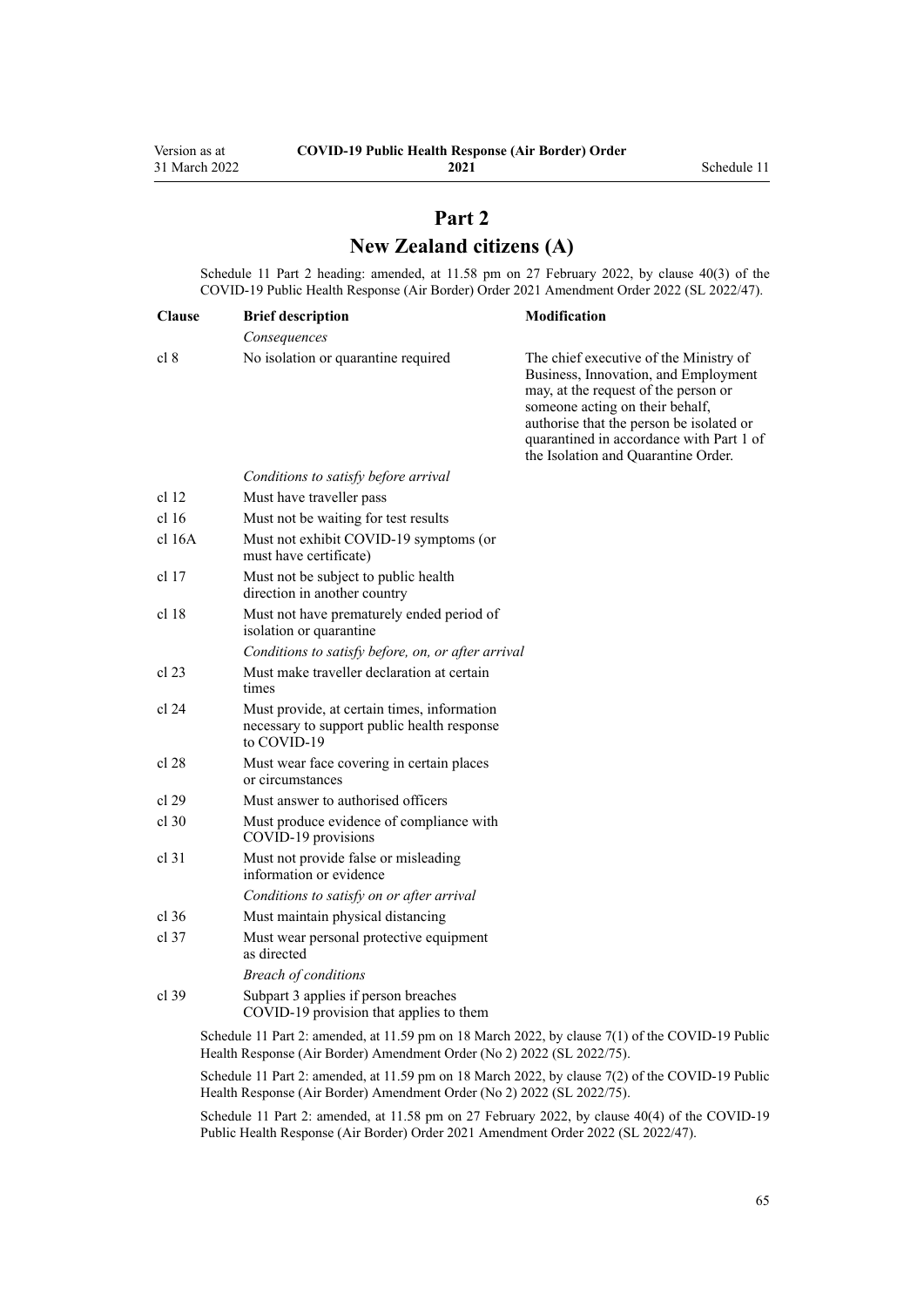# Part 2

# New Zealand citizens (A)

Schedule 11 Part 2 heading: amended, at 11.58 pm on 27 February 2022, by clause 40(3) of the COVID-19 Public Health Response (Air Border) Order 2021 Amendment Order 2022 (SL 2022/47).

| Clause | Brief description | Modification |
|---|---|---|
| | *Consequences* | |
| cl 8 | No isolation or quarantine required | The chief executive of the Ministry of Business, Innovation, and Employment may, at the request of the person or someone acting on their behalf, authorise that the person be isolated or quarantined in accordance with Part 1 of the Isolation and Quarantine Order. |
| | *Conditions to satisfy before arrival* | |
| cl 12 | Must have traveller pass | |
| cl 16 | Must not be waiting for test results | |
| cl 16A | Must not exhibit COVID-19 symptoms (or must have certificate) | |
| cl 17 | Must not be subject to public health direction in another country | |
| cl 18 | Must not have prematurely ended period of isolation or quarantine | |
| | *Conditions to satisfy before, on, or after arrival* | |
| cl 23 | Must make traveller declaration at certain times | |
| cl 24 | Must provide, at certain times, information necessary to support public health response to COVID-19 | |
| cl 28 | Must wear face covering in certain places or circumstances | |
| cl 29 | Must answer to authorised officers | |
| cl 30 | Must produce evidence of compliance with COVID-19 provisions | |
| cl 31 | Must not provide false or misleading information or evidence | |
| | *Conditions to satisfy on or after arrival* | |
| cl 36 | Must maintain physical distancing | |
| cl 37 | Must wear personal protective equipment as directed | |
| | *Breach of conditions* | |
| cl 39 | Subpart 3 applies if person breaches COVID-19 provision that applies to them | |

Schedule 11 Part 2: amended, at 11.59 pm on 18 March 2022, by clause 7(1) of the COVID-19 Public Health Response (Air Border) Amendment Order (No 2) 2022 (SL 2022/75).

Schedule 11 Part 2: amended, at 11.59 pm on 18 March 2022, by clause 7(2) of the COVID-19 Public Health Response (Air Border) Amendment Order (No 2) 2022 (SL 2022/75).

Schedule 11 Part 2: amended, at 11.58 pm on 27 February 2022, by clause 40(4) of the COVID-19 Public Health Response (Air Border) Order 2021 Amendment Order 2022 (SL 2022/47).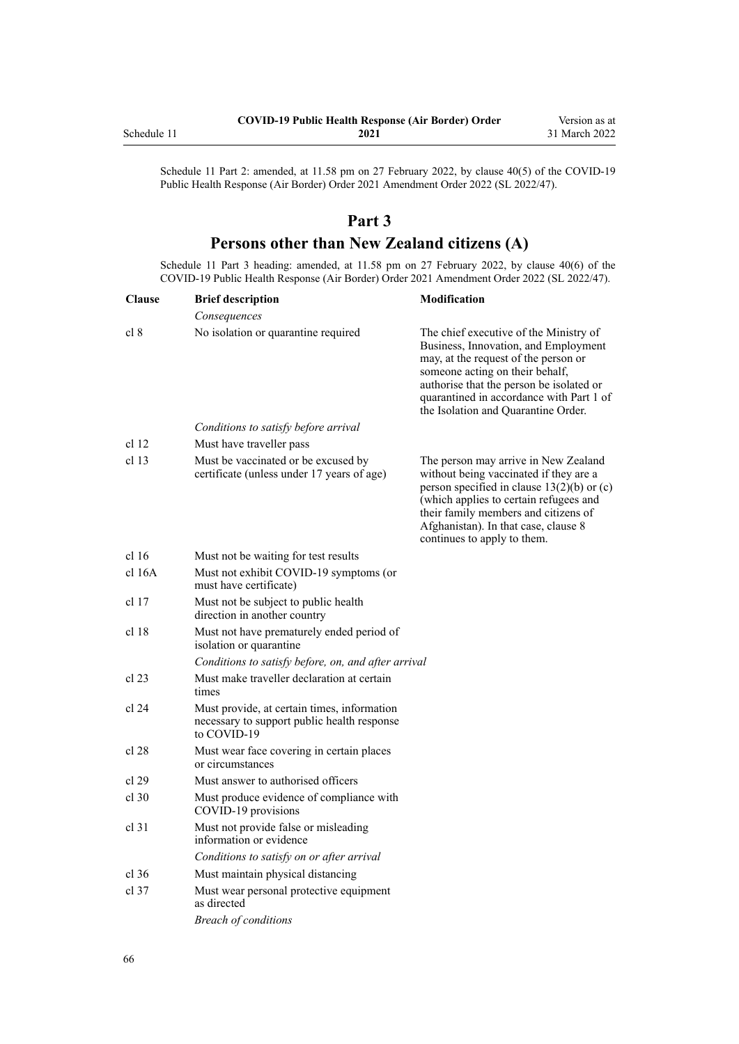Schedule 11 Part 2: amended, at 11.58 pm on 27 February 2022, by clause 40(5) of the COVID-19 Public Health Response (Air Border) Order 2021 Amendment Order 2022 (SL 2022/47).

## Part 3
## Persons other than New Zealand citizens (A)

Schedule 11 Part 3 heading: amended, at 11.58 pm on 27 February 2022, by clause 40(6) of the COVID-19 Public Health Response (Air Border) Order 2021 Amendment Order 2022 (SL 2022/47).

| Clause | Brief description | Modification |
|---|---|---|
| | *Consequences* | |
| cl 8 | No isolation or quarantine required | The chief executive of the Ministry of Business, Innovation, and Employment may, at the request of the person or someone acting on their behalf, authorise that the person be isolated or quarantined in accordance with Part 1 of the Isolation and Quarantine Order. |
| | *Conditions to satisfy before arrival* | |
| cl 12 | Must have traveller pass | |
| cl 13 | Must be vaccinated or be excused by certificate (unless under 17 years of age) | The person may arrive in New Zealand without being vaccinated if they are a person specified in clause 13(2)(b) or (c) (which applies to certain refugees and their family members and citizens of Afghanistan). In that case, clause 8 continues to apply to them. |
| cl 16 | Must not be waiting for test results | |
| cl 16A | Must not exhibit COVID-19 symptoms (or must have certificate) | |
| cl 17 | Must not be subject to public health direction in another country | |
| cl 18 | Must not have prematurely ended period of isolation or quarantine | |
| | *Conditions to satisfy before, on, and after arrival* | |
| cl 23 | Must make traveller declaration at certain times | |
| cl 24 | Must provide, at certain times, information necessary to support public health response to COVID-19 | |
| cl 28 | Must wear face covering in certain places or circumstances | |
| cl 29 | Must answer to authorised officers | |
| cl 30 | Must produce evidence of compliance with COVID-19 provisions | |
| cl 31 | Must not provide false or misleading information or evidence | |
| | *Conditions to satisfy on or after arrival* | |
| cl 36 | Must maintain physical distancing | |
| cl 37 | Must wear personal protective equipment as directed | |
| | *Breach of conditions* | |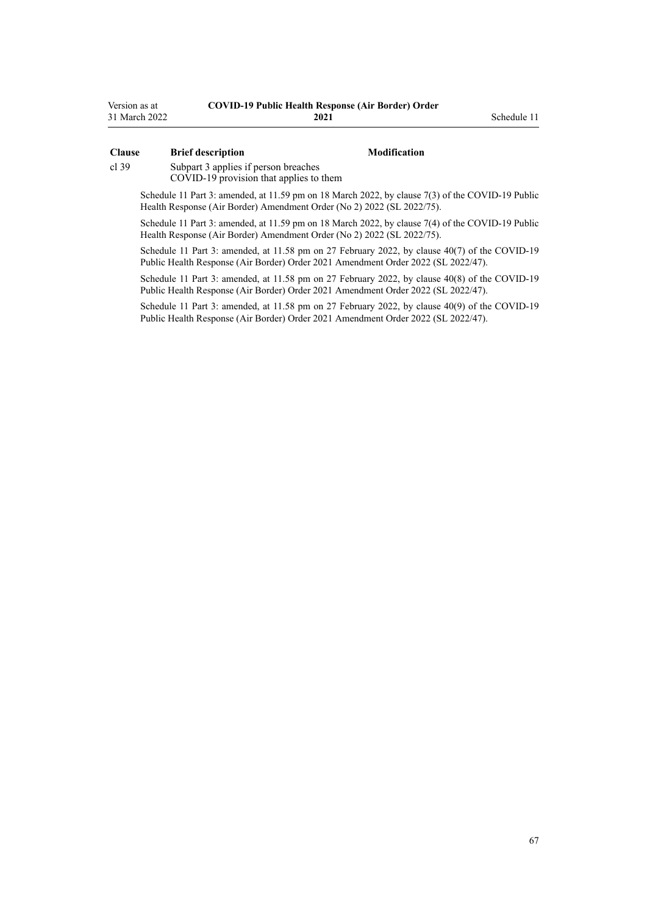| Clause | Brief description | Modification |
|---|---|---|
| cl 39 | Subpart 3 applies if person breaches COVID-19 provision that applies to them | |

Schedule 11 Part 3: amended, at 11.59 pm on 18 March 2022, by clause 7(3) of the COVID-19 Public Health Response (Air Border) Amendment Order (No 2) 2022 (SL 2022/75).

Schedule 11 Part 3: amended, at 11.59 pm on 18 March 2022, by clause 7(4) of the COVID-19 Public Health Response (Air Border) Amendment Order (No 2) 2022 (SL 2022/75).

Schedule 11 Part 3: amended, at 11.58 pm on 27 February 2022, by clause 40(7) of the COVID-19 Public Health Response (Air Border) Order 2021 Amendment Order 2022 (SL 2022/47).

Schedule 11 Part 3: amended, at 11.58 pm on 27 February 2022, by clause 40(8) of the COVID-19 Public Health Response (Air Border) Order 2021 Amendment Order 2022 (SL 2022/47).

Schedule 11 Part 3: amended, at 11.58 pm on 27 February 2022, by clause 40(9) of the COVID-19 Public Health Response (Air Border) Order 2021 Amendment Order 2022 (SL 2022/47).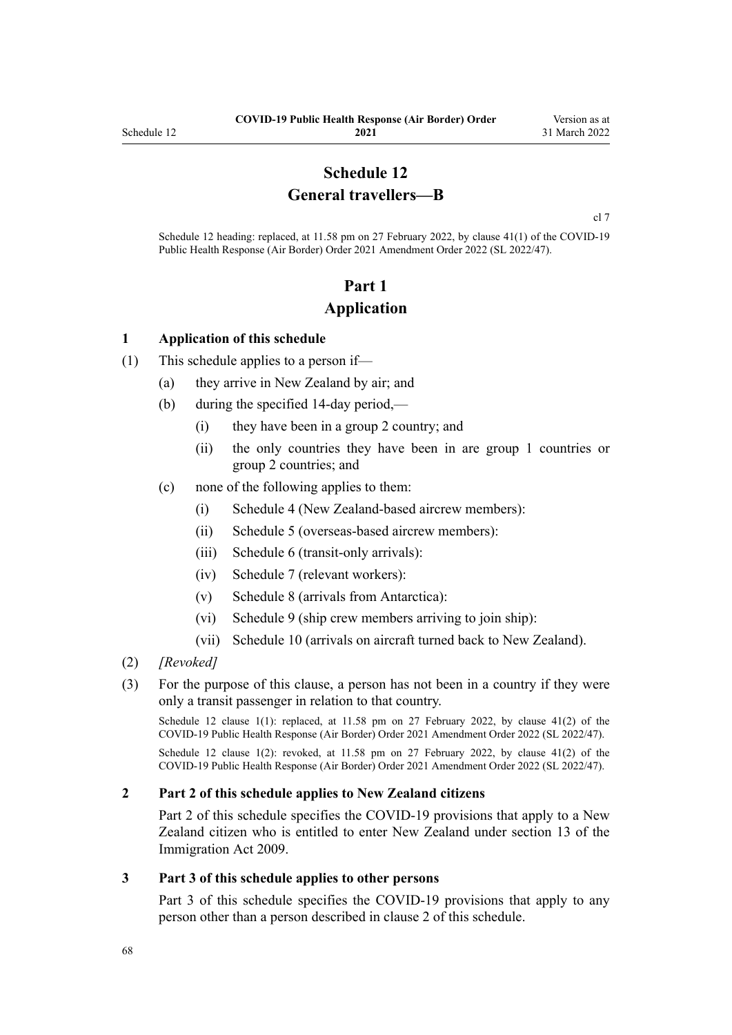# Schedule 12
## General travellers—B

cl 7

Schedule 12 heading: replaced, at 11.58 pm on 27 February 2022, by clause 41(1) of the COVID-19 Public Health Response (Air Border) Order 2021 Amendment Order 2022 (SL 2022/47).

# Part 1
## Application

### 1 Application of this schedule

(1) This schedule applies to a person if—

  (a) they arrive in New Zealand by air; and

  (b) during the specified 14-day period,—

    (i) they have been in a group 2 country; and

    (ii) the only countries they have been in are group 1 countries or group 2 countries; and

  (c) none of the following applies to them:

    (i) Schedule 4 (New Zealand-based aircrew members):

    (ii) Schedule 5 (overseas-based aircrew members):

    (iii) Schedule 6 (transit-only arrivals):

    (iv) Schedule 7 (relevant workers):

    (v) Schedule 8 (arrivals from Antarctica):

    (vi) Schedule 9 (ship crew members arriving to join ship):

    (vii) Schedule 10 (arrivals on aircraft turned back to New Zealand).

(2) *[Revoked]*

(3) For the purpose of this clause, a person has not been in a country if they were only a transit passenger in relation to that country.

Schedule 12 clause 1(1): replaced, at 11.58 pm on 27 February 2022, by clause 41(2) of the COVID-19 Public Health Response (Air Border) Order 2021 Amendment Order 2022 (SL 2022/47).

Schedule 12 clause 1(2): revoked, at 11.58 pm on 27 February 2022, by clause 41(2) of the COVID-19 Public Health Response (Air Border) Order 2021 Amendment Order 2022 (SL 2022/47).

### 2 Part 2 of this schedule applies to New Zealand citizens

Part 2 of this schedule specifies the COVID-19 provisions that apply to a New Zealand citizen who is entitled to enter New Zealand under section 13 of the Immigration Act 2009.

### 3 Part 3 of this schedule applies to other persons

Part 3 of this schedule specifies the COVID-19 provisions that apply to any person other than a person described in clause 2 of this schedule.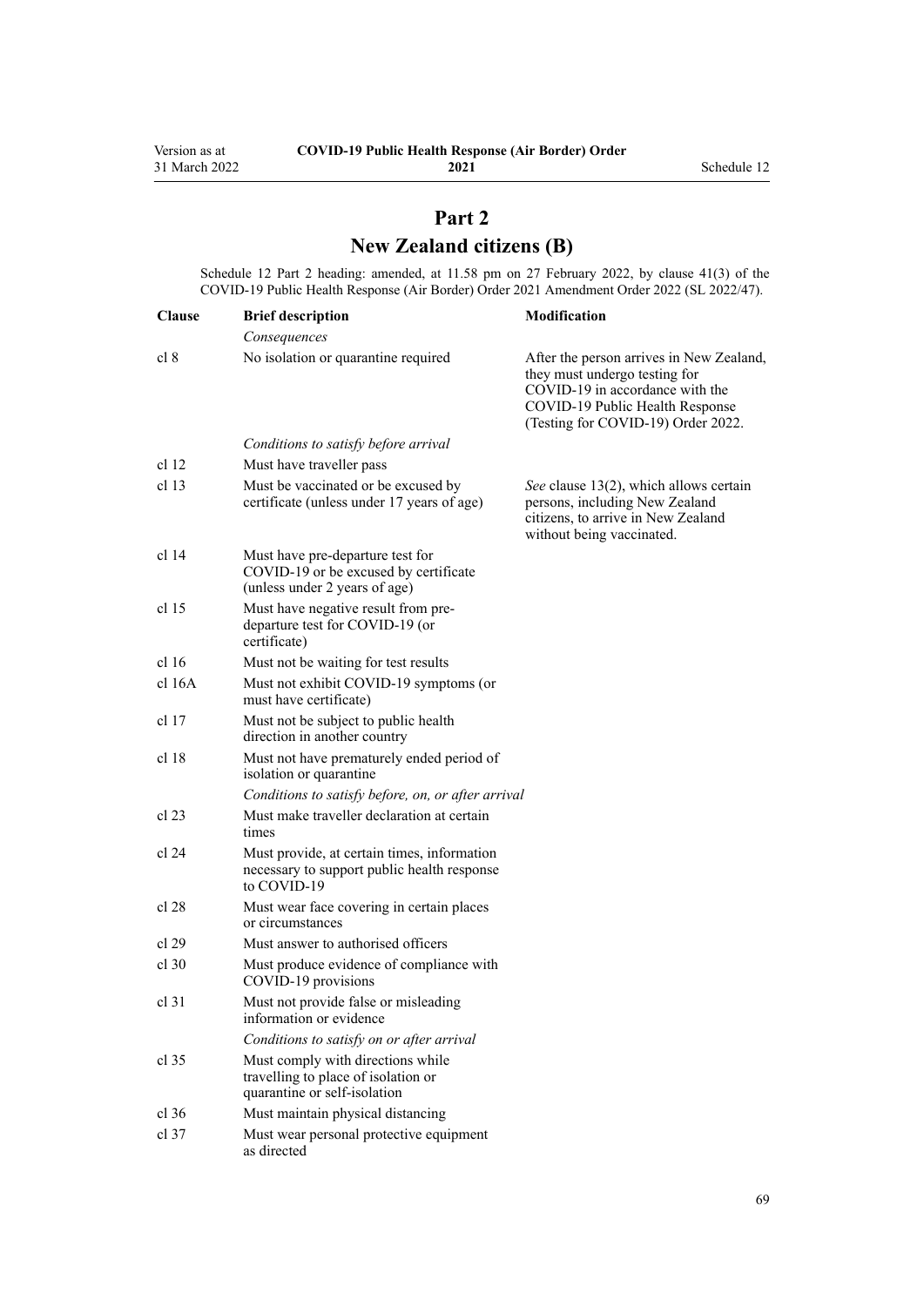# Part 2
# New Zealand citizens (B)

Schedule 12 Part 2 heading: amended, at 11.58 pm on 27 February 2022, by clause 41(3) of the COVID-19 Public Health Response (Air Border) Order 2021 Amendment Order 2022 (SL 2022/47).

| Clause | Brief description | Modification |
|---|---|---|
| | *Consequences* | |
| cl 8 | No isolation or quarantine required | After the person arrives in New Zealand, they must undergo testing for COVID-19 in accordance with the COVID-19 Public Health Response (Testing for COVID-19) Order 2022. |
| | *Conditions to satisfy before arrival* | |
| cl 12 | Must have traveller pass | |
| cl 13 | Must be vaccinated or be excused by certificate (unless under 17 years of age) | *See* clause 13(2), which allows certain persons, including New Zealand citizens, to arrive in New Zealand without being vaccinated. |
| cl 14 | Must have pre-departure test for COVID-19 or be excused by certificate (unless under 2 years of age) | |
| cl 15 | Must have negative result from pre-departure test for COVID-19 (or certificate) | |
| cl 16 | Must not be waiting for test results | |
| cl 16A | Must not exhibit COVID-19 symptoms (or must have certificate) | |
| cl 17 | Must not be subject to public health direction in another country | |
| cl 18 | Must not have prematurely ended period of isolation or quarantine | |
| | *Conditions to satisfy before, on, or after arrival* | |
| cl 23 | Must make traveller declaration at certain times | |
| cl 24 | Must provide, at certain times, information necessary to support public health response to COVID-19 | |
| cl 28 | Must wear face covering in certain places or circumstances | |
| cl 29 | Must answer to authorised officers | |
| cl 30 | Must produce evidence of compliance with COVID-19 provisions | |
| cl 31 | Must not provide false or misleading information or evidence | |
| | *Conditions to satisfy on or after arrival* | |
| cl 35 | Must comply with directions while travelling to place of isolation or quarantine or self-isolation | |
| cl 36 | Must maintain physical distancing | |
| cl 37 | Must wear personal protective equipment as directed | |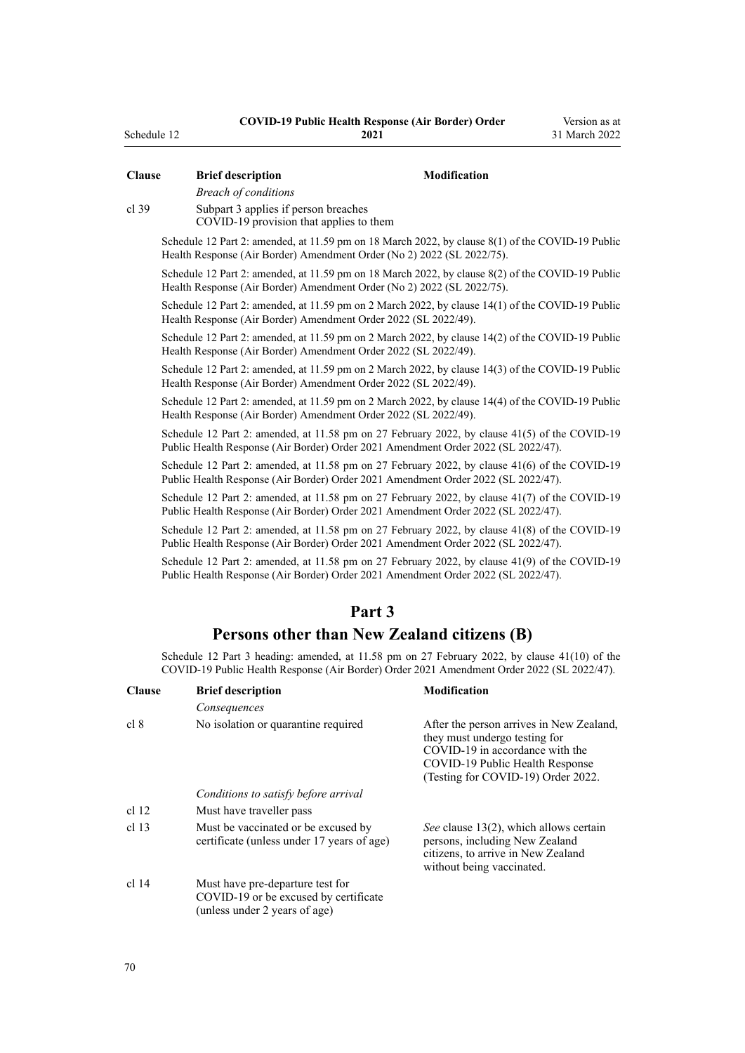| Clause | Brief description | Modification |
|---|---|---|
| | *Breach of conditions* | |
| cl 39 | Subpart 3 applies if person breaches COVID-19 provision that applies to them | |

Schedule 12 Part 2: amended, at 11.59 pm on 18 March 2022, by clause 8(1) of the COVID-19 Public Health Response (Air Border) Amendment Order (No 2) 2022 (SL 2022/75).

Schedule 12 Part 2: amended, at 11.59 pm on 18 March 2022, by clause 8(2) of the COVID-19 Public Health Response (Air Border) Amendment Order (No 2) 2022 (SL 2022/75).

Schedule 12 Part 2: amended, at 11.59 pm on 2 March 2022, by clause 14(1) of the COVID-19 Public Health Response (Air Border) Amendment Order 2022 (SL 2022/49).

Schedule 12 Part 2: amended, at 11.59 pm on 2 March 2022, by clause 14(2) of the COVID-19 Public Health Response (Air Border) Amendment Order 2022 (SL 2022/49).

Schedule 12 Part 2: amended, at 11.59 pm on 2 March 2022, by clause 14(3) of the COVID-19 Public Health Response (Air Border) Amendment Order 2022 (SL 2022/49).

Schedule 12 Part 2: amended, at 11.59 pm on 2 March 2022, by clause 14(4) of the COVID-19 Public Health Response (Air Border) Amendment Order 2022 (SL 2022/49).

Schedule 12 Part 2: amended, at 11.58 pm on 27 February 2022, by clause 41(5) of the COVID-19 Public Health Response (Air Border) Order 2021 Amendment Order 2022 (SL 2022/47).

Schedule 12 Part 2: amended, at 11.58 pm on 27 February 2022, by clause 41(6) of the COVID-19 Public Health Response (Air Border) Order 2021 Amendment Order 2022 (SL 2022/47).

Schedule 12 Part 2: amended, at 11.58 pm on 27 February 2022, by clause 41(7) of the COVID-19 Public Health Response (Air Border) Order 2021 Amendment Order 2022 (SL 2022/47).

Schedule 12 Part 2: amended, at 11.58 pm on 27 February 2022, by clause 41(8) of the COVID-19 Public Health Response (Air Border) Order 2021 Amendment Order 2022 (SL 2022/47).

Schedule 12 Part 2: amended, at 11.58 pm on 27 February 2022, by clause 41(9) of the COVID-19 Public Health Response (Air Border) Order 2021 Amendment Order 2022 (SL 2022/47).

## Part 3
## Persons other than New Zealand citizens (B)

Schedule 12 Part 3 heading: amended, at 11.58 pm on 27 February 2022, by clause 41(10) of the COVID-19 Public Health Response (Air Border) Order 2021 Amendment Order 2022 (SL 2022/47).

| Clause | Brief description | Modification |
|---|---|---|
| | *Consequences* | |
| cl 8 | No isolation or quarantine required | After the person arrives in New Zealand, they must undergo testing for COVID-19 in accordance with the COVID-19 Public Health Response (Testing for COVID-19) Order 2022. |
| | *Conditions to satisfy before arrival* | |
| cl 12 | Must have traveller pass | |
| cl 13 | Must be vaccinated or be excused by certificate (unless under 17 years of age) | *See* clause 13(2), which allows certain persons, including New Zealand citizens, to arrive in New Zealand without being vaccinated. |
| cl 14 | Must have pre-departure test for COVID-19 or be excused by certificate (unless under 2 years of age) | |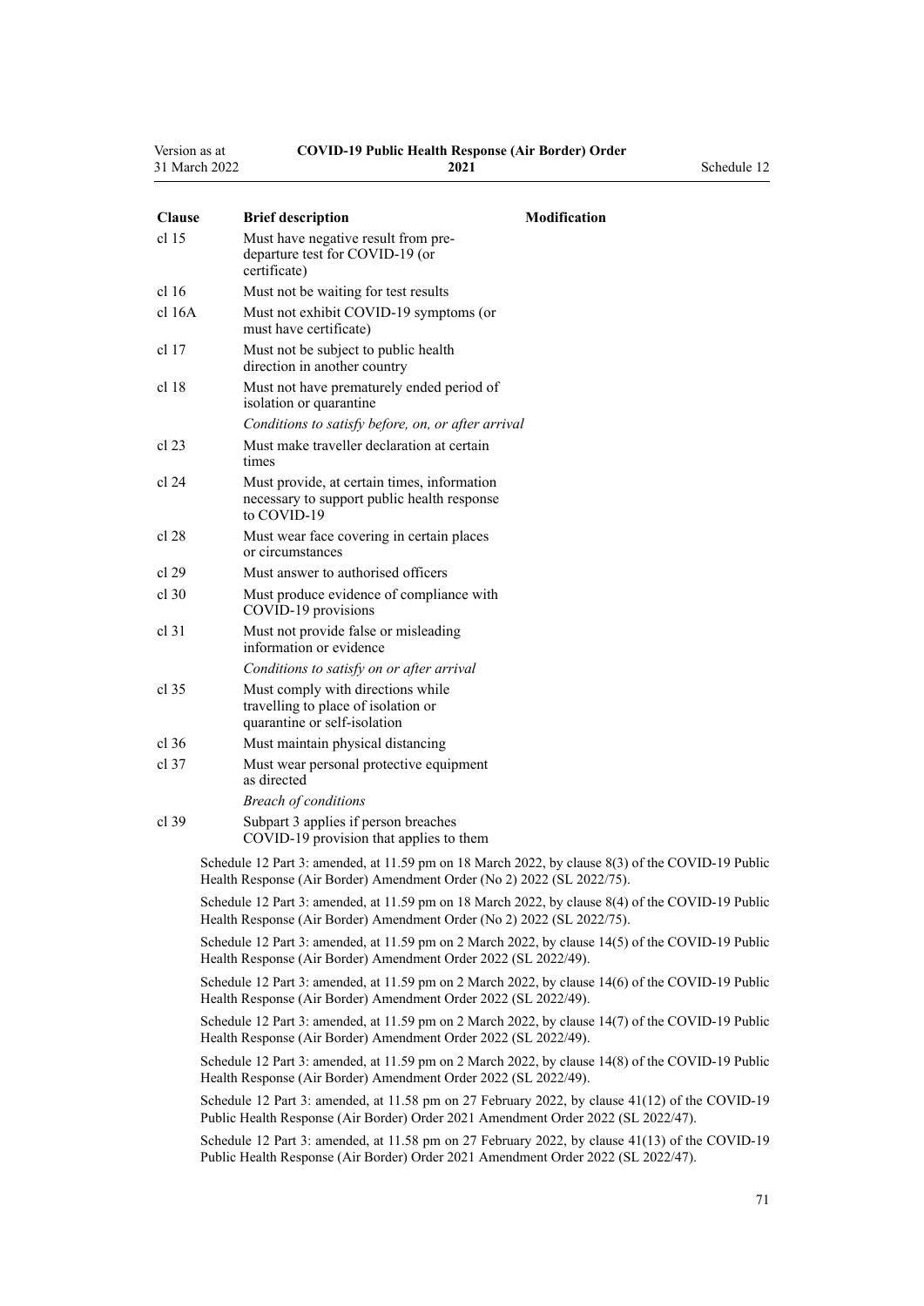| Clause | Brief description | Modification |
|---|---|---|
| cl 15 | Must have negative result from pre-departure test for COVID-19 (or certificate) | |
| cl 16 | Must not be waiting for test results | |
| cl 16A | Must not exhibit COVID-19 symptoms (or must have certificate) | |
| cl 17 | Must not be subject to public health direction in another country | |
| cl 18 | Must not have prematurely ended period of isolation or quarantine | |
| | *Conditions to satisfy before, on, or after arrival* | |
| cl 23 | Must make traveller declaration at certain times | |
| cl 24 | Must provide, at certain times, information necessary to support public health response to COVID-19 | |
| cl 28 | Must wear face covering in certain places or circumstances | |
| cl 29 | Must answer to authorised officers | |
| cl 30 | Must produce evidence of compliance with COVID-19 provisions | |
| cl 31 | Must not provide false or misleading information or evidence | |
| | *Conditions to satisfy on or after arrival* | |
| cl 35 | Must comply with directions while travelling to place of isolation or quarantine or self-isolation | |
| cl 36 | Must maintain physical distancing | |
| cl 37 | Must wear personal protective equipment as directed | |
| | *Breach of conditions* | |
| cl 39 | Subpart 3 applies if person breaches COVID-19 provision that applies to them | |

Schedule 12 Part 3: amended, at 11.59 pm on 18 March 2022, by clause 8(3) of the COVID-19 Public Health Response (Air Border) Amendment Order (No 2) 2022 (SL 2022/75).

Schedule 12 Part 3: amended, at 11.59 pm on 18 March 2022, by clause 8(4) of the COVID-19 Public Health Response (Air Border) Amendment Order (No 2) 2022 (SL 2022/75).

Schedule 12 Part 3: amended, at 11.59 pm on 2 March 2022, by clause 14(5) of the COVID-19 Public Health Response (Air Border) Amendment Order 2022 (SL 2022/49).

Schedule 12 Part 3: amended, at 11.59 pm on 2 March 2022, by clause 14(6) of the COVID-19 Public Health Response (Air Border) Amendment Order 2022 (SL 2022/49).

Schedule 12 Part 3: amended, at 11.59 pm on 2 March 2022, by clause 14(7) of the COVID-19 Public Health Response (Air Border) Amendment Order 2022 (SL 2022/49).

Schedule 12 Part 3: amended, at 11.59 pm on 2 March 2022, by clause 14(8) of the COVID-19 Public Health Response (Air Border) Amendment Order 2022 (SL 2022/49).

Schedule 12 Part 3: amended, at 11.58 pm on 27 February 2022, by clause 41(12) of the COVID-19 Public Health Response (Air Border) Order 2021 Amendment Order 2022 (SL 2022/47).

Schedule 12 Part 3: amended, at 11.58 pm on 27 February 2022, by clause 41(13) of the COVID-19 Public Health Response (Air Border) Order 2021 Amendment Order 2022 (SL 2022/47).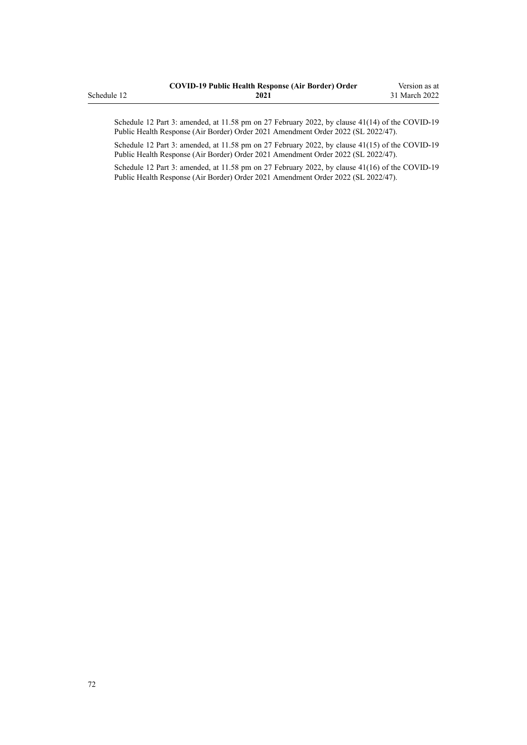Schedule 12 Part 3: amended, at 11.58 pm on 27 February 2022, by clause 41(14) of the COVID-19 Public Health Response (Air Border) Order 2021 Amendment Order 2022 (SL 2022/47).

Schedule 12 Part 3: amended, at 11.58 pm on 27 February 2022, by clause 41(15) of the COVID-19 Public Health Response (Air Border) Order 2021 Amendment Order 2022 (SL 2022/47).

Schedule 12 Part 3: amended, at 11.58 pm on 27 February 2022, by clause 41(16) of the COVID-19 Public Health Response (Air Border) Order 2021 Amendment Order 2022 (SL 2022/47).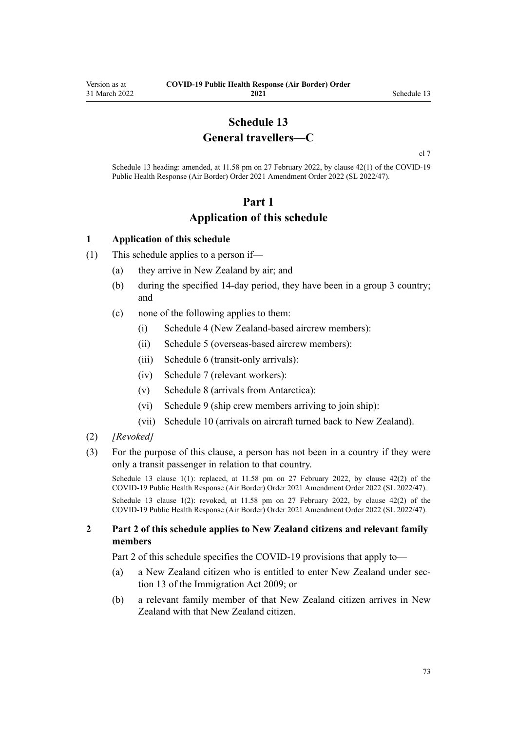# Schedule 13
# General travellers—C

cl 7

Schedule 13 heading: amended, at 11.58 pm on 27 February 2022, by clause 42(1) of the COVID-19 Public Health Response (Air Border) Order 2021 Amendment Order 2022 (SL 2022/47).

## Part 1
## Application of this schedule

### 1 Application of this schedule

(1) This schedule applies to a person if—

- (a) they arrive in New Zealand by air; and
- (b) during the specified 14-day period, they have been in a group 3 country; and
- (c) none of the following applies to them:
  - (i) Schedule 4 (New Zealand-based aircrew members):
  - (ii) Schedule 5 (overseas-based aircrew members):
  - (iii) Schedule 6 (transit-only arrivals):
  - (iv) Schedule 7 (relevant workers):
  - (v) Schedule 8 (arrivals from Antarctica):
  - (vi) Schedule 9 (ship crew members arriving to join ship):
  - (vii) Schedule 10 (arrivals on aircraft turned back to New Zealand).

(2) *[Revoked]*

(3) For the purpose of this clause, a person has not been in a country if they were only a transit passenger in relation to that country.

Schedule 13 clause 1(1): replaced, at 11.58 pm on 27 February 2022, by clause 42(2) of the COVID-19 Public Health Response (Air Border) Order 2021 Amendment Order 2022 (SL 2022/47).

Schedule 13 clause 1(2): revoked, at 11.58 pm on 27 February 2022, by clause 42(2) of the COVID-19 Public Health Response (Air Border) Order 2021 Amendment Order 2022 (SL 2022/47).

### 2 Part 2 of this schedule applies to New Zealand citizens and relevant family members

Part 2 of this schedule specifies the COVID-19 provisions that apply to—

- (a) a New Zealand citizen who is entitled to enter New Zealand under section 13 of the Immigration Act 2009; or
- (b) a relevant family member of that New Zealand citizen arrives in New Zealand with that New Zealand citizen.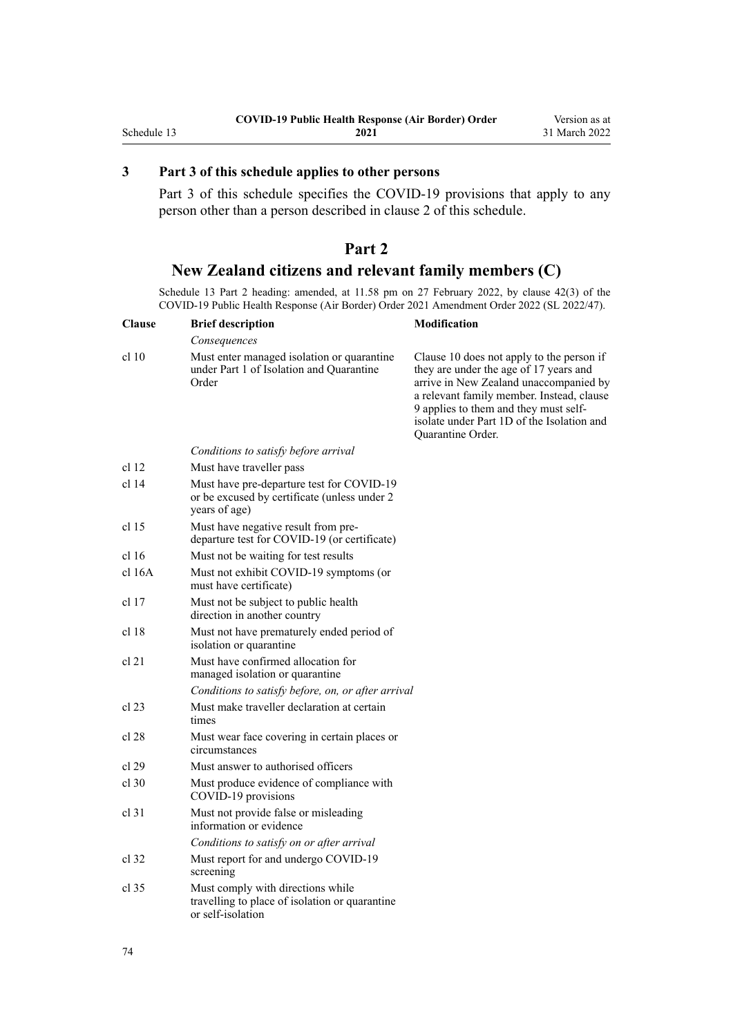## 3 Part 3 of this schedule applies to other persons

Part 3 of this schedule specifies the COVID-19 provisions that apply to any person other than a person described in clause 2 of this schedule.

# Part 2
# New Zealand citizens and relevant family members (C)

Schedule 13 Part 2 heading: amended, at 11.58 pm on 27 February 2022, by clause 42(3) of the COVID-19 Public Health Response (Air Border) Order 2021 Amendment Order 2022 (SL 2022/47).

| Clause | Brief description | Modification |
|---|---|---|
| | *Consequences* | |
| cl 10 | Must enter managed isolation or quarantine under Part 1 of Isolation and Quarantine Order | Clause 10 does not apply to the person if they are under the age of 17 years and arrive in New Zealand unaccompanied by a relevant family member. Instead, clause 9 applies to them and they must self-isolate under Part 1D of the Isolation and Quarantine Order. |
| | *Conditions to satisfy before arrival* | |
| cl 12 | Must have traveller pass | |
| cl 14 | Must have pre-departure test for COVID-19 or be excused by certificate (unless under 2 years of age) | |
| cl 15 | Must have negative result from pre-departure test for COVID-19 (or certificate) | |
| cl 16 | Must not be waiting for test results | |
| cl 16A | Must not exhibit COVID-19 symptoms (or must have certificate) | |
| cl 17 | Must not be subject to public health direction in another country | |
| cl 18 | Must not have prematurely ended period of isolation or quarantine | |
| cl 21 | Must have confirmed allocation for managed isolation or quarantine | |
| | *Conditions to satisfy before, on, or after arrival* | |
| cl 23 | Must make traveller declaration at certain times | |
| cl 28 | Must wear face covering in certain places or circumstances | |
| cl 29 | Must answer to authorised officers | |
| cl 30 | Must produce evidence of compliance with COVID-19 provisions | |
| cl 31 | Must not provide false or misleading information or evidence | |
| | *Conditions to satisfy on or after arrival* | |
| cl 32 | Must report for and undergo COVID-19 screening | |
| cl 35 | Must comply with directions while travelling to place of isolation or quarantine or self-isolation | |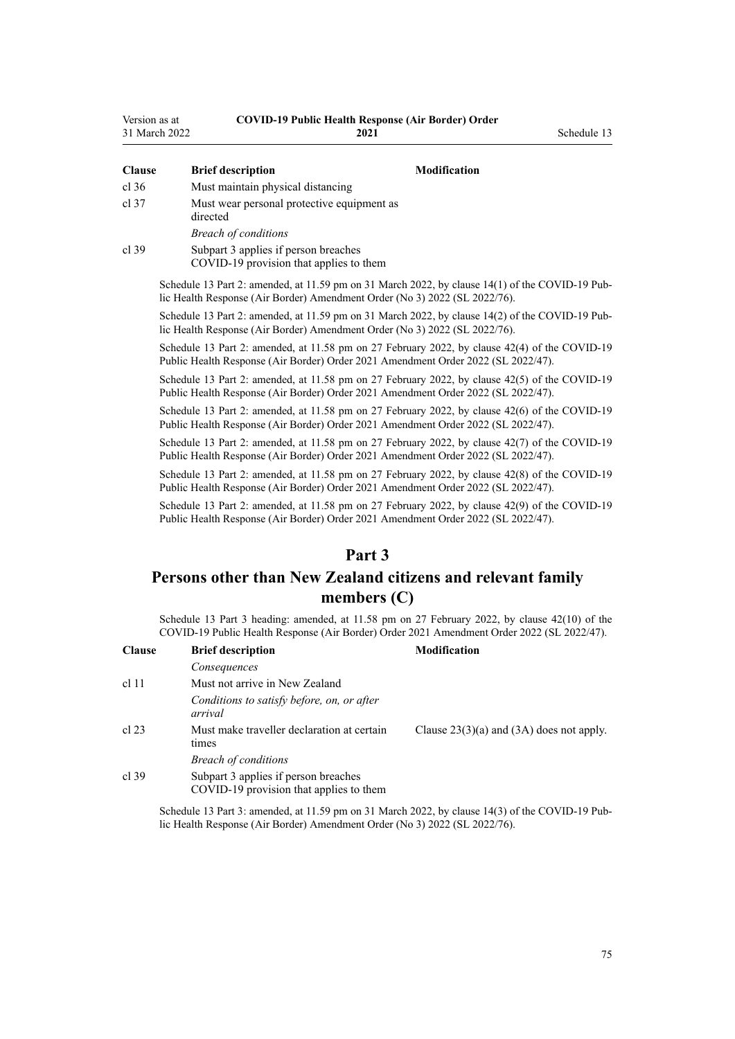| Clause | Brief description | Modification |
|---|---|---|
| cl 36 | Must maintain physical distancing | |
| cl 37 | Must wear personal protective equipment as directed | |
| | *Breach of conditions* | |
| cl 39 | Subpart 3 applies if person breaches COVID-19 provision that applies to them | |

Schedule 13 Part 2: amended, at 11.59 pm on 31 March 2022, by clause 14(1) of the COVID-19 Public Health Response (Air Border) Amendment Order (No 3) 2022 (SL 2022/76).

Schedule 13 Part 2: amended, at 11.59 pm on 31 March 2022, by clause 14(2) of the COVID-19 Public Health Response (Air Border) Amendment Order (No 3) 2022 (SL 2022/76).

Schedule 13 Part 2: amended, at 11.58 pm on 27 February 2022, by clause 42(4) of the COVID-19 Public Health Response (Air Border) Order 2021 Amendment Order 2022 (SL 2022/47).

Schedule 13 Part 2: amended, at 11.58 pm on 27 February 2022, by clause 42(5) of the COVID-19 Public Health Response (Air Border) Order 2021 Amendment Order 2022 (SL 2022/47).

Schedule 13 Part 2: amended, at 11.58 pm on 27 February 2022, by clause 42(6) of the COVID-19 Public Health Response (Air Border) Order 2021 Amendment Order 2022 (SL 2022/47).

Schedule 13 Part 2: amended, at 11.58 pm on 27 February 2022, by clause 42(7) of the COVID-19 Public Health Response (Air Border) Order 2021 Amendment Order 2022 (SL 2022/47).

Schedule 13 Part 2: amended, at 11.58 pm on 27 February 2022, by clause 42(8) of the COVID-19 Public Health Response (Air Border) Order 2021 Amendment Order 2022 (SL 2022/47).

Schedule 13 Part 2: amended, at 11.58 pm on 27 February 2022, by clause 42(9) of the COVID-19 Public Health Response (Air Border) Order 2021 Amendment Order 2022 (SL 2022/47).

## Part 3
## Persons other than New Zealand citizens and relevant family members (C)

Schedule 13 Part 3 heading: amended, at 11.58 pm on 27 February 2022, by clause 42(10) of the COVID-19 Public Health Response (Air Border) Order 2021 Amendment Order 2022 (SL 2022/47).

| Clause | Brief description | Modification |
|---|---|---|
| | *Consequences* | |
| cl 11 | Must not arrive in New Zealand | |
| | *Conditions to satisfy before, on, or after arrival* | |
| cl 23 | Must make traveller declaration at certain times | Clause 23(3)(a) and (3A) does not apply. |
| | *Breach of conditions* | |
| cl 39 | Subpart 3 applies if person breaches COVID-19 provision that applies to them | |

Schedule 13 Part 3: amended, at 11.59 pm on 31 March 2022, by clause 14(3) of the COVID-19 Public Health Response (Air Border) Amendment Order (No 3) 2022 (SL 2022/76).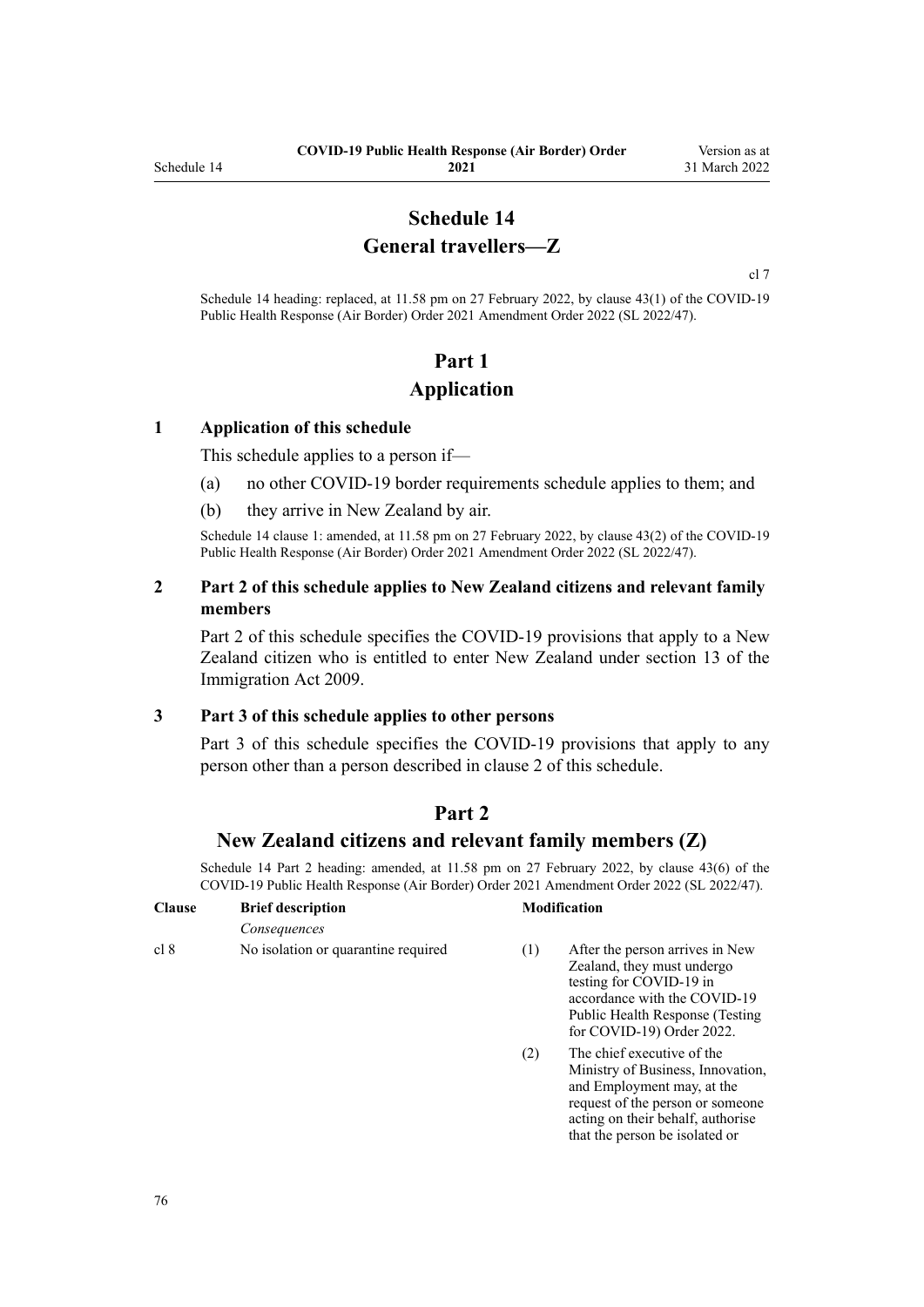# Schedule 14
## General travellers—Z

cl 7

Schedule 14 heading: replaced, at 11.58 pm on 27 February 2022, by clause 43(1) of the COVID-19 Public Health Response (Air Border) Order 2021 Amendment Order 2022 (SL 2022/47).

# Part 1
## Application

### 1 Application of this schedule

This schedule applies to a person if—

(a) no other COVID-19 border requirements schedule applies to them; and

(b) they arrive in New Zealand by air.

Schedule 14 clause 1: amended, at 11.58 pm on 27 February 2022, by clause 43(2) of the COVID-19 Public Health Response (Air Border) Order 2021 Amendment Order 2022 (SL 2022/47).

### 2 Part 2 of this schedule applies to New Zealand citizens and relevant family members

Part 2 of this schedule specifies the COVID-19 provisions that apply to a New Zealand citizen who is entitled to enter New Zealand under section 13 of the Immigration Act 2009.

### 3 Part 3 of this schedule applies to other persons

Part 3 of this schedule specifies the COVID-19 provisions that apply to any person other than a person described in clause 2 of this schedule.

# Part 2
## New Zealand citizens and relevant family members (Z)

Schedule 14 Part 2 heading: amended, at 11.58 pm on 27 February 2022, by clause 43(6) of the COVID-19 Public Health Response (Air Border) Order 2021 Amendment Order 2022 (SL 2022/47).

| Clause | Brief description | Modification | |
|---|---|---|---|
| | *Consequences* | | |
| cl 8 | No isolation or quarantine required | (1) | After the person arrives in New Zealand, they must undergo testing for COVID-19 in accordance with the COVID-19 Public Health Response (Testing for COVID-19) Order 2022. |
| | | (2) | The chief executive of the Ministry of Business, Innovation, and Employment may, at the request of the person or someone acting on their behalf, authorise that the person be isolated or |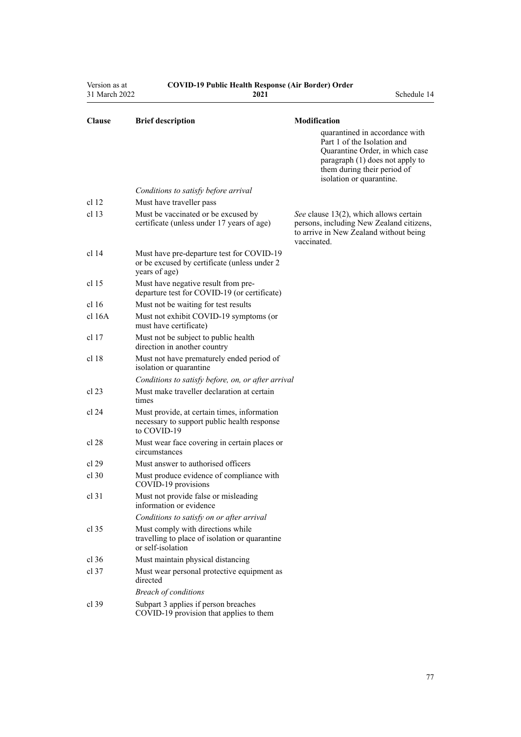| Clause | Brief description | Modification |
|---|---|---|
| | | quarantined in accordance with Part 1 of the Isolation and Quarantine Order, in which case paragraph (1) does not apply to them during their period of isolation or quarantine. |
| | *Conditions to satisfy before arrival* | |
| cl 12 | Must have traveller pass | |
| cl 13 | Must be vaccinated or be excused by certificate (unless under 17 years of age) | *See* clause 13(2), which allows certain persons, including New Zealand citizens, to arrive in New Zealand without being vaccinated. |
| cl 14 | Must have pre-departure test for COVID-19 or be excused by certificate (unless under 2 years of age) | |
| cl 15 | Must have negative result from pre-departure test for COVID-19 (or certificate) | |
| cl 16 | Must not be waiting for test results | |
| cl 16A | Must not exhibit COVID-19 symptoms (or must have certificate) | |
| cl 17 | Must not be subject to public health direction in another country | |
| cl 18 | Must not have prematurely ended period of isolation or quarantine | |
| | *Conditions to satisfy before, on, or after arrival* | |
| cl 23 | Must make traveller declaration at certain times | |
| cl 24 | Must provide, at certain times, information necessary to support public health response to COVID-19 | |
| cl 28 | Must wear face covering in certain places or circumstances | |
| cl 29 | Must answer to authorised officers | |
| cl 30 | Must produce evidence of compliance with COVID-19 provisions | |
| cl 31 | Must not provide false or misleading information or evidence | |
| | *Conditions to satisfy on or after arrival* | |
| cl 35 | Must comply with directions while travelling to place of isolation or quarantine or self-isolation | |
| cl 36 | Must maintain physical distancing | |
| cl 37 | Must wear personal protective equipment as directed | |
| | *Breach of conditions* | |
| cl 39 | Subpart 3 applies if person breaches COVID-19 provision that applies to them | |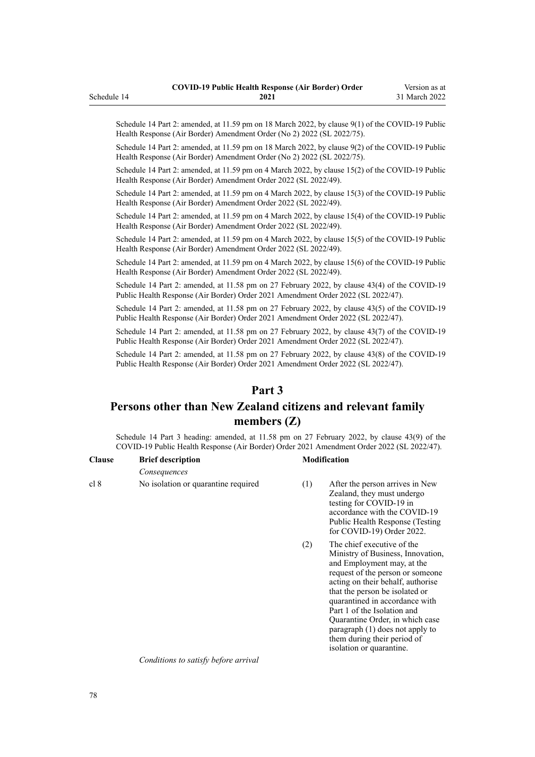Schedule 14 Part 2: amended, at 11.59 pm on 18 March 2022, by clause 9(1) of the COVID-19 Public Health Response (Air Border) Amendment Order (No 2) 2022 (SL 2022/75).

Schedule 14 Part 2: amended, at 11.59 pm on 18 March 2022, by clause 9(2) of the COVID-19 Public Health Response (Air Border) Amendment Order (No 2) 2022 (SL 2022/75).

Schedule 14 Part 2: amended, at 11.59 pm on 4 March 2022, by clause 15(2) of the COVID-19 Public Health Response (Air Border) Amendment Order 2022 (SL 2022/49).

Schedule 14 Part 2: amended, at 11.59 pm on 4 March 2022, by clause 15(3) of the COVID-19 Public Health Response (Air Border) Amendment Order 2022 (SL 2022/49).

Schedule 14 Part 2: amended, at 11.59 pm on 4 March 2022, by clause 15(4) of the COVID-19 Public Health Response (Air Border) Amendment Order 2022 (SL 2022/49).

Schedule 14 Part 2: amended, at 11.59 pm on 4 March 2022, by clause 15(5) of the COVID-19 Public Health Response (Air Border) Amendment Order 2022 (SL 2022/49).

Schedule 14 Part 2: amended, at 11.59 pm on 4 March 2022, by clause 15(6) of the COVID-19 Public Health Response (Air Border) Amendment Order 2022 (SL 2022/49).

Schedule 14 Part 2: amended, at 11.58 pm on 27 February 2022, by clause 43(4) of the COVID-19 Public Health Response (Air Border) Order 2021 Amendment Order 2022 (SL 2022/47).

Schedule 14 Part 2: amended, at 11.58 pm on 27 February 2022, by clause 43(5) of the COVID-19 Public Health Response (Air Border) Order 2021 Amendment Order 2022 (SL 2022/47).

Schedule 14 Part 2: amended, at 11.58 pm on 27 February 2022, by clause 43(7) of the COVID-19 Public Health Response (Air Border) Order 2021 Amendment Order 2022 (SL 2022/47).

Schedule 14 Part 2: amended, at 11.58 pm on 27 February 2022, by clause 43(8) of the COVID-19 Public Health Response (Air Border) Order 2021 Amendment Order 2022 (SL 2022/47).

## Part 3

## Persons other than New Zealand citizens and relevant family members (Z)

Schedule 14 Part 3 heading: amended, at 11.58 pm on 27 February 2022, by clause 43(9) of the COVID-19 Public Health Response (Air Border) Order 2021 Amendment Order 2022 (SL 2022/47).

| Clause | Brief description | Modification | |
|---|---|---|---|
| | *Consequences* | | |
| cl 8 | No isolation or quarantine required | (1) | After the person arrives in New Zealand, they must undergo testing for COVID-19 in accordance with the COVID-19 Public Health Response (Testing for COVID-19) Order 2022. |
| | | (2) | The chief executive of the Ministry of Business, Innovation, and Employment may, at the request of the person or someone acting on their behalf, authorise that the person be isolated or quarantined in accordance with Part 1 of the Isolation and Quarantine Order, in which case paragraph (1) does not apply to them during their period of isolation or quarantine. |
| | *Conditions to satisfy before arrival* | | |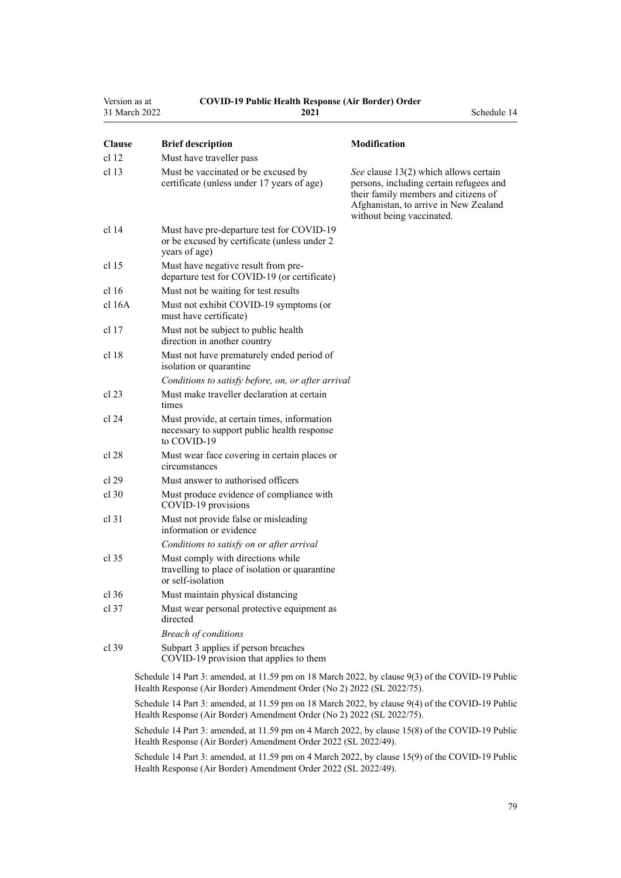| Clause | Brief description | Modification |
|---|---|---|
| cl 12 | Must have traveller pass | |
| cl 13 | Must be vaccinated or be excused by certificate (unless under 17 years of age) | *See* clause 13(2) which allows certain persons, including certain refugees and their family members and citizens of Afghanistan, to arrive in New Zealand without being vaccinated. |
| cl 14 | Must have pre-departure test for COVID-19 or be excused by certificate (unless under 2 years of age) | |
| cl 15 | Must have negative result from pre-departure test for COVID-19 (or certificate) | |
| cl 16 | Must not be waiting for test results | |
| cl 16A | Must not exhibit COVID-19 symptoms (or must have certificate) | |
| cl 17 | Must not be subject to public health direction in another country | |
| cl 18 | Must not have prematurely ended period of isolation or quarantine | |
| | *Conditions to satisfy before, on, or after arrival* | |
| cl 23 | Must make traveller declaration at certain times | |
| cl 24 | Must provide, at certain times, information necessary to support public health response to COVID-19 | |
| cl 28 | Must wear face covering in certain places or circumstances | |
| cl 29 | Must answer to authorised officers | |
| cl 30 | Must produce evidence of compliance with COVID-19 provisions | |
| cl 31 | Must not provide false or misleading information or evidence | |
| | *Conditions to satisfy on or after arrival* | |
| cl 35 | Must comply with directions while travelling to place of isolation or quarantine or self-isolation | |
| cl 36 | Must maintain physical distancing | |
| cl 37 | Must wear personal protective equipment as directed | |
| | *Breach of conditions* | |
| cl 39 | Subpart 3 applies if person breaches COVID-19 provision that applies to them | |

Schedule 14 Part 3: amended, at 11.59 pm on 18 March 2022, by clause 9(3) of the COVID-19 Public Health Response (Air Border) Amendment Order (No 2) 2022 (SL 2022/75).

Schedule 14 Part 3: amended, at 11.59 pm on 18 March 2022, by clause 9(4) of the COVID-19 Public Health Response (Air Border) Amendment Order (No 2) 2022 (SL 2022/75).

Schedule 14 Part 3: amended, at 11.59 pm on 4 March 2022, by clause 15(8) of the COVID-19 Public Health Response (Air Border) Amendment Order 2022 (SL 2022/49).

Schedule 14 Part 3: amended, at 11.59 pm on 4 March 2022, by clause 15(9) of the COVID-19 Public Health Response (Air Border) Amendment Order 2022 (SL 2022/49).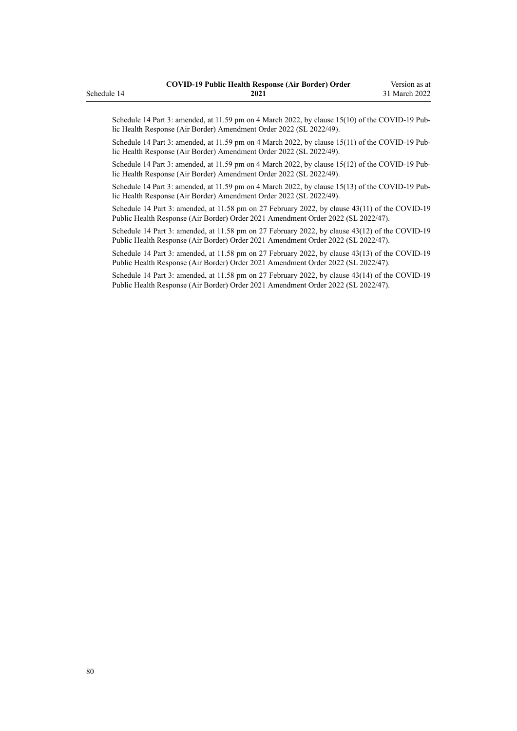Schedule 14 Part 3: amended, at 11.59 pm on 4 March 2022, by clause 15(10) of the COVID-19 Public Health Response (Air Border) Amendment Order 2022 (SL 2022/49).

Schedule 14 Part 3: amended, at 11.59 pm on 4 March 2022, by clause 15(11) of the COVID-19 Public Health Response (Air Border) Amendment Order 2022 (SL 2022/49).

Schedule 14 Part 3: amended, at 11.59 pm on 4 March 2022, by clause 15(12) of the COVID-19 Public Health Response (Air Border) Amendment Order 2022 (SL 2022/49).

Schedule 14 Part 3: amended, at 11.59 pm on 4 March 2022, by clause 15(13) of the COVID-19 Public Health Response (Air Border) Amendment Order 2022 (SL 2022/49).

Schedule 14 Part 3: amended, at 11.58 pm on 27 February 2022, by clause 43(11) of the COVID-19 Public Health Response (Air Border) Order 2021 Amendment Order 2022 (SL 2022/47).

Schedule 14 Part 3: amended, at 11.58 pm on 27 February 2022, by clause 43(12) of the COVID-19 Public Health Response (Air Border) Order 2021 Amendment Order 2022 (SL 2022/47).

Schedule 14 Part 3: amended, at 11.58 pm on 27 February 2022, by clause 43(13) of the COVID-19 Public Health Response (Air Border) Order 2021 Amendment Order 2022 (SL 2022/47).

Schedule 14 Part 3: amended, at 11.58 pm on 27 February 2022, by clause 43(14) of the COVID-19 Public Health Response (Air Border) Order 2021 Amendment Order 2022 (SL 2022/47).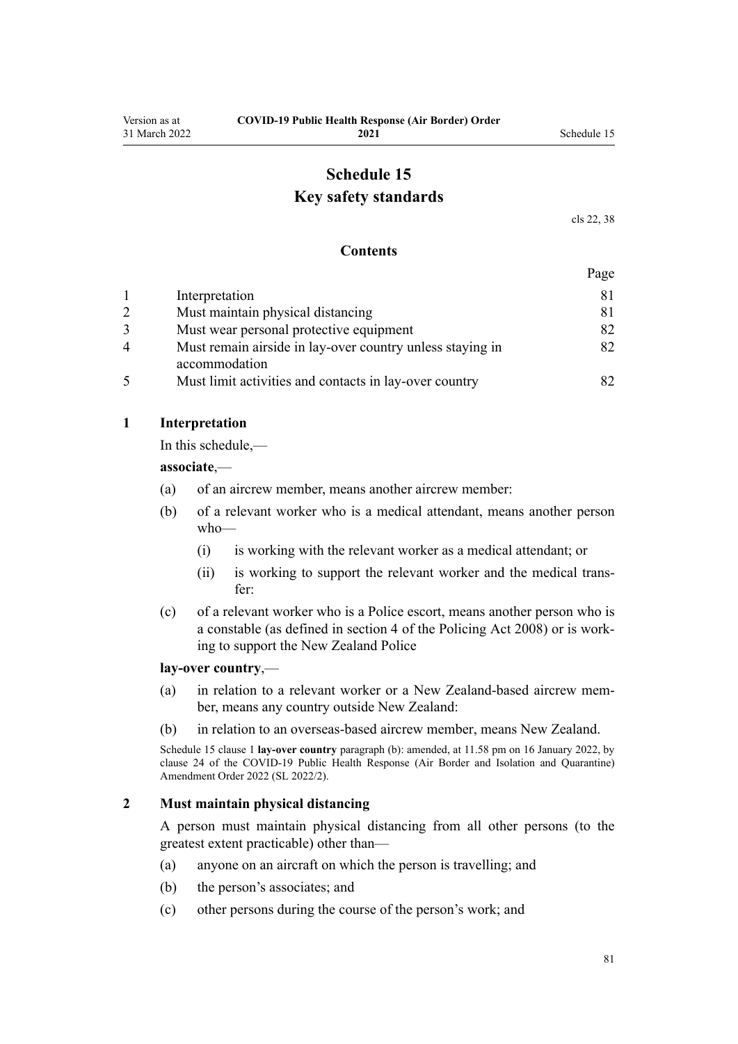# Schedule 15
## Key safety standards

cls 22, 38

**Contents**

| | | Page |
|---|---|---|
| 1 | Interpretation | 81 |
| 2 | Must maintain physical distancing | 81 |
| 3 | Must wear personal protective equipment | 82 |
| 4 | Must remain airside in lay-over country unless staying in accommodation | 82 |
| 5 | Must limit activities and contacts in lay-over country | 82 |

### 1 Interpretation

In this schedule,—

**associate**,—

(a) of an aircrew member, means another aircrew member:

(b) of a relevant worker who is a medical attendant, means another person who—

(i) is working with the relevant worker as a medical attendant; or

(ii) is working to support the relevant worker and the medical transfer:

(c) of a relevant worker who is a Police escort, means another person who is a constable (as defined in section 4 of the Policing Act 2008) or is working to support the New Zealand Police

**lay-over country**,—

(a) in relation to a relevant worker or a New Zealand-based aircrew member, means any country outside New Zealand:

(b) in relation to an overseas-based aircrew member, means New Zealand.

Schedule 15 clause 1 **lay-over country** paragraph (b): amended, at 11.58 pm on 16 January 2022, by clause 24 of the COVID-19 Public Health Response (Air Border and Isolation and Quarantine) Amendment Order 2022 (SL 2022/2).

### 2 Must maintain physical distancing

A person must maintain physical distancing from all other persons (to the greatest extent practicable) other than—

(a) anyone on an aircraft on which the person is travelling; and

(b) the person's associates; and

(c) other persons during the course of the person's work; and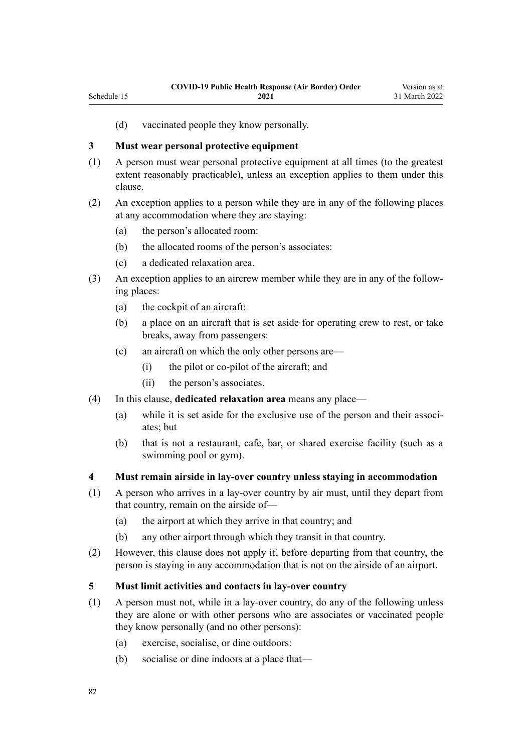(d) vaccinated people they know personally.

### 3 Must wear personal protective equipment

(1) A person must wear personal protective equipment at all times (to the greatest extent reasonably practicable), unless an exception applies to them under this clause.

(2) An exception applies to a person while they are in any of the following places at any accommodation where they are staying:

- (a) the person's allocated room:
- (b) the allocated rooms of the person's associates:
- (c) a dedicated relaxation area.

(3) An exception applies to an aircrew member while they are in any of the following places:

- (a) the cockpit of an aircraft:
- (b) a place on an aircraft that is set aside for operating crew to rest, or take breaks, away from passengers:
- (c) an aircraft on which the only other persons are—
  - (i) the pilot or co-pilot of the aircraft; and
  - (ii) the person's associates.

(4) In this clause, **dedicated relaxation area** means any place—

- (a) while it is set aside for the exclusive use of the person and their associates; but
- (b) that is not a restaurant, cafe, bar, or shared exercise facility (such as a swimming pool or gym).

### 4 Must remain airside in lay-over country unless staying in accommodation

(1) A person who arrives in a lay-over country by air must, until they depart from that country, remain on the airside of—

- (a) the airport at which they arrive in that country; and
- (b) any other airport through which they transit in that country.

(2) However, this clause does not apply if, before departing from that country, the person is staying in any accommodation that is not on the airside of an airport.

### 5 Must limit activities and contacts in lay-over country

(1) A person must not, while in a lay-over country, do any of the following unless they are alone or with other persons who are associates or vaccinated people they know personally (and no other persons):

- (a) exercise, socialise, or dine outdoors:
- (b) socialise or dine indoors at a place that—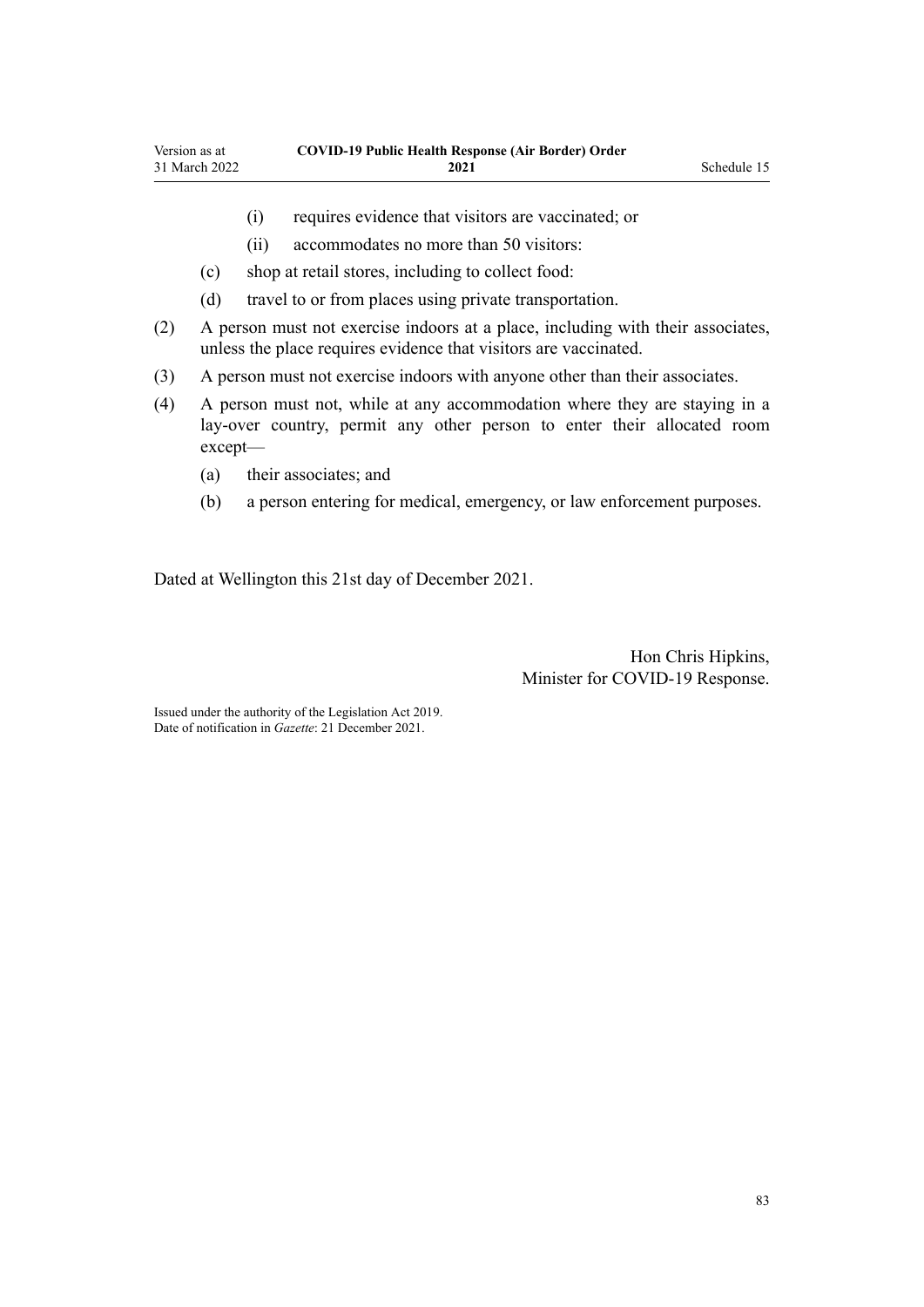(i) requires evidence that visitors are vaccinated; or

(ii) accommodates no more than 50 visitors:

(c) shop at retail stores, including to collect food:

(d) travel to or from places using private transportation.

(2) A person must not exercise indoors at a place, including with their associates, unless the place requires evidence that visitors are vaccinated.

(3) A person must not exercise indoors with anyone other than their associates.

(4) A person must not, while at any accommodation where they are staying in a lay-over country, permit any other person to enter their allocated room except—

(a) their associates; and

(b) a person entering for medical, emergency, or law enforcement purposes.

Dated at Wellington this 21st day of December 2021.

Hon Chris Hipkins,
Minister for COVID-19 Response.

Issued under the authority of the Legislation Act 2019.
Date of notification in *Gazette*: 21 December 2021.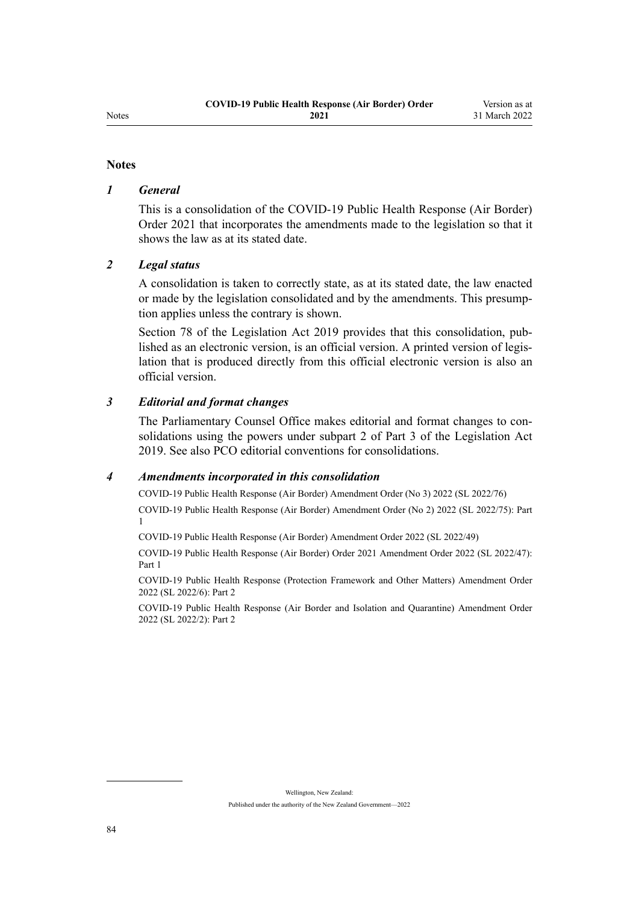## Notes

### *1 General*

This is a consolidation of the COVID-19 Public Health Response (Air Border) Order 2021 that incorporates the amendments made to the legislation so that it shows the law as at its stated date.

### *2 Legal status*

A consolidation is taken to correctly state, as at its stated date, the law enacted or made by the legislation consolidated and by the amendments. This presumption applies unless the contrary is shown.

Section 78 of the Legislation Act 2019 provides that this consolidation, published as an electronic version, is an official version. A printed version of legislation that is produced directly from this official electronic version is also an official version.

### *3 Editorial and format changes*

The Parliamentary Counsel Office makes editorial and format changes to consolidations using the powers under subpart 2 of Part 3 of the Legislation Act 2019. See also PCO editorial conventions for consolidations.

### *4 Amendments incorporated in this consolidation*

COVID-19 Public Health Response (Air Border) Amendment Order (No 3) 2022 (SL 2022/76)

COVID-19 Public Health Response (Air Border) Amendment Order (No 2) 2022 (SL 2022/75): Part 1

COVID-19 Public Health Response (Air Border) Amendment Order 2022 (SL 2022/49)

COVID-19 Public Health Response (Air Border) Order 2021 Amendment Order 2022 (SL 2022/47): Part 1

COVID-19 Public Health Response (Protection Framework and Other Matters) Amendment Order 2022 (SL 2022/6): Part 2

COVID-19 Public Health Response (Air Border and Isolation and Quarantine) Amendment Order 2022 (SL 2022/2): Part 2

Wellington, New Zealand:

Published under the authority of the New Zealand Government—2022